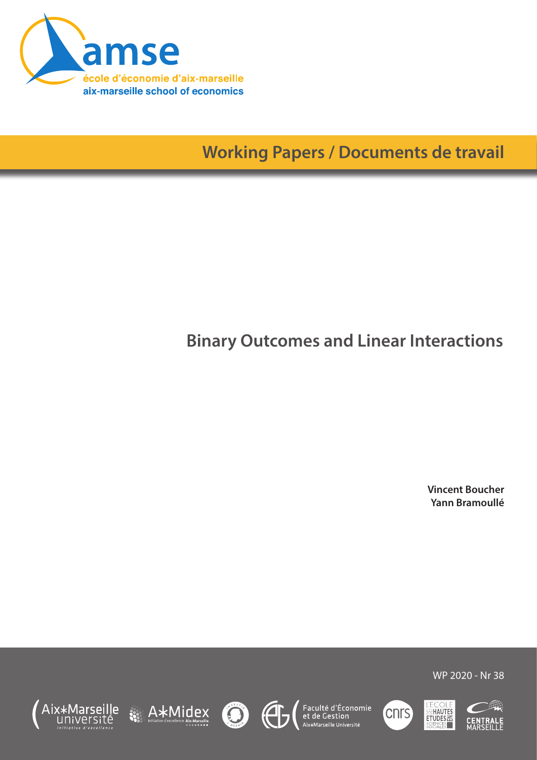amse

école d'économie d'aix-marseille

aix-marseille school of economics

Working Papers / Documents de travail

# Binary Outcomes and Linear Interactions

**Vincent Boucher**
**Yann Bramoullé**

WP 2020 - Nr 38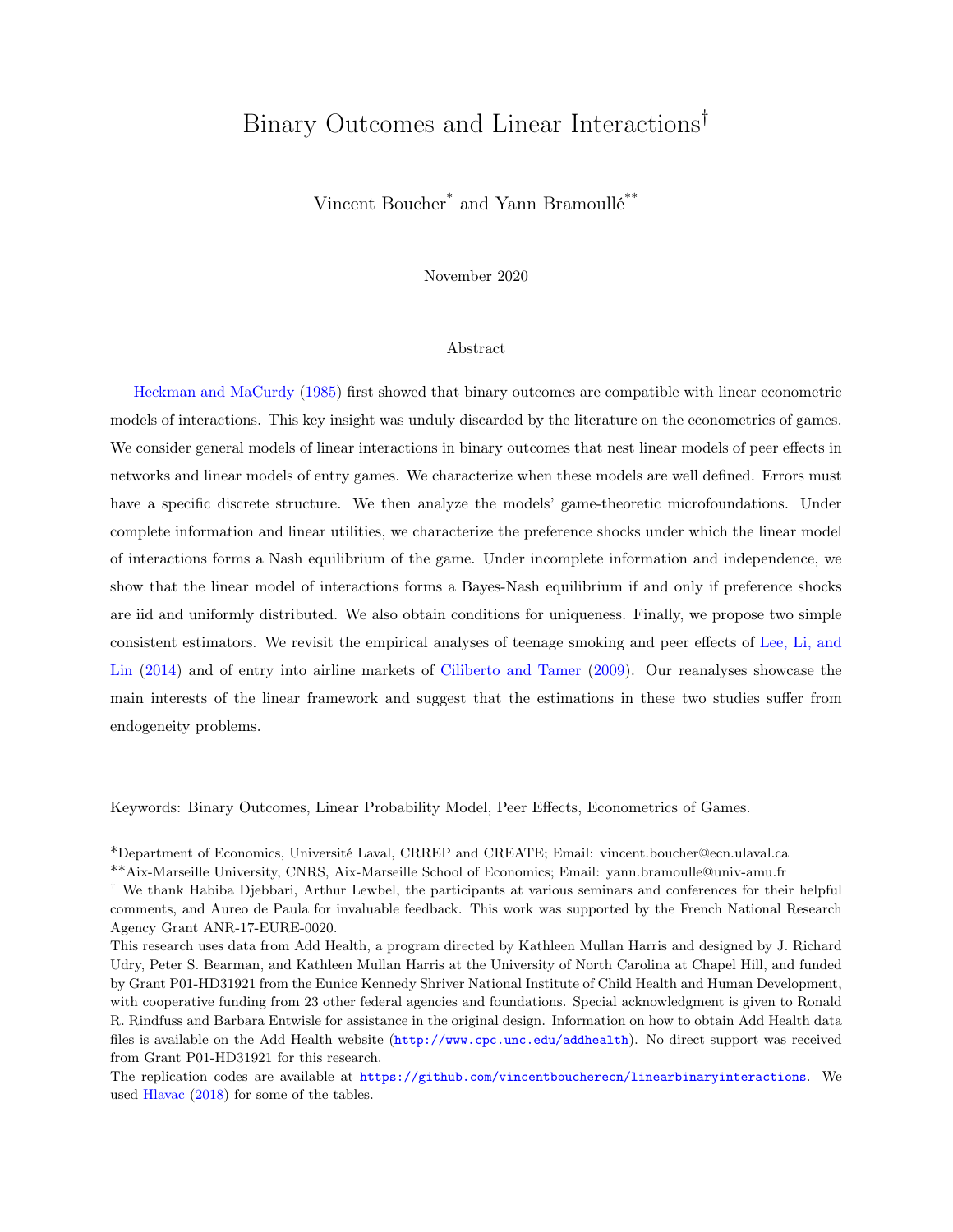# Binary Outcomes and Linear Interactions[†]

Vincent Boucher[*] and Yann Bramoullé[**]

November 2020

## Abstract

Heckman and MaCurdy (1985) first showed that binary outcomes are compatible with linear econometric models of interactions. This key insight was unduly discarded by the literature on the econometrics of games. We consider general models of linear interactions in binary outcomes that nest linear models of peer effects in networks and linear models of entry games. We characterize when these models are well defined. Errors must have a specific discrete structure. We then analyze the models' game-theoretic microfoundations. Under complete information and linear utilities, we characterize the preference shocks under which the linear model of interactions forms a Nash equilibrium of the game. Under incomplete information and independence, we show that the linear model of interactions forms a Bayes-Nash equilibrium if and only if preference shocks are iid and uniformly distributed. We also obtain conditions for uniqueness. Finally, we propose two simple consistent estimators. We revisit the empirical analyses of teenage smoking and peer effects of Lee, Li, and Lin (2014) and of entry into airline markets of Ciliberto and Tamer (2009). Our reanalyses showcase the main interests of the linear framework and suggest that the estimations in these two studies suffer from endogeneity problems.

Keywords: Binary Outcomes, Linear Probability Model, Peer Effects, Econometrics of Games.

[*]Department of Economics, Université Laval, CRREP and CREATE; Email: vincent.boucher@ecn.ulaval.ca

[**]Aix-Marseille University, CNRS, Aix-Marseille School of Economics; Email: yann.bramoulle@univ-amu.fr

[†] We thank Habiba Djebbari, Arthur Lewbel, the participants at various seminars and conferences for their helpful comments, and Aureo de Paula for invaluable feedback. This work was supported by the French National Research Agency Grant ANR-17-EURE-0020.

This research uses data from Add Health, a program directed by Kathleen Mullan Harris and designed by J. Richard Udry, Peter S. Bearman, and Kathleen Mullan Harris at the University of North Carolina at Chapel Hill, and funded by Grant P01-HD31921 from the Eunice Kennedy Shriver National Institute of Child Health and Human Development, with cooperative funding from 23 other federal agencies and foundations. Special acknowledgment is given to Ronald R. Rindfuss and Barbara Entwisle for assistance in the original design. Information on how to obtain Add Health data files is available on the Add Health website (http://www.cpc.unc.edu/addhealth). No direct support was received from Grant P01-HD31921 for this research.

The replication codes are available at https://github.com/vincentboucherecn/linearbinaryinteractions. We used Hlavac (2018) for some of the tables.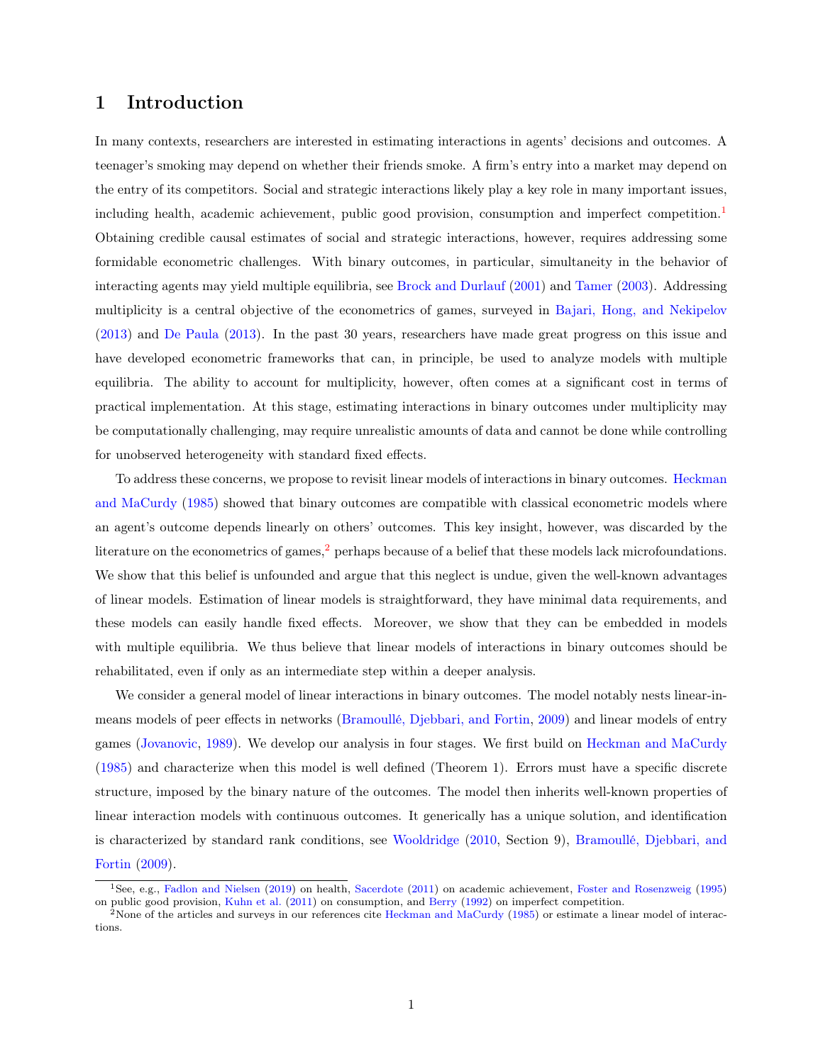# 1 Introduction

In many contexts, researchers are interested in estimating interactions in agents' decisions and outcomes. A teenager's smoking may depend on whether their friends smoke. A firm's entry into a market may depend on the entry of its competitors. Social and strategic interactions likely play a key role in many important issues, including health, academic achievement, public good provision, consumption and imperfect competition.[1] Obtaining credible causal estimates of social and strategic interactions, however, requires addressing some formidable econometric challenges. With binary outcomes, in particular, simultaneity in the behavior of interacting agents may yield multiple equilibria, see Brock and Durlauf (2001) and Tamer (2003). Addressing multiplicity is a central objective of the econometrics of games, surveyed in Bajari, Hong, and Nekipelov (2013) and De Paula (2013). In the past 30 years, researchers have made great progress on this issue and have developed econometric frameworks that can, in principle, be used to analyze models with multiple equilibria. The ability to account for multiplicity, however, often comes at a significant cost in terms of practical implementation. At this stage, estimating interactions in binary outcomes under multiplicity may be computationally challenging, may require unrealistic amounts of data and cannot be done while controlling for unobserved heterogeneity with standard fixed effects.

To address these concerns, we propose to revisit linear models of interactions in binary outcomes. Heckman and MaCurdy (1985) showed that binary outcomes are compatible with classical econometric models where an agent's outcome depends linearly on others' outcomes. This key insight, however, was discarded by the literature on the econometrics of games,[2] perhaps because of a belief that these models lack microfoundations. We show that this belief is unfounded and argue that this neglect is undue, given the well-known advantages of linear models. Estimation of linear models is straightforward, they have minimal data requirements, and these models can easily handle fixed effects. Moreover, we show that they can be embedded in models with multiple equilibria. We thus believe that linear models of interactions in binary outcomes should be rehabilitated, even if only as an intermediate step within a deeper analysis.

We consider a general model of linear interactions in binary outcomes. The model notably nests linear-in-means models of peer effects in networks (Bramoullé, Djebbari, and Fortin, 2009) and linear models of entry games (Jovanovic, 1989). We develop our analysis in four stages. We first build on Heckman and MaCurdy (1985) and characterize when this model is well defined (Theorem 1). Errors must have a specific discrete structure, imposed by the binary nature of the outcomes. The model then inherits well-known properties of linear interaction models with continuous outcomes. It generically has a unique solution, and identification is characterized by standard rank conditions, see Wooldridge (2010, Section 9), Bramoullé, Djebbari, and Fortin (2009).

[1] See, e.g., Fadlon and Nielsen (2019) on health, Sacerdote (2011) on academic achievement, Foster and Rosenzweig (1995) on public good provision, Kuhn et al. (2011) on consumption, and Berry (1992) on imperfect competition.

[2] None of the articles and surveys in our references cite Heckman and MaCurdy (1985) or estimate a linear model of interactions.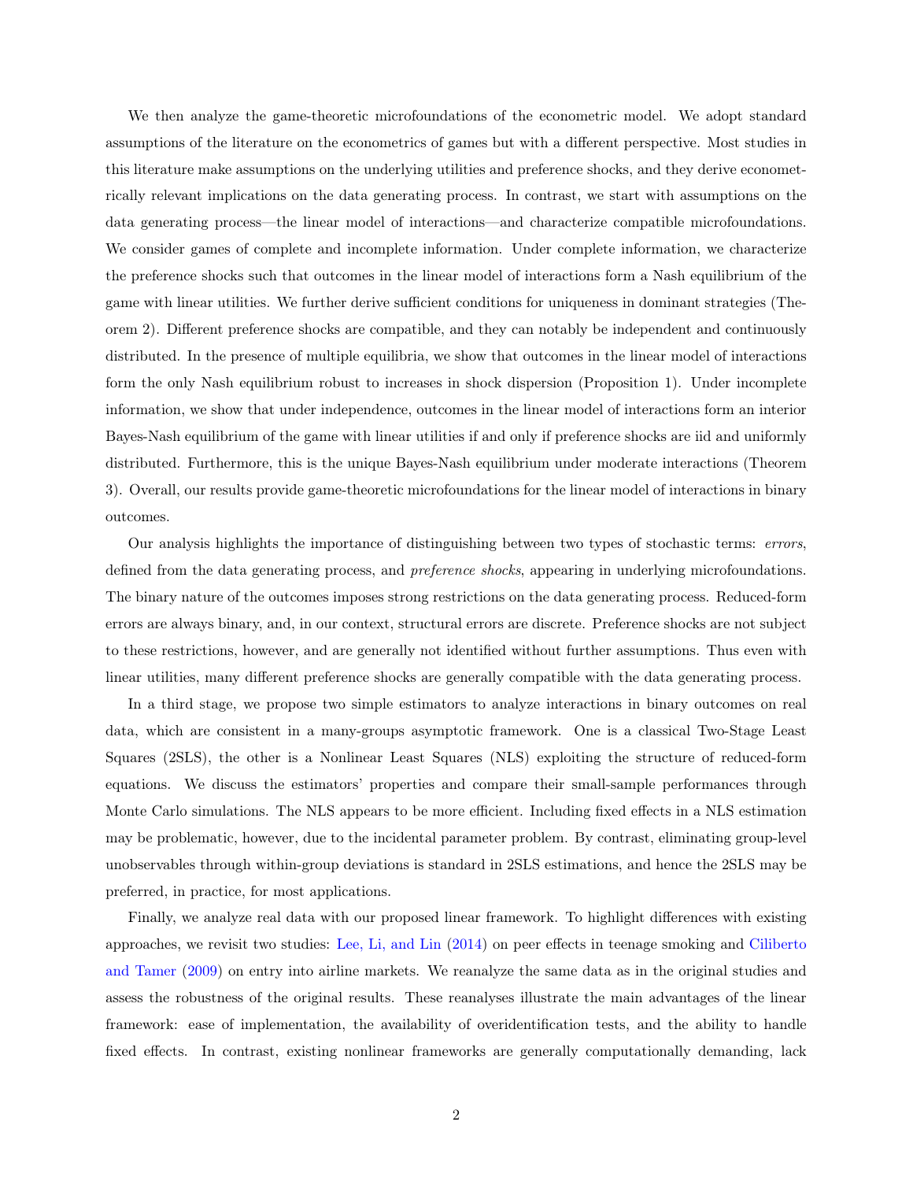We then analyze the game-theoretic microfoundations of the econometric model. We adopt standard assumptions of the literature on the econometrics of games but with a different perspective. Most studies in this literature make assumptions on the underlying utilities and preference shocks, and they derive econometrically relevant implications on the data generating process. In contrast, we start with assumptions on the data generating process—the linear model of interactions—and characterize compatible microfoundations. We consider games of complete and incomplete information. Under complete information, we characterize the preference shocks such that outcomes in the linear model of interactions form a Nash equilibrium of the game with linear utilities. We further derive sufficient conditions for uniqueness in dominant strategies (Theorem 2). Different preference shocks are compatible, and they can notably be independent and continuously distributed. In the presence of multiple equilibria, we show that outcomes in the linear model of interactions form the only Nash equilibrium robust to increases in shock dispersion (Proposition 1). Under incomplete information, we show that under independence, outcomes in the linear model of interactions form an interior Bayes-Nash equilibrium of the game with linear utilities if and only if preference shocks are iid and uniformly distributed. Furthermore, this is the unique Bayes-Nash equilibrium under moderate interactions (Theorem 3). Overall, our results provide game-theoretic microfoundations for the linear model of interactions in binary outcomes.

Our analysis highlights the importance of distinguishing between two types of stochastic terms: *errors*, defined from the data generating process, and *preference shocks*, appearing in underlying microfoundations. The binary nature of the outcomes imposes strong restrictions on the data generating process. Reduced-form errors are always binary, and, in our context, structural errors are discrete. Preference shocks are not subject to these restrictions, however, and are generally not identified without further assumptions. Thus even with linear utilities, many different preference shocks are generally compatible with the data generating process.

In a third stage, we propose two simple estimators to analyze interactions in binary outcomes on real data, which are consistent in a many-groups asymptotic framework. One is a classical Two-Stage Least Squares (2SLS), the other is a Nonlinear Least Squares (NLS) exploiting the structure of reduced-form equations. We discuss the estimators' properties and compare their small-sample performances through Monte Carlo simulations. The NLS appears to be more efficient. Including fixed effects in a NLS estimation may be problematic, however, due to the incidental parameter problem. By contrast, eliminating group-level unobservables through within-group deviations is standard in 2SLS estimations, and hence the 2SLS may be preferred, in practice, for most applications.

Finally, we analyze real data with our proposed linear framework. To highlight differences with existing approaches, we revisit two studies: Lee, Li, and Lin (2014) on peer effects in teenage smoking and Ciliberto and Tamer (2009) on entry into airline markets. We reanalyze the same data as in the original studies and assess the robustness of the original results. These reanalyses illustrate the main advantages of the linear framework: ease of implementation, the availability of overidentification tests, and the ability to handle fixed effects. In contrast, existing nonlinear frameworks are generally computationally demanding, lack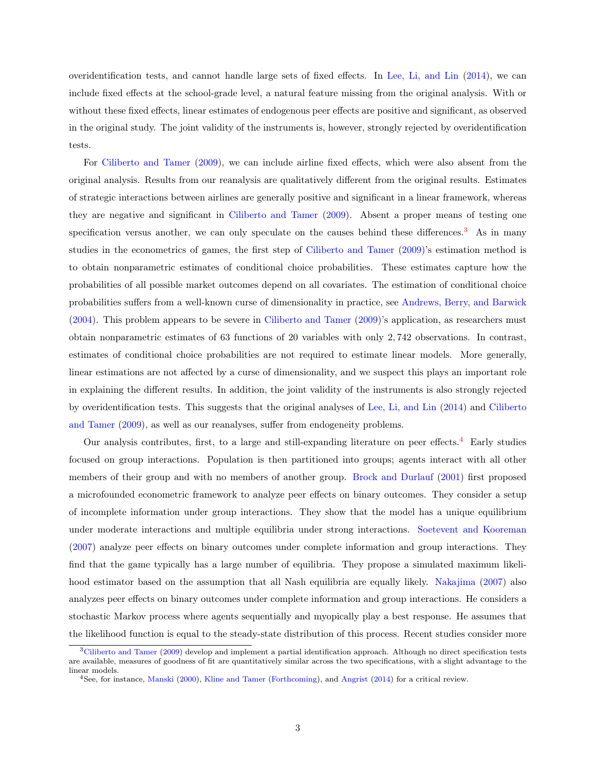overidentification tests, and cannot handle large sets of fixed effects. In Lee, Li, and Lin (2014), we can include fixed effects at the school-grade level, a natural feature missing from the original analysis. With or without these fixed effects, linear estimates of endogenous peer effects are positive and significant, as observed in the original study. The joint validity of the instruments is, however, strongly rejected by overidentification tests.

For Ciliberto and Tamer (2009), we can include airline fixed effects, which were also absent from the original analysis. Results from our reanalysis are qualitatively different from the original results. Estimates of strategic interactions between airlines are generally positive and significant in a linear framework, whereas they are negative and significant in Ciliberto and Tamer (2009). Absent a proper means of testing one specification versus another, we can only speculate on the causes behind these differences.[3] As in many studies in the econometrics of games, the first step of Ciliberto and Tamer (2009)'s estimation method is to obtain nonparametric estimates of conditional choice probabilities. These estimates capture how the probabilities of all possible market outcomes depend on all covariates. The estimation of conditional choice probabilities suffers from a well-known curse of dimensionality in practice, see Andrews, Berry, and Barwick (2004). This problem appears to be severe in Ciliberto and Tamer (2009)'s application, as researchers must obtain nonparametric estimates of 63 functions of 20 variables with only 2,742 observations. In contrast, estimates of conditional choice probabilities are not required to estimate linear models. More generally, linear estimations are not affected by a curse of dimensionality, and we suspect this plays an important role in explaining the different results. In addition, the joint validity of the instruments is also strongly rejected by overidentification tests. This suggests that the original analyses of Lee, Li, and Lin (2014) and Ciliberto and Tamer (2009), as well as our reanalyses, suffer from endogeneity problems.

Our analysis contributes, first, to a large and still-expanding literature on peer effects.[4] Early studies focused on group interactions. Population is then partitioned into groups; agents interact with all other members of their group and with no members of another group. Brock and Durlauf (2001) first proposed a microfounded econometric framework to analyze peer effects on binary outcomes. They consider a setup of incomplete information under group interactions. They show that the model has a unique equilibrium under moderate interactions and multiple equilibria under strong interactions. Soetevent and Kooreman (2007) analyze peer effects on binary outcomes under complete information and group interactions. They find that the game typically has a large number of equilibria. They propose a simulated maximum likelihood estimator based on the assumption that all Nash equilibria are equally likely. Nakajima (2007) also analyzes peer effects on binary outcomes under complete information and group interactions. He considers a stochastic Markov process where agents sequentially and myopically play a best response. He assumes that the likelihood function is equal to the steady-state distribution of this process. Recent studies consider more

[3] Ciliberto and Tamer (2009) develop and implement a partial identification approach. Although no direct specification tests are available, measures of goodness of fit are quantitatively similar across the two specifications, with a slight advantage to the linear models.

[4] See, for instance, Manski (2000), Kline and Tamer (Forthcoming), and Angrist (2014) for a critical review.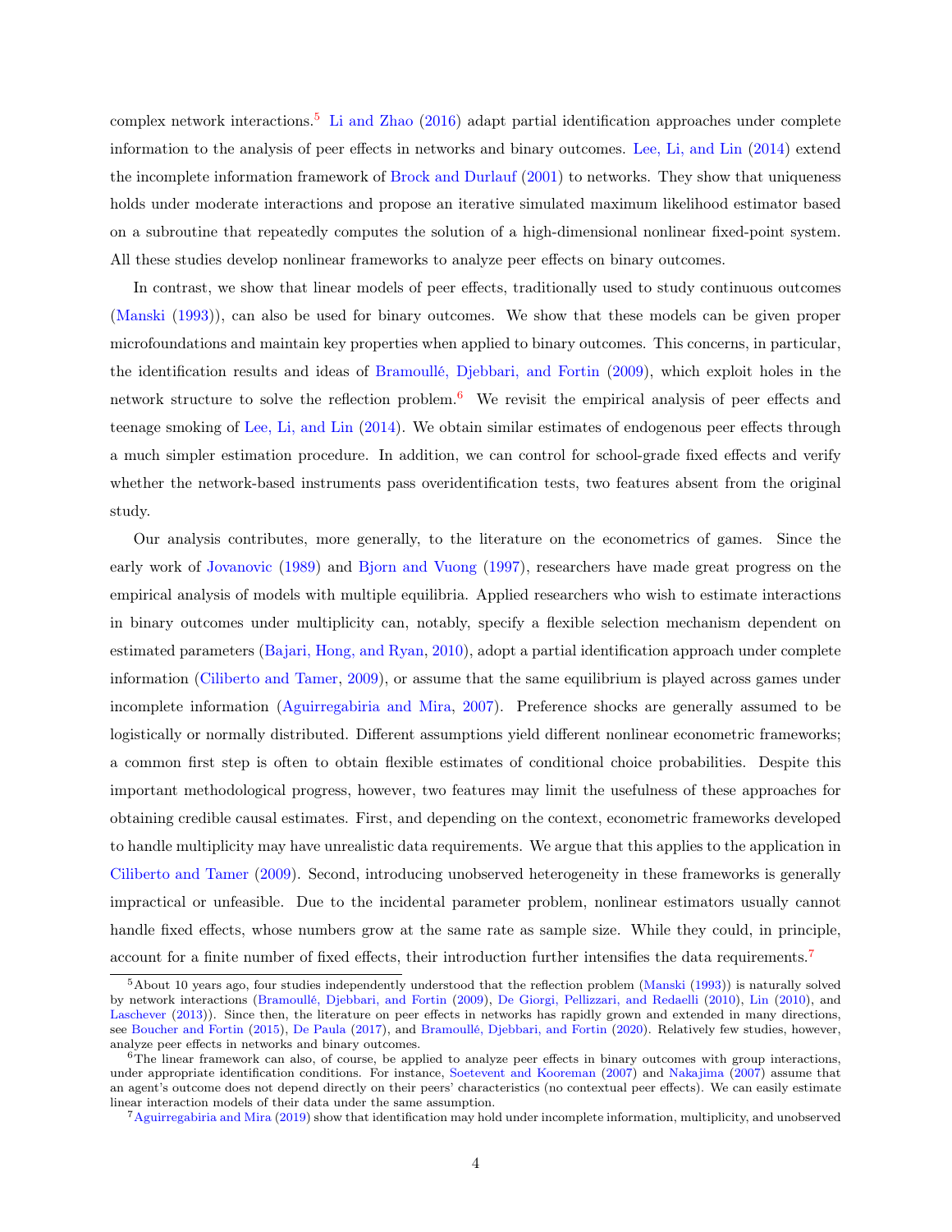complex network interactions.[5] Li and Zhao (2016) adapt partial identification approaches under complete information to the analysis of peer effects in networks and binary outcomes. Lee, Li, and Lin (2014) extend the incomplete information framework of Brock and Durlauf (2001) to networks. They show that uniqueness holds under moderate interactions and propose an iterative simulated maximum likelihood estimator based on a subroutine that repeatedly computes the solution of a high-dimensional nonlinear fixed-point system. All these studies develop nonlinear frameworks to analyze peer effects on binary outcomes.

In contrast, we show that linear models of peer effects, traditionally used to study continuous outcomes (Manski (1993)), can also be used for binary outcomes. We show that these models can be given proper microfoundations and maintain key properties when applied to binary outcomes. This concerns, in particular, the identification results and ideas of Bramoullé, Djebbari, and Fortin (2009), which exploit holes in the network structure to solve the reflection problem.[6] We revisit the empirical analysis of peer effects and teenage smoking of Lee, Li, and Lin (2014). We obtain similar estimates of endogenous peer effects through a much simpler estimation procedure. In addition, we can control for school-grade fixed effects and verify whether the network-based instruments pass overidentification tests, two features absent from the original study.

Our analysis contributes, more generally, to the literature on the econometrics of games. Since the early work of Jovanovic (1989) and Bjorn and Vuong (1997), researchers have made great progress on the empirical analysis of models with multiple equilibria. Applied researchers who wish to estimate interactions in binary outcomes under multiplicity can, notably, specify a flexible selection mechanism dependent on estimated parameters (Bajari, Hong, and Ryan, 2010), adopt a partial identification approach under complete information (Ciliberto and Tamer, 2009), or assume that the same equilibrium is played across games under incomplete information (Aguirregabiria and Mira, 2007). Preference shocks are generally assumed to be logistically or normally distributed. Different assumptions yield different nonlinear econometric frameworks; a common first step is often to obtain flexible estimates of conditional choice probabilities. Despite this important methodological progress, however, two features may limit the usefulness of these approaches for obtaining credible causal estimates. First, and depending on the context, econometric frameworks developed to handle multiplicity may have unrealistic data requirements. We argue that this applies to the application in Ciliberto and Tamer (2009). Second, introducing unobserved heterogeneity in these frameworks is generally impractical or unfeasible. Due to the incidental parameter problem, nonlinear estimators usually cannot handle fixed effects, whose numbers grow at the same rate as sample size. While they could, in principle, account for a finite number of fixed effects, their introduction further intensifies the data requirements.[7]

---

[5] About 10 years ago, four studies independently understood that the reflection problem (Manski (1993)) is naturally solved by network interactions (Bramoullé, Djebbari, and Fortin (2009), De Giorgi, Pellizzari, and Redaelli (2010), Lin (2010), and Laschever (2013)). Since then, the literature on peer effects in networks has rapidly grown and extended in many directions, see Boucher and Fortin (2015), De Paula (2017), and Bramoullé, Djebbari, and Fortin (2020). Relatively few studies, however, analyze peer effects in networks and binary outcomes.

[6] The linear framework can also, of course, be applied to analyze peer effects in binary outcomes with group interactions, under appropriate identification conditions. For instance, Soetevent and Kooreman (2007) and Nakajima (2007) assume that an agent's outcome does not depend directly on their peers' characteristics (no contextual peer effects). We can easily estimate linear interaction models of their data under the same assumption.

[7] Aguirregabiria and Mira (2019) show that identification may hold under incomplete information, multiplicity, and unobserved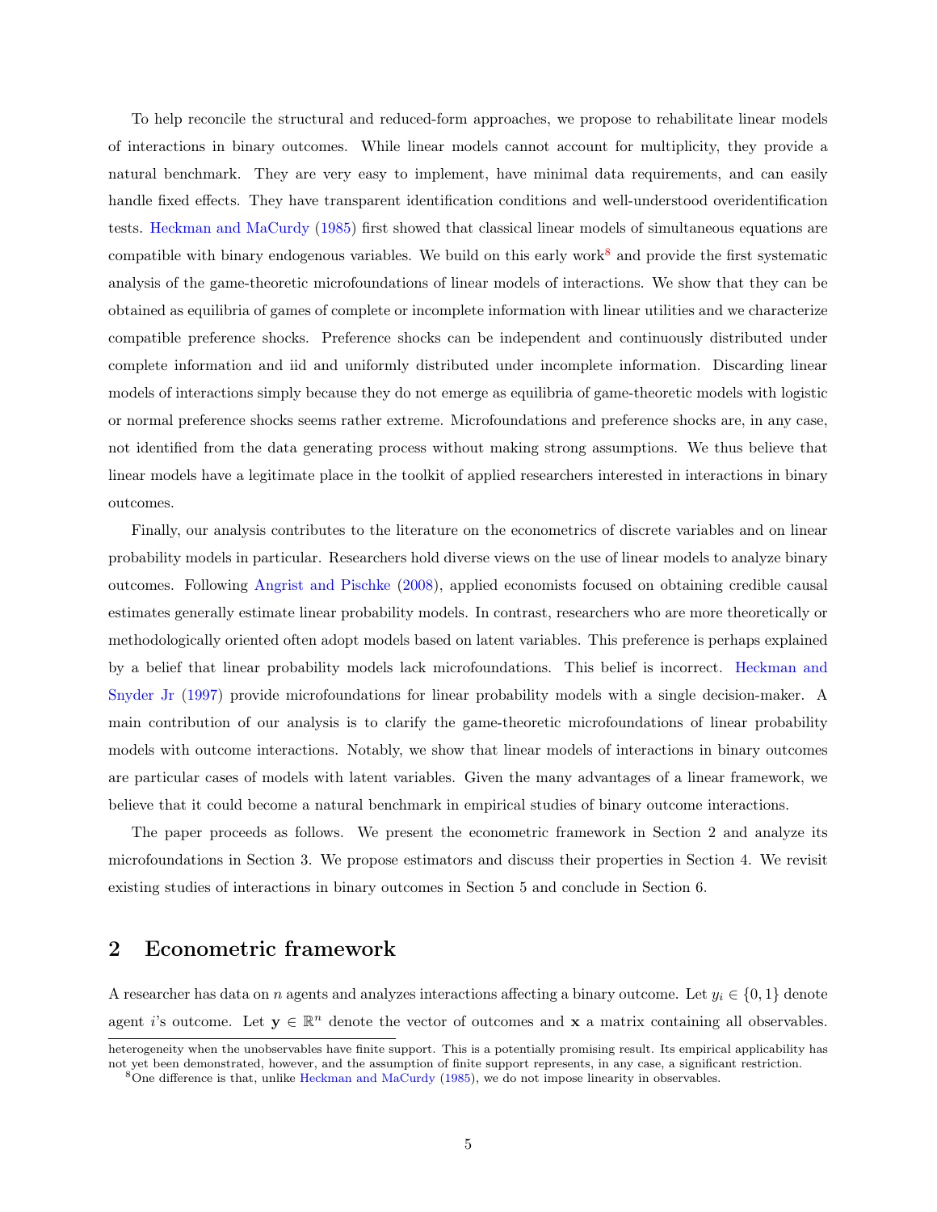To help reconcile the structural and reduced-form approaches, we propose to rehabilitate linear models of interactions in binary outcomes. While linear models cannot account for multiplicity, they provide a natural benchmark. They are very easy to implement, have minimal data requirements, and can easily handle fixed effects. They have transparent identification conditions and well-understood overidentification tests. Heckman and MaCurdy (1985) first showed that classical linear models of simultaneous equations are compatible with binary endogenous variables. We build on this early work[8] and provide the first systematic analysis of the game-theoretic microfoundations of linear models of interactions. We show that they can be obtained as equilibria of games of complete or incomplete information with linear utilities and we characterize compatible preference shocks. Preference shocks can be independent and continuously distributed under complete information and iid and uniformly distributed under incomplete information. Discarding linear models of interactions simply because they do not emerge as equilibria of game-theoretic models with logistic or normal preference shocks seems rather extreme. Microfoundations and preference shocks are, in any case, not identified from the data generating process without making strong assumptions. We thus believe that linear models have a legitimate place in the toolkit of applied researchers interested in interactions in binary outcomes.

Finally, our analysis contributes to the literature on the econometrics of discrete variables and on linear probability models in particular. Researchers hold diverse views on the use of linear models to analyze binary outcomes. Following Angrist and Pischke (2008), applied economists focused on obtaining credible causal estimates generally estimate linear probability models. In contrast, researchers who are more theoretically or methodologically oriented often adopt models based on latent variables. This preference is perhaps explained by a belief that linear probability models lack microfoundations. This belief is incorrect. Heckman and Snyder Jr (1997) provide microfoundations for linear probability models with a single decision-maker. A main contribution of our analysis is to clarify the game-theoretic microfoundations of linear probability models with outcome interactions. Notably, we show that linear models of interactions in binary outcomes are particular cases of models with latent variables. Given the many advantages of a linear framework, we believe that it could become a natural benchmark in empirical studies of binary outcome interactions.

The paper proceeds as follows. We present the econometric framework in Section 2 and analyze its microfoundations in Section 3. We propose estimators and discuss their properties in Section 4. We revisit existing studies of interactions in binary outcomes in Section 5 and conclude in Section 6.

## 2 Econometric framework

A researcher has data on $n$ agents and analyzes interactions affecting a binary outcome. Let $y_i \in \{0, 1\}$ denote agent $i$'s outcome. Let $\mathbf{y} \in \mathbb{R}^n$ denote the vector of outcomes and $\mathbf{x}$ a matrix containing all observables.

heterogeneity when the unobservables have finite support. This is a potentially promising result. Its empirical applicability has not yet been demonstrated, however, and the assumption of finite support represents, in any case, a significant restriction.

[8] One difference is that, unlike Heckman and MaCurdy (1985), we do not impose linearity in observables.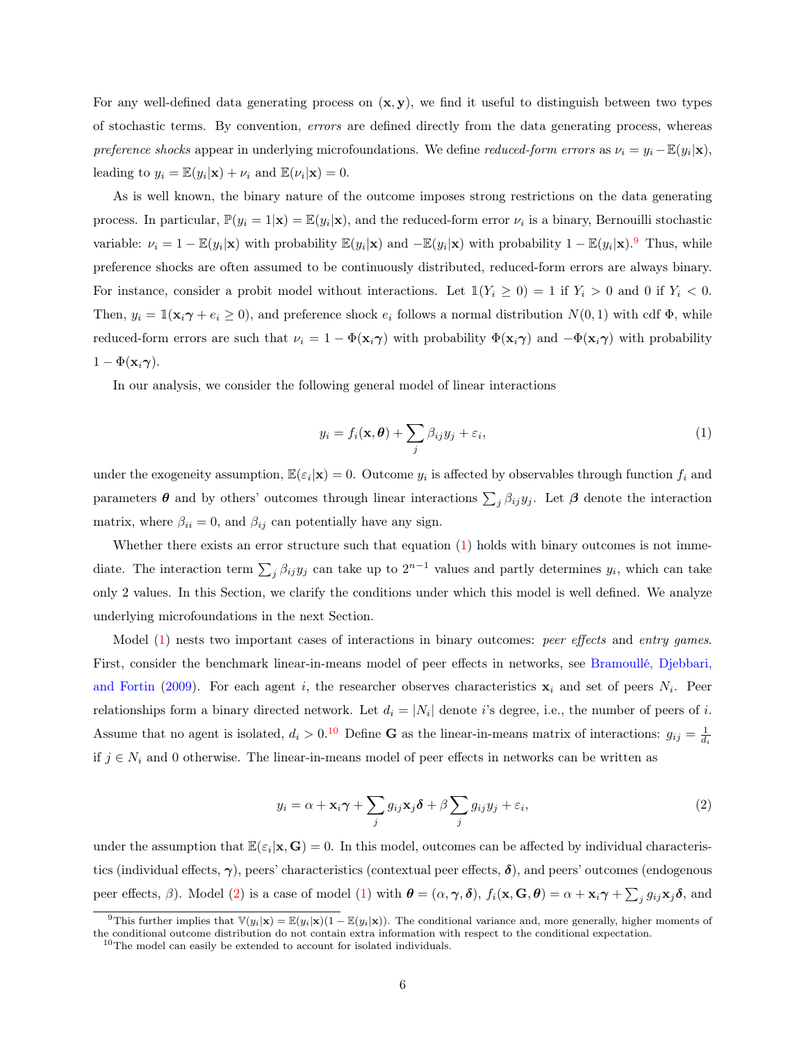For any well-defined data generating process on $(\mathbf{x}, \mathbf{y})$, we find it useful to distinguish between two types of stochastic terms. By convention, *errors* are defined directly from the data generating process, whereas *preference shocks* appear in underlying microfoundations. We define *reduced-form errors* as $\nu_i = y_i - \mathbb{E}(y_i|\mathbf{x})$, leading to $y_i = \mathbb{E}(y_i|\mathbf{x}) + \nu_i$ and $\mathbb{E}(\nu_i|\mathbf{x}) = 0$.

As is well known, the binary nature of the outcome imposes strong restrictions on the data generating process. In particular, $\mathbb{P}(y_i = 1|\mathbf{x}) = \mathbb{E}(y_i|\mathbf{x})$, and the reduced-form error $\nu_i$ is a binary, Bernouilli stochastic variable: $\nu_i = 1 - \mathbb{E}(y_i|\mathbf{x})$ with probability $\mathbb{E}(y_i|\mathbf{x})$ and $-\mathbb{E}(y_i|\mathbf{x})$ with probability $1 - \mathbb{E}(y_i|\mathbf{x})$.[9] Thus, while preference shocks are often assumed to be continuously distributed, reduced-form errors are always binary. For instance, consider a probit model without interactions. Let $\mathbb{1}(Y_i \geq 0) = 1$ if $Y_i > 0$ and 0 if $Y_i < 0$. Then, $y_i = \mathbb{1}(\mathbf{x}_i\boldsymbol{\gamma} + e_i \geq 0)$, and preference shock $e_i$ follows a normal distribution $N(0,1)$ with cdf $\Phi$, while reduced-form errors are such that $\nu_i = 1 - \Phi(\mathbf{x}_i\boldsymbol{\gamma})$ with probability $\Phi(\mathbf{x}_i\boldsymbol{\gamma})$ and $-\Phi(\mathbf{x}_i\boldsymbol{\gamma})$ with probability $1 - \Phi(\mathbf{x}_i\boldsymbol{\gamma})$.

In our analysis, we consider the following general model of linear interactions

$$y_i = f_i(\mathbf{x}, \boldsymbol{\theta}) + \sum_j \beta_{ij} y_j + \varepsilon_i, \tag{1}$$

under the exogeneity assumption, $\mathbb{E}(\varepsilon_i|\mathbf{x}) = 0$. Outcome $y_i$ is affected by observables through function $f_i$ and parameters $\boldsymbol{\theta}$ and by others' outcomes through linear interactions $\sum_j \beta_{ij} y_j$. Let $\boldsymbol{\beta}$ denote the interaction matrix, where $\beta_{ii} = 0$, and $\beta_{ij}$ can potentially have any sign.

Whether there exists an error structure such that equation (1) holds with binary outcomes is not immediate. The interaction term $\sum_j \beta_{ij} y_j$ can take up to $2^{n-1}$ values and partly determines $y_i$, which can take only 2 values. In this Section, we clarify the conditions under which this model is well defined. We analyze underlying microfoundations in the next Section.

Model (1) nests two important cases of interactions in binary outcomes: *peer effects* and *entry games*. First, consider the benchmark linear-in-means model of peer effects in networks, see Bramoullé, Djebbari, and Fortin (2009). For each agent $i$, the researcher observes characteristics $\mathbf{x}_i$ and set of peers $N_i$. Peer relationships form a binary directed network. Let $d_i = |N_i|$ denote $i$'s degree, i.e., the number of peers of $i$. Assume that no agent is isolated, $d_i > 0$.[10] Define $\mathbf{G}$ as the linear-in-means matrix of interactions: $g_{ij} = \frac{1}{d_i}$ if $j \in N_i$ and 0 otherwise. The linear-in-means model of peer effects in networks can be written as

$$y_i = \alpha + \mathbf{x}_i\boldsymbol{\gamma} + \sum_j g_{ij}\mathbf{x}_j\boldsymbol{\delta} + \beta \sum_j g_{ij} y_j + \varepsilon_i, \tag{2}$$

under the assumption that $\mathbb{E}(\varepsilon_i|\mathbf{x}, \mathbf{G}) = 0$. In this model, outcomes can be affected by individual characteristics (individual effects, $\boldsymbol{\gamma}$), peers' characteristics (contextual peer effects, $\boldsymbol{\delta}$), and peers' outcomes (endogenous peer effects, $\beta$). Model (2) is a case of model (1) with $\boldsymbol{\theta} = (\alpha, \boldsymbol{\gamma}, \boldsymbol{\delta})$, $f_i(\mathbf{x}, \mathbf{G}, \boldsymbol{\theta}) = \alpha + \mathbf{x}_i\boldsymbol{\gamma} + \sum_j g_{ij}\mathbf{x}_j\boldsymbol{\delta}$, and

[9] This further implies that $\mathbb{V}(y_i|\mathbf{x}) = \mathbb{E}(y_i|\mathbf{x})(1 - \mathbb{E}(y_i|\mathbf{x}))$. The conditional variance and, more generally, higher moments of the conditional outcome distribution do not contain extra information with respect to the conditional expectation.

[10] The model can easily be extended to account for isolated individuals.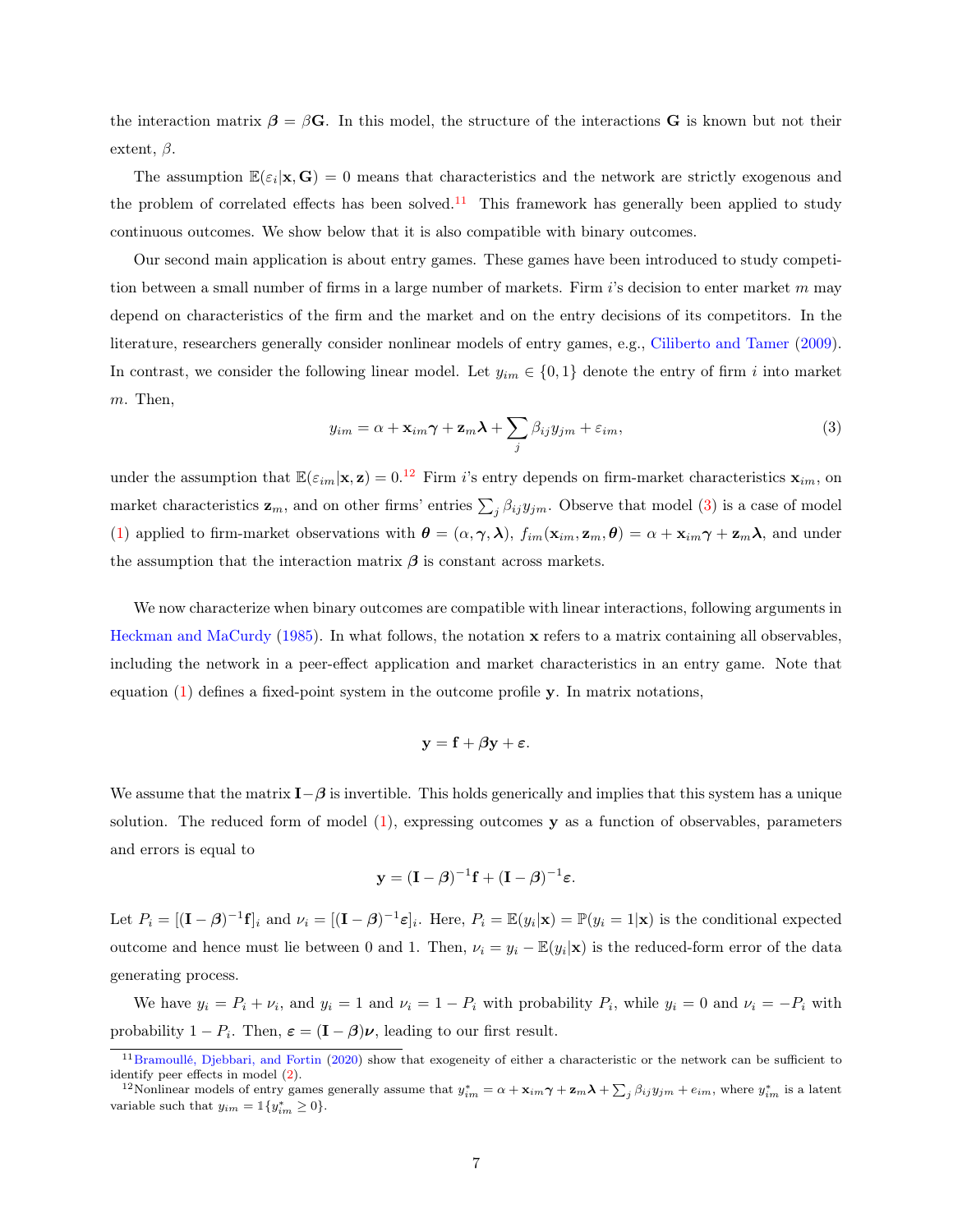the interaction matrix $\boldsymbol{\beta} = \beta\mathbf{G}$. In this model, the structure of the interactions $\mathbf{G}$ is known but not their extent, $\beta$.

The assumption $\mathbb{E}(\varepsilon_i|\mathbf{x}, \mathbf{G}) = 0$ means that characteristics and the network are strictly exogenous and the problem of correlated effects has been solved.[11] This framework has generally been applied to study continuous outcomes. We show below that it is also compatible with binary outcomes.

Our second main application is about entry games. These games have been introduced to study competition between a small number of firms in a large number of markets. Firm $i$'s decision to enter market $m$ may depend on characteristics of the firm and the market and on the entry decisions of its competitors. In the literature, researchers generally consider nonlinear models of entry games, e.g., Ciliberto and Tamer (2009). In contrast, we consider the following linear model. Let $y_{im} \in \{0, 1\}$ denote the entry of firm $i$ into market $m$. Then,

$$y_{im} = \alpha + \mathbf{x}_{im}\boldsymbol{\gamma} + \mathbf{z}_m\boldsymbol{\lambda} + \sum_j \beta_{ij} y_{jm} + \varepsilon_{im}, \tag{3}$$

under the assumption that $\mathbb{E}(\varepsilon_{im}|\mathbf{x}, \mathbf{z}) = 0$.[12] Firm $i$'s entry depends on firm-market characteristics $\mathbf{x}_{im}$, on market characteristics $\mathbf{z}_m$, and on other firms' entries $\sum_j \beta_{ij} y_{jm}$. Observe that model (3) is a case of model (1) applied to firm-market observations with $\boldsymbol{\theta} = (\alpha, \boldsymbol{\gamma}, \boldsymbol{\lambda})$, $f_{im}(\mathbf{x}_{im}, \mathbf{z}_m, \boldsymbol{\theta}) = \alpha + \mathbf{x}_{im}\boldsymbol{\gamma} + \mathbf{z}_m\boldsymbol{\lambda}$, and under the assumption that the interaction matrix $\boldsymbol{\beta}$ is constant across markets.

We now characterize when binary outcomes are compatible with linear interactions, following arguments in Heckman and MaCurdy (1985). In what follows, the notation $\mathbf{x}$ refers to a matrix containing all observables, including the network in a peer-effect application and market characteristics in an entry game. Note that equation (1) defines a fixed-point system in the outcome profile $\mathbf{y}$. In matrix notations,

$$\mathbf{y} = \mathbf{f} + \boldsymbol{\beta}\mathbf{y} + \boldsymbol{\varepsilon}.$$

We assume that the matrix $\mathbf{I} - \boldsymbol{\beta}$ is invertible. This holds generically and implies that this system has a unique solution. The reduced form of model (1), expressing outcomes $\mathbf{y}$ as a function of observables, parameters and errors is equal to

$$\mathbf{y} = (\mathbf{I} - \boldsymbol{\beta})^{-1}\mathbf{f} + (\mathbf{I} - \boldsymbol{\beta})^{-1}\boldsymbol{\varepsilon}.$$

Let $P_i = [(\mathbf{I} - \boldsymbol{\beta})^{-1}\mathbf{f}]_i$ and $\nu_i = [(\mathbf{I} - \boldsymbol{\beta})^{-1}\boldsymbol{\varepsilon}]_i$. Here, $P_i = \mathbb{E}(y_i|\mathbf{x}) = \mathbb{P}(y_i = 1|\mathbf{x})$ is the conditional expected outcome and hence must lie between 0 and 1. Then, $\nu_i = y_i - \mathbb{E}(y_i|\mathbf{x})$ is the reduced-form error of the data generating process.

We have $y_i = P_i + \nu_i$, and $y_i = 1$ and $\nu_i = 1 - P_i$ with probability $P_i$, while $y_i = 0$ and $\nu_i = -P_i$ with probability $1 - P_i$. Then, $\boldsymbol{\varepsilon} = (\mathbf{I} - \boldsymbol{\beta})\boldsymbol{\nu}$, leading to our first result.

[11] Bramoullé, Djebbari, and Fortin (2020) show that exogeneity of either a characteristic or the network can be sufficient to identify peer effects in model (2).

[12] Nonlinear models of entry games generally assume that $y^*_{im} = \alpha + \mathbf{x}_{im}\boldsymbol{\gamma} + \mathbf{z}_m\boldsymbol{\lambda} + \sum_j \beta_{ij} y_{jm} + e_{im}$, where $y^*_{im}$ is a latent variable such that $y_{im} = \mathbb{1}\{y^*_{im} \geq 0\}$.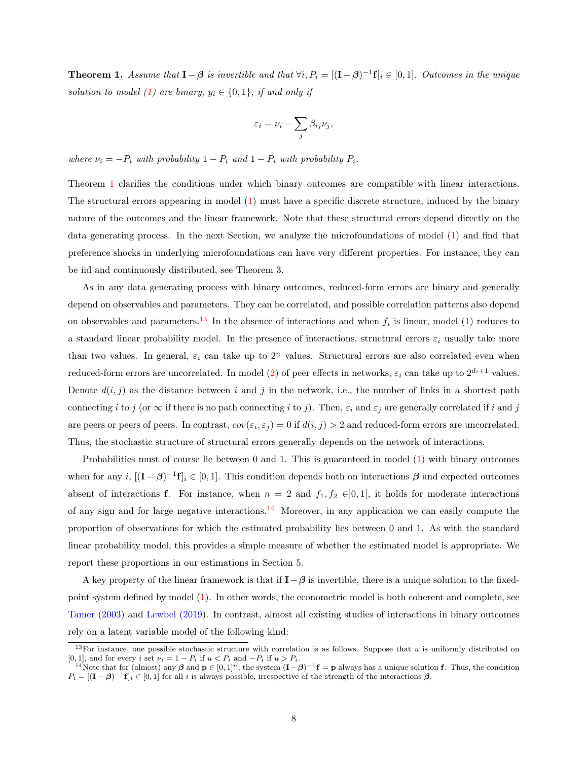**Theorem 1.** *Assume that $\mathbf{I}-\boldsymbol{\beta}$ is invertible and that $\forall i, P_i = [(\mathbf{I}-\boldsymbol{\beta})^{-1}\mathbf{f}]_i \in [0,1]$. Outcomes in the unique solution to model (1) are binary, $y_i \in \{0,1\}$, if and only if*

$$\varepsilon_i = \nu_i - \sum_j \beta_{ij}\nu_j,$$

*where $\nu_i = -P_i$ with probability $1-P_i$ and $1-P_i$ with probability $P_i$.*

Theorem 1 clarifies the conditions under which binary outcomes are compatible with linear interactions. The structural errors appearing in model (1) must have a specific discrete structure, induced by the binary nature of the outcomes and the linear framework. Note that these structural errors depend directly on the data generating process. In the next Section, we analyze the microfoundations of model (1) and find that preference shocks in underlying microfoundations can have very different properties. For instance, they can be iid and continuously distributed, see Theorem 3.

As in any data generating process with binary outcomes, reduced-form errors are binary and generally depend on observables and parameters. They can be correlated, and possible correlation patterns also depend on observables and parameters.[13] In the absence of interactions and when $f_i$ is linear, model (1) reduces to a standard linear probability model. In the presence of interactions, structural errors $\varepsilon_i$ usually take more than two values. In general, $\varepsilon_i$ can take up to $2^n$ values. Structural errors are also correlated even when reduced-form errors are uncorrelated. In model (2) of peer effects in networks, $\varepsilon_i$ can take up to $2^{d_i+1}$ values. Denote $d(i,j)$ as the distance between $i$ and $j$ in the network, i.e., the number of links in a shortest path connecting $i$ to $j$ (or $\infty$ if there is no path connecting $i$ to $j$). Then, $\varepsilon_i$ and $\varepsilon_j$ are generally correlated if $i$ and $j$ are peers or peers of peers. In contrast, $cov(\varepsilon_i, \varepsilon_j) = 0$ if $d(i,j) > 2$ and reduced-form errors are uncorrelated. Thus, the stochastic structure of structural errors generally depends on the network of interactions.

Probabilities must of course lie between 0 and 1. This is guaranteed in model (1) with binary outcomes when for any $i$, $[(\mathbf{I}-\boldsymbol{\beta})^{-1}\mathbf{f}]_i \in [0,1]$. This condition depends both on interactions $\boldsymbol{\beta}$ and expected outcomes absent of interactions $\mathbf{f}$. For instance, when $n=2$ and $f_1, f_2 \in ]0,1[$, it holds for moderate interactions of any sign and for large negative interactions.[14] Moreover, in any application we can easily compute the proportion of observations for which the estimated probability lies between 0 and 1. As with the standard linear probability model, this provides a simple measure of whether the estimated model is appropriate. We report these proportions in our estimations in Section 5.

A key property of the linear framework is that if $\mathbf{I}-\boldsymbol{\beta}$ is invertible, there is a unique solution to the fixed-point system defined by model (1). In other words, the econometric model is both coherent and complete, see Tamer (2003) and Lewbel (2019). In contrast, almost all existing studies of interactions in binary outcomes rely on a latent variable model of the following kind:

[13] For instance, one possible stochastic structure with correlation is as follows. Suppose that $u$ is uniformly distributed on $[0,1]$, and for every $i$ set $\nu_i = 1-P_i$ if $u < P_i$ and $-P_i$ if $u > P_i$.

[14] Note that for (almost) any $\boldsymbol{\beta}$ and $\mathbf{p} \in [0,1]^n$, the system $(\mathbf{I}-\boldsymbol{\beta})^{-1}\mathbf{f} = \mathbf{p}$ always has a unique solution $\mathbf{f}$. Thus, the condition $P_i = [(\mathbf{I}-\boldsymbol{\beta})^{-1}\mathbf{f}]_i \in [0,1]$ for all $i$ is always possible, irrespective of the strength of the interactions $\boldsymbol{\beta}$.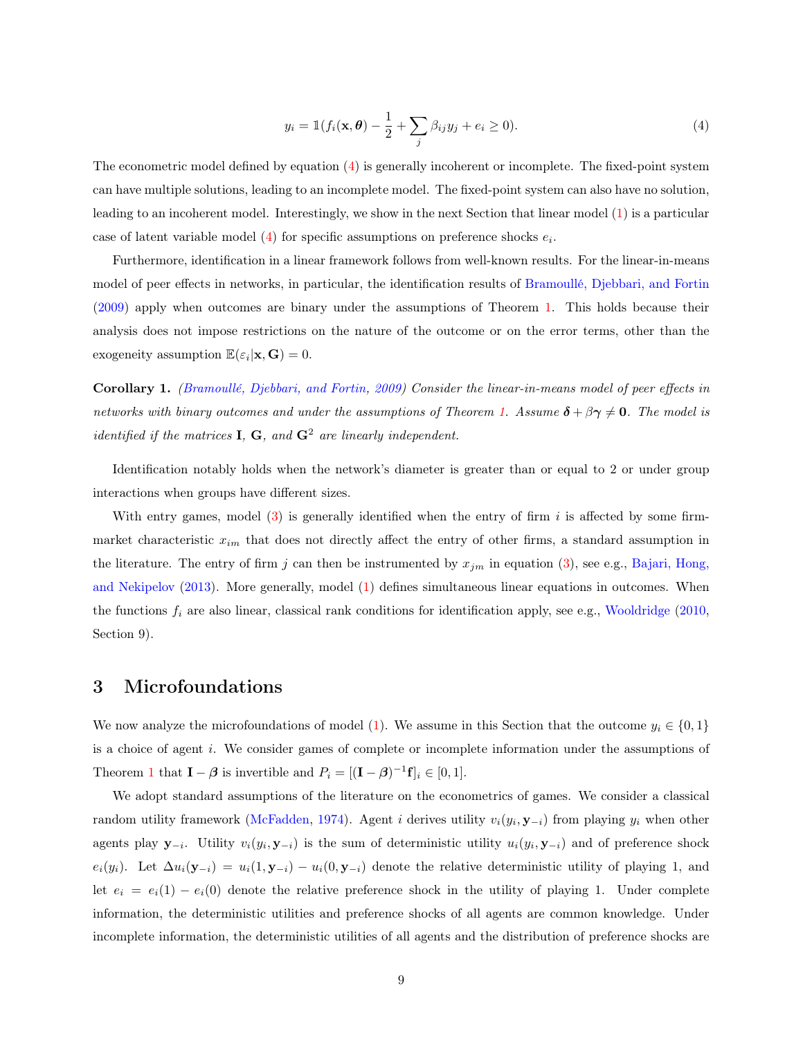$$y_i = \mathbb{1}(f_i(\mathbf{x}, \boldsymbol{\theta}) - \frac{1}{2} + \sum_j \beta_{ij} y_j + e_i \geq 0). \tag{4}$$

The econometric model defined by equation (4) is generally incoherent or incomplete. The fixed-point system can have multiple solutions, leading to an incomplete model. The fixed-point system can also have no solution, leading to an incoherent model. Interestingly, we show in the next Section that linear model (1) is a particular case of latent variable model (4) for specific assumptions on preference shocks $e_i$.

Furthermore, identification in a linear framework follows from well-known results. For the linear-in-means model of peer effects in networks, in particular, the identification results of Bramoullé, Djebbari, and Fortin (2009) apply when outcomes are binary under the assumptions of Theorem 1. This holds because their analysis does not impose restrictions on the nature of the outcome or on the error terms, other than the exogeneity assumption $\mathbb{E}(\varepsilon_i|\mathbf{x}, \mathbf{G}) = 0$.

**Corollary 1.** *(Bramoullé, Djebbari, and Fortin, 2009) Consider the linear-in-means model of peer effects in networks with binary outcomes and under the assumptions of Theorem 1. Assume $\boldsymbol{\delta} + \beta\boldsymbol{\gamma} \neq \mathbf{0}$. The model is identified if the matrices $\mathbf{I}$, $\mathbf{G}$, and $\mathbf{G}^2$ are linearly independent.*

Identification notably holds when the network's diameter is greater than or equal to 2 or under group interactions when groups have different sizes.

With entry games, model (3) is generally identified when the entry of firm $i$ is affected by some firm-market characteristic $x_{im}$ that does not directly affect the entry of other firms, a standard assumption in the literature. The entry of firm $j$ can then be instrumented by $x_{jm}$ in equation (3), see e.g., Bajari, Hong, and Nekipelov (2013). More generally, model (1) defines simultaneous linear equations in outcomes. When the functions $f_i$ are also linear, classical rank conditions for identification apply, see e.g., Wooldridge (2010, Section 9).

# 3 Microfoundations

We now analyze the microfoundations of model (1). We assume in this Section that the outcome $y_i \in \{0, 1\}$ is a choice of agent $i$. We consider games of complete or incomplete information under the assumptions of Theorem 1 that $\mathbf{I} - \boldsymbol{\beta}$ is invertible and $P_i = [(\mathbf{I} - \boldsymbol{\beta})^{-1}\mathbf{f}]_i \in [0, 1]$.

We adopt standard assumptions of the literature on the econometrics of games. We consider a classical random utility framework (McFadden, 1974). Agent $i$ derives utility $v_i(y_i, \mathbf{y}_{-i})$ from playing $y_i$ when other agents play $\mathbf{y}_{-i}$. Utility $v_i(y_i, \mathbf{y}_{-i})$ is the sum of deterministic utility $u_i(y_i, \mathbf{y}_{-i})$ and of preference shock $e_i(y_i)$. Let $\Delta u_i(\mathbf{y}_{-i}) = u_i(1, \mathbf{y}_{-i}) - u_i(0, \mathbf{y}_{-i})$ denote the relative deterministic utility of playing 1, and let $e_i = e_i(1) - e_i(0)$ denote the relative preference shock in the utility of playing 1. Under complete information, the deterministic utilities and preference shocks of all agents are common knowledge. Under incomplete information, the deterministic utilities of all agents and the distribution of preference shocks are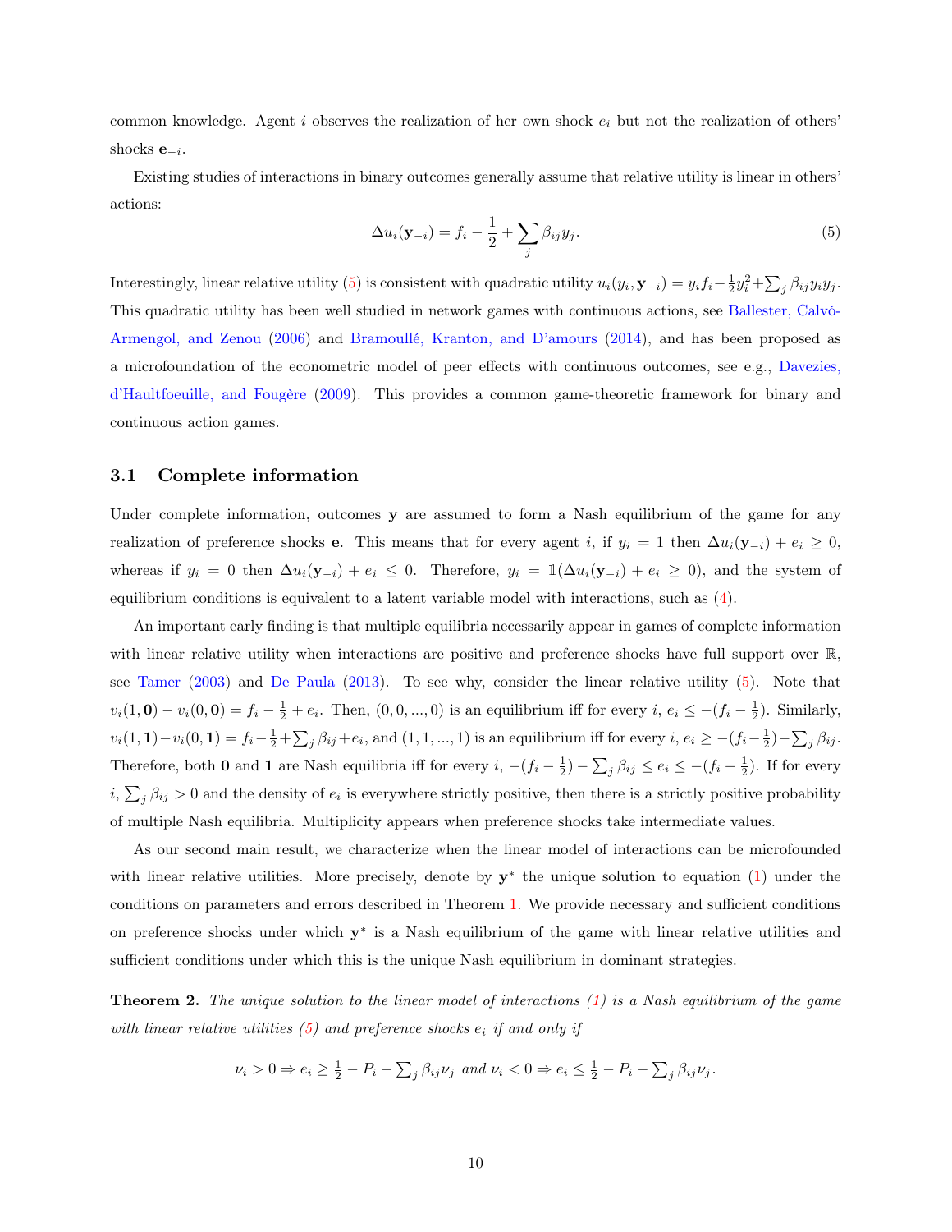common knowledge. Agent $i$ observes the realization of her own shock $e_i$ but not the realization of others' shocks $\mathbf{e}_{-i}$.

Existing studies of interactions in binary outcomes generally assume that relative utility is linear in others' actions:

$$\Delta u_i(\mathbf{y}_{-i}) = f_i - \frac{1}{2} + \sum_j \beta_{ij} y_j. \tag{5}$$

Interestingly, linear relative utility (5) is consistent with quadratic utility $u_i(y_i, \mathbf{y}_{-i}) = y_i f_i - \frac{1}{2}y_i^2 + \sum_j \beta_{ij} y_i y_j$. This quadratic utility has been well studied in network games with continuous actions, see Ballester, Calvó-Armengol, and Zenou (2006) and Bramoullé, Kranton, and D'amours (2014), and has been proposed as a microfoundation of the econometric model of peer effects with continuous outcomes, see e.g., Davezies, d'Haultfoeuille, and Fougère (2009). This provides a common game-theoretic framework for binary and continuous action games.

### 3.1 Complete information

Under complete information, outcomes $\mathbf{y}$ are assumed to form a Nash equilibrium of the game for any realization of preference shocks $\mathbf{e}$. This means that for every agent $i$, if $y_i = 1$ then $\Delta u_i(\mathbf{y}_{-i}) + e_i \geq 0$, whereas if $y_i = 0$ then $\Delta u_i(\mathbf{y}_{-i}) + e_i \leq 0$. Therefore, $y_i = \mathbb{1}(\Delta u_i(\mathbf{y}_{-i}) + e_i \geq 0)$, and the system of equilibrium conditions is equivalent to a latent variable model with interactions, such as (4).

An important early finding is that multiple equilibria necessarily appear in games of complete information with linear relative utility when interactions are positive and preference shocks have full support over $\mathbb{R}$, see Tamer (2003) and De Paula (2013). To see why, consider the linear relative utility (5). Note that $v_i(1, \mathbf{0}) - v_i(0, \mathbf{0}) = f_i - \frac{1}{2} + e_i$. Then, $(0, 0, ..., 0)$ is an equilibrium iff for every $i$, $e_i \leq -(f_i - \frac{1}{2})$. Similarly, $v_i(1, \mathbf{1}) - v_i(0, \mathbf{1}) = f_i - \frac{1}{2} + \sum_j \beta_{ij} + e_i$, and $(1, 1, ..., 1)$ is an equilibrium iff for every $i$, $e_i \geq -(f_i - \frac{1}{2}) - \sum_j \beta_{ij}$. Therefore, both $\mathbf{0}$ and $\mathbf{1}$ are Nash equilibria iff for every $i$, $-(f_i - \frac{1}{2}) - \sum_j \beta_{ij} \leq e_i \leq -(f_i - \frac{1}{2})$. If for every $i$, $\sum_j \beta_{ij} > 0$ and the density of $e_i$ is everywhere strictly positive, then there is a strictly positive probability of multiple Nash equilibria. Multiplicity appears when preference shocks take intermediate values.

As our second main result, we characterize when the linear model of interactions can be microfounded with linear relative utilities. More precisely, denote by $\mathbf{y}^*$ the unique solution to equation (1) under the conditions on parameters and errors described in Theorem 1. We provide necessary and sufficient conditions on preference shocks under which $\mathbf{y}^*$ is a Nash equilibrium of the game with linear relative utilities and sufficient conditions under which this is the unique Nash equilibrium in dominant strategies.

**Theorem 2.** *The unique solution to the linear model of interactions (1) is a Nash equilibrium of the game with linear relative utilities (5) and preference shocks $e_i$ if and only if*

$$\nu_i > 0 \Rightarrow e_i \geq \tfrac{1}{2} - P_i - \textstyle\sum_j \beta_{ij}\nu_j \text{ and } \nu_i < 0 \Rightarrow e_i \leq \tfrac{1}{2} - P_i - \textstyle\sum_j \beta_{ij}\nu_j.$$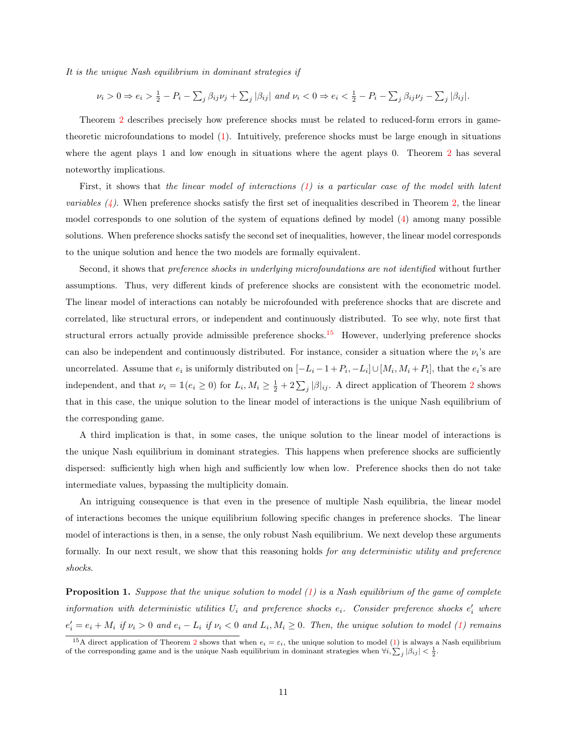*It is the unique Nash equilibrium in dominant strategies if*

$$\nu_i > 0 \Rightarrow e_i > \tfrac{1}{2} - P_i - \textstyle\sum_j \beta_{ij}\nu_j + \sum_j |\beta_{ij}| \text{ and } \nu_i < 0 \Rightarrow e_i < \tfrac{1}{2} - P_i - \sum_j \beta_{ij}\nu_j - \sum_j |\beta_{ij}|.$$

Theorem 2 describes precisely how preference shocks must be related to reduced-form errors in game-theoretic microfoundations to model (1). Intuitively, preference shocks must be large enough in situations where the agent plays 1 and low enough in situations where the agent plays 0. Theorem 2 has several noteworthy implications.

First, it shows that *the linear model of interactions (1) is a particular case of the model with latent variables (4)*. When preference shocks satisfy the first set of inequalities described in Theorem 2, the linear model corresponds to one solution of the system of equations defined by model (4) among many possible solutions. When preference shocks satisfy the second set of inequalities, however, the linear model corresponds to the unique solution and hence the two models are formally equivalent.

Second, it shows that *preference shocks in underlying microfoundations are not identified* without further assumptions. Thus, very different kinds of preference shocks are consistent with the econometric model. The linear model of interactions can notably be microfounded with preference shocks that are discrete and correlated, like structural errors, or independent and continuously distributed. To see why, note first that structural errors actually provide admissible preference shocks.[15] However, underlying preference shocks can also be independent and continuously distributed. For instance, consider a situation where the $\nu_i$'s are uncorrelated. Assume that $e_i$ is uniformly distributed on $[-L_i - 1 + P_i, -L_i] \cup [M_i, M_i + P_i]$, that the $e_i$'s are independent, and that $\nu_i = \mathbb{1}(e_i \geq 0)$ for $L_i, M_i \geq \frac{1}{2} + 2\sum_j |\beta|_{ij}$. A direct application of Theorem 2 shows that in this case, the unique solution to the linear model of interactions is the unique Nash equilibrium of the corresponding game.

A third implication is that, in some cases, the unique solution to the linear model of interactions is the unique Nash equilibrium in dominant strategies. This happens when preference shocks are sufficiently dispersed: sufficiently high when high and sufficiently low when low. Preference shocks then do not take intermediate values, bypassing the multiplicity domain.

An intriguing consequence is that even in the presence of multiple Nash equilibria, the linear model of interactions becomes the unique equilibrium following specific changes in preference shocks. The linear model of interactions is then, in a sense, the only robust Nash equilibrium. We next develop these arguments formally. In our next result, we show that this reasoning holds *for any deterministic utility and preference shocks*.

**Proposition 1.** *Suppose that the unique solution to model (1) is a Nash equilibrium of the game of complete information with deterministic utilities $U_i$ and preference shocks $e_i$. Consider preference shocks $e'_i$ where $e'_i = e_i + M_i$ if $\nu_i > 0$ and $e_i - L_i$ if $\nu_i < 0$ and $L_i, M_i \geq 0$. Then, the unique solution to model (1) remains*

[15] A direct application of Theorem 2 shows that when $e_i = \varepsilon_i$, the unique solution to model (1) is always a Nash equilibrium of the corresponding game and is the unique Nash equilibrium in dominant strategies when $\forall i, \sum_j |\beta_{ij}| < \frac{1}{2}$.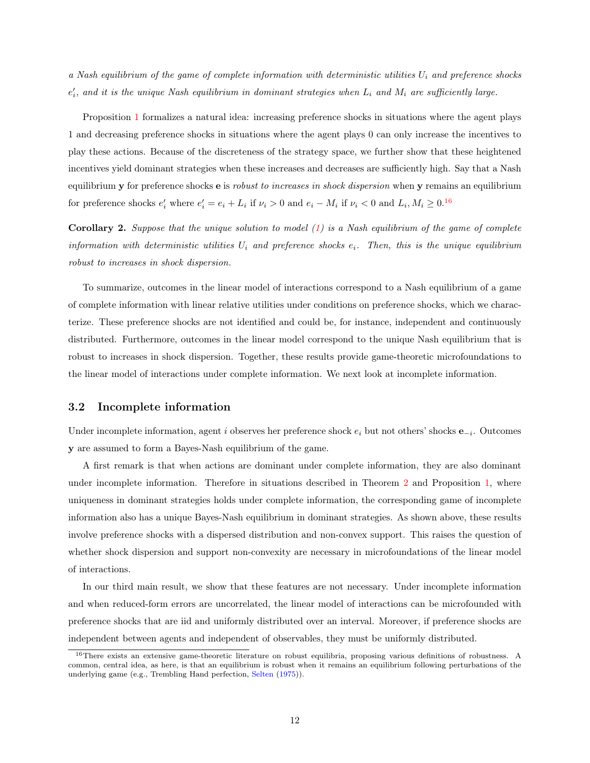*a Nash equilibrium of the game of complete information with deterministic utilities $U_i$ and preference shocks $e_i'$, and it is the unique Nash equilibrium in dominant strategies when $L_i$ and $M_i$ are sufficiently large.*

Proposition 1 formalizes a natural idea: increasing preference shocks in situations where the agent plays 1 and decreasing preference shocks in situations where the agent plays 0 can only increase the incentives to play these actions. Because of the discreteness of the strategy space, we further show that these heightened incentives yield dominant strategies when these increases and decreases are sufficiently high. Say that a Nash equilibrium $\mathbf{y}$ for preference shocks $\mathbf{e}$ is *robust to increases in shock dispersion* when $\mathbf{y}$ remains an equilibrium for preference shocks $e_i'$ where $e_i' = e_i + L_i$ if $\nu_i > 0$ and $e_i - M_i$ if $\nu_i < 0$ and $L_i, M_i \geq 0$.[16]

**Corollary 2.** *Suppose that the unique solution to model (1) is a Nash equilibrium of the game of complete information with deterministic utilities $U_i$ and preference shocks $e_i$. Then, this is the unique equilibrium robust to increases in shock dispersion.*

To summarize, outcomes in the linear model of interactions correspond to a Nash equilibrium of a game of complete information with linear relative utilities under conditions on preference shocks, which we characterize. These preference shocks are not identified and could be, for instance, independent and continuously distributed. Furthermore, outcomes in the linear model correspond to the unique Nash equilibrium that is robust to increases in shock dispersion. Together, these results provide game-theoretic microfoundations to the linear model of interactions under complete information. We next look at incomplete information.

### 3.2 Incomplete information

Under incomplete information, agent $i$ observes her preference shock $e_i$ but not others' shocks $\mathbf{e}_{-i}$. Outcomes $\mathbf{y}$ are assumed to form a Bayes-Nash equilibrium of the game.

A first remark is that when actions are dominant under complete information, they are also dominant under incomplete information. Therefore in situations described in Theorem 2 and Proposition 1, where uniqueness in dominant strategies holds under complete information, the corresponding game of incomplete information also has a unique Bayes-Nash equilibrium in dominant strategies. As shown above, these results involve preference shocks with a dispersed distribution and non-convex support. This raises the question of whether shock dispersion and support non-convexity are necessary in microfoundations of the linear model of interactions.

In our third main result, we show that these features are not necessary. Under incomplete information and when reduced-form errors are uncorrelated, the linear model of interactions can be microfounded with preference shocks that are iid and uniformly distributed over an interval. Moreover, if preference shocks are independent between agents and independent of observables, they must be uniformly distributed.

[16] There exists an extensive game-theoretic literature on robust equilibria, proposing various definitions of robustness. A common, central idea, as here, is that an equilibrium is robust when it remains an equilibrium following perturbations of the underlying game (e.g., Trembling Hand perfection, Selten (1975)).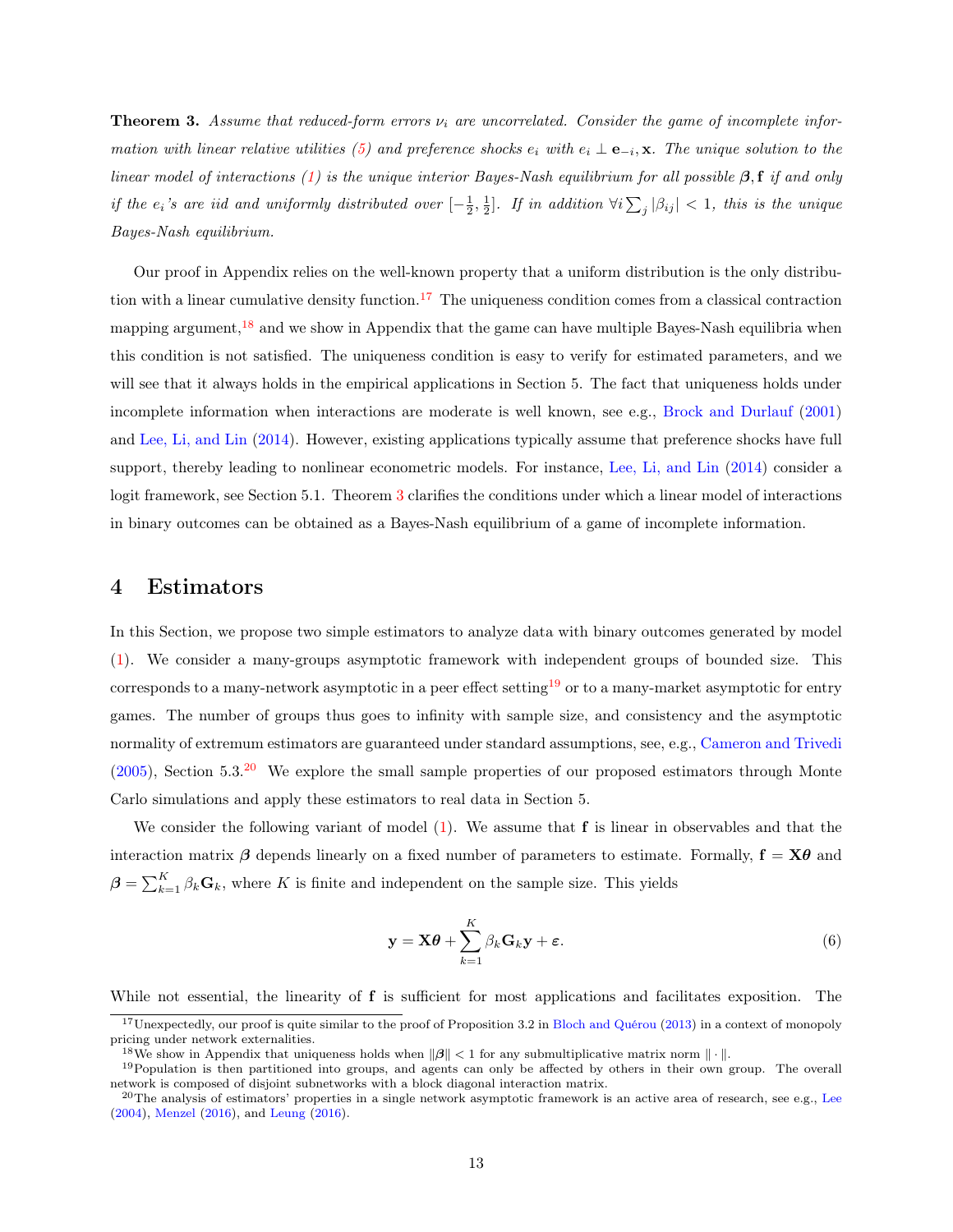**Theorem 3.** *Assume that reduced-form errors $\nu_i$ are uncorrelated. Consider the game of incomplete information with linear relative utilities (5) and preference shocks $e_i$ with $e_i \perp \mathbf{e}_{-i}, \mathbf{x}$. The unique solution to the linear model of interactions (1) is the unique interior Bayes-Nash equilibrium for all possible $\boldsymbol{\beta}, \mathbf{f}$ if and only if the $e_i$'s are iid and uniformly distributed over $[-\frac{1}{2}, \frac{1}{2}]$. If in addition $\forall i \sum_j |\beta_{ij}| < 1$, this is the unique Bayes-Nash equilibrium.*

Our proof in Appendix relies on the well-known property that a uniform distribution is the only distribution with a linear cumulative density function.[17] The uniqueness condition comes from a classical contraction mapping argument,[18] and we show in Appendix that the game can have multiple Bayes-Nash equilibria when this condition is not satisfied. The uniqueness condition is easy to verify for estimated parameters, and we will see that it always holds in the empirical applications in Section 5. The fact that uniqueness holds under incomplete information when interactions are moderate is well known, see e.g., Brock and Durlauf (2001) and Lee, Li, and Lin (2014). However, existing applications typically assume that preference shocks have full support, thereby leading to nonlinear econometric models. For instance, Lee, Li, and Lin (2014) consider a logit framework, see Section 5.1. Theorem 3 clarifies the conditions under which a linear model of interactions in binary outcomes can be obtained as a Bayes-Nash equilibrium of a game of incomplete information.

# 4 Estimators

In this Section, we propose two simple estimators to analyze data with binary outcomes generated by model (1). We consider a many-groups asymptotic framework with independent groups of bounded size. This corresponds to a many-network asymptotic in a peer effect setting[19] or to a many-market asymptotic for entry games. The number of groups thus goes to infinity with sample size, and consistency and the asymptotic normality of extremum estimators are guaranteed under standard assumptions, see, e.g., Cameron and Trivedi (2005), Section 5.3.[20] We explore the small sample properties of our proposed estimators through Monte Carlo simulations and apply these estimators to real data in Section 5.

We consider the following variant of model (1). We assume that $\mathbf{f}$ is linear in observables and that the interaction matrix $\boldsymbol{\beta}$ depends linearly on a fixed number of parameters to estimate. Formally, $\mathbf{f} = \mathbf{X}\boldsymbol{\theta}$ and $\boldsymbol{\beta} = \sum_{k=1}^{K} \beta_k \mathbf{G}_k$, where $K$ is finite and independent on the sample size. This yields

$$\mathbf{y} = \mathbf{X}\boldsymbol{\theta} + \sum_{k=1}^{K} \beta_k \mathbf{G}_k \mathbf{y} + \boldsymbol{\varepsilon}. \tag{6}$$

While not essential, the linearity of $\mathbf{f}$ is sufficient for most applications and facilitates exposition. The

---

[17] Unexpectedly, our proof is quite similar to the proof of Proposition 3.2 in Bloch and Quérou (2013) in a context of monopoly pricing under network externalities.

[18] We show in Appendix that uniqueness holds when $\|\boldsymbol{\beta}\| < 1$ for any submultiplicative matrix norm $\|\cdot\|$.

[19] Population is then partitioned into groups, and agents can only be affected by others in their own group. The overall network is composed of disjoint subnetworks with a block diagonal interaction matrix.

[20] The analysis of estimators' properties in a single network asymptotic framework is an active area of research, see e.g., Lee (2004), Menzel (2016), and Leung (2016).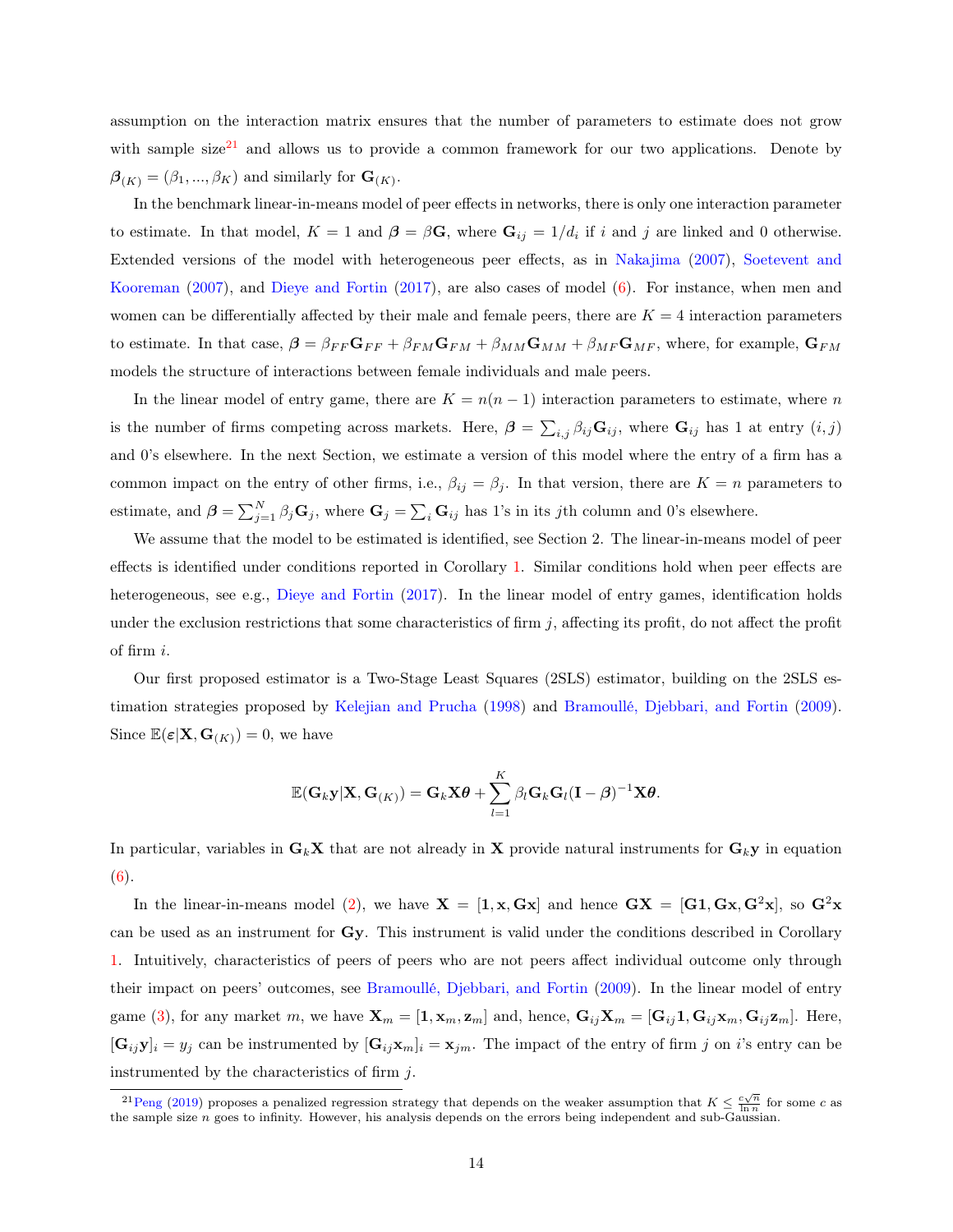assumption on the interaction matrix ensures that the number of parameters to estimate does not grow with sample size[21] and allows us to provide a common framework for our two applications. Denote by $\boldsymbol{\beta}_{(K)} = (\beta_1, ..., \beta_K)$ and similarly for $\mathbf{G}_{(K)}$.

In the benchmark linear-in-means model of peer effects in networks, there is only one interaction parameter to estimate. In that model, $K = 1$ and $\boldsymbol{\beta} = \beta \mathbf{G}$, where $\mathbf{G}_{ij} = 1/d_i$ if $i$ and $j$ are linked and 0 otherwise. Extended versions of the model with heterogeneous peer effects, as in Nakajima (2007), Soetevent and Kooreman (2007), and Dieye and Fortin (2017), are also cases of model (6). For instance, when men and women can be differentially affected by their male and female peers, there are $K = 4$ interaction parameters to estimate. In that case, $\boldsymbol{\beta} = \beta_{FF}\mathbf{G}_{FF} + \beta_{FM}\mathbf{G}_{FM} + \beta_{MM}\mathbf{G}_{MM} + \beta_{MF}\mathbf{G}_{MF}$, where, for example, $\mathbf{G}_{FM}$ models the structure of interactions between female individuals and male peers.

In the linear model of entry game, there are $K = n(n-1)$ interaction parameters to estimate, where $n$ is the number of firms competing across markets. Here, $\boldsymbol{\beta} = \sum_{i,j} \beta_{ij}\mathbf{G}_{ij}$, where $\mathbf{G}_{ij}$ has 1 at entry $(i, j)$ and 0's elsewhere. In the next Section, we estimate a version of this model where the entry of a firm has a common impact on the entry of other firms, i.e., $\beta_{ij} = \beta_j$. In that version, there are $K = n$ parameters to estimate, and $\boldsymbol{\beta} = \sum_{j=1}^{N} \beta_j \mathbf{G}_j$, where $\mathbf{G}_j = \sum_i \mathbf{G}_{ij}$ has 1's in its $j$th column and 0's elsewhere.

We assume that the model to be estimated is identified, see Section 2. The linear-in-means model of peer effects is identified under conditions reported in Corollary 1. Similar conditions hold when peer effects are heterogeneous, see e.g., Dieye and Fortin (2017). In the linear model of entry games, identification holds under the exclusion restrictions that some characteristics of firm $j$, affecting its profit, do not affect the profit of firm $i$.

Our first proposed estimator is a Two-Stage Least Squares (2SLS) estimator, building on the 2SLS estimation strategies proposed by Kelejian and Prucha (1998) and Bramoullé, Djebbari, and Fortin (2009). Since $\mathbb{E}(\boldsymbol{\varepsilon}|\mathbf{X}, \mathbf{G}_{(K)}) = 0$, we have

$$\mathbb{E}(\mathbf{G}_k\mathbf{y}|\mathbf{X}, \mathbf{G}_{(K)}) = \mathbf{G}_k\mathbf{X}\boldsymbol{\theta} + \sum_{l=1}^{K} \beta_l \mathbf{G}_k\mathbf{G}_l(\mathbf{I} - \boldsymbol{\beta})^{-1}\mathbf{X}\boldsymbol{\theta}.$$

In particular, variables in $\mathbf{G}_k\mathbf{X}$ that are not already in $\mathbf{X}$ provide natural instruments for $\mathbf{G}_k\mathbf{y}$ in equation (6).

In the linear-in-means model (2), we have $\mathbf{X} = [\mathbf{1}, \mathbf{x}, \mathbf{G}\mathbf{x}]$ and hence $\mathbf{G}\mathbf{X} = [\mathbf{G}\mathbf{1}, \mathbf{G}\mathbf{x}, \mathbf{G}^2\mathbf{x}]$, so $\mathbf{G}^2\mathbf{x}$ can be used as an instrument for $\mathbf{G}\mathbf{y}$. This instrument is valid under the conditions described in Corollary 1. Intuitively, characteristics of peers of peers who are not peers affect individual outcome only through their impact on peers' outcomes, see Bramoullé, Djebbari, and Fortin (2009). In the linear model of entry game (3), for any market $m$, we have $\mathbf{X}_m = [\mathbf{1}, \mathbf{x}_m, \mathbf{z}_m]$ and, hence, $\mathbf{G}_{ij}\mathbf{X}_m = [\mathbf{G}_{ij}\mathbf{1}, \mathbf{G}_{ij}\mathbf{x}_m, \mathbf{G}_{ij}\mathbf{z}_m]$. Here, $[\mathbf{G}_{ij}\mathbf{y}]_i = y_j$ can be instrumented by $[\mathbf{G}_{ij}\mathbf{x}_m]_i = \mathbf{x}_{jm}$. The impact of the entry of firm $j$ on $i$'s entry can be instrumented by the characteristics of firm $j$.

[21] Peng (2019) proposes a penalized regression strategy that depends on the weaker assumption that $K \leq \frac{c\sqrt{n}}{\ln n}$ for some $c$ as the sample size $n$ goes to infinity. However, his analysis depends on the errors being independent and sub-Gaussian.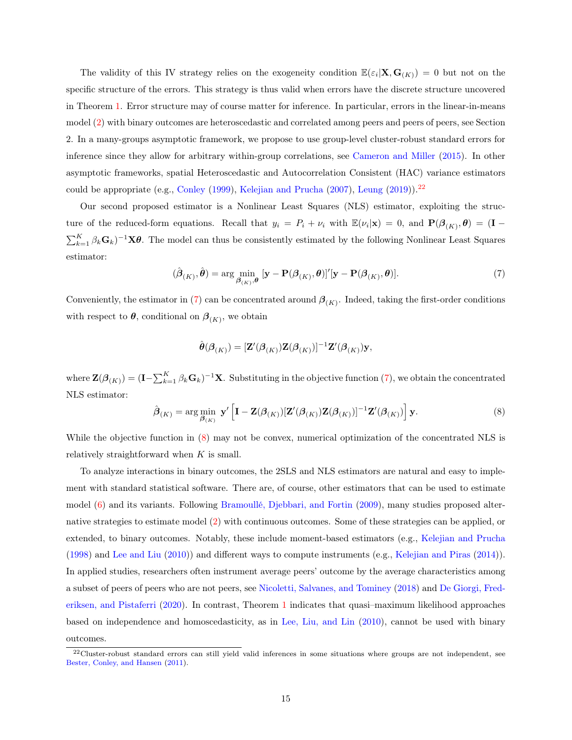The validity of this IV strategy relies on the exogeneity condition $\mathbb{E}(\varepsilon_i|\mathbf{X}, \mathbf{G}_{(K)}) = 0$ but not on the specific structure of the errors. This strategy is thus valid when errors have the discrete structure uncovered in Theorem 1. Error structure may of course matter for inference. In particular, errors in the linear-in-means model (2) with binary outcomes are heteroscedastic and correlated among peers and peers of peers, see Section 2. In a many-groups asymptotic framework, we propose to use group-level cluster-robust standard errors for inference since they allow for arbitrary within-group correlations, see Cameron and Miller (2015). In other asymptotic frameworks, spatial Heteroscedastic and Autocorrelation Consistent (HAC) variance estimators could be appropriate (e.g., Conley (1999), Kelejian and Prucha (2007), Leung (2019)).[22]

Our second proposed estimator is a Nonlinear Least Squares (NLS) estimator, exploiting the structure of the reduced-form equations. Recall that $y_i = P_i + \nu_i$ with $\mathbb{E}(\nu_i|\mathbf{x}) = 0$, and $\mathbf{P}(\boldsymbol{\beta}_{(K)}, \boldsymbol{\theta}) = (\mathbf{I} - \sum_{k=1}^{K} \beta_k \mathbf{G}_k)^{-1}\mathbf{X}\boldsymbol{\theta}$. The model can thus be consistently estimated by the following Nonlinear Least Squares estimator:

$$(\hat{\boldsymbol{\beta}}_{(K)}, \hat{\boldsymbol{\theta}}) = \arg\min_{\boldsymbol{\beta}_{(K)}, \boldsymbol{\theta}} [\mathbf{y} - \mathbf{P}(\boldsymbol{\beta}_{(K)}, \boldsymbol{\theta})]'[\mathbf{y} - \mathbf{P}(\boldsymbol{\beta}_{(K)}, \boldsymbol{\theta})]. \tag{7}$$

Conveniently, the estimator in (7) can be concentrated around $\boldsymbol{\beta}_{(K)}$. Indeed, taking the first-order conditions with respect to $\boldsymbol{\theta}$, conditional on $\boldsymbol{\beta}_{(K)}$, we obtain

$$\hat{\boldsymbol{\theta}}(\boldsymbol{\beta}_{(K)}) = [\mathbf{Z}'(\boldsymbol{\beta}_{(K)})\mathbf{Z}(\boldsymbol{\beta}_{(K)})]^{-1}\mathbf{Z}'(\boldsymbol{\beta}_{(K)})\mathbf{y},$$

where $\mathbf{Z}(\boldsymbol{\beta}_{(K)}) = (\mathbf{I} - \sum_{k=1}^{K} \beta_k \mathbf{G}_k)^{-1}\mathbf{X}$. Substituting in the objective function (7), we obtain the concentrated NLS estimator:

$$\hat{\boldsymbol{\beta}}_{(K)} = \arg\min_{\boldsymbol{\beta}_{(K)}} \mathbf{y}' \left[ \mathbf{I} - \mathbf{Z}(\boldsymbol{\beta}_{(K)})[\mathbf{Z}'(\boldsymbol{\beta}_{(K)})\mathbf{Z}(\boldsymbol{\beta}_{(K)})]^{-1}\mathbf{Z}'(\boldsymbol{\beta}_{(K)}) \right] \mathbf{y}. \tag{8}$$

While the objective function in (8) may not be convex, numerical optimization of the concentrated NLS is relatively straightforward when $K$ is small.

To analyze interactions in binary outcomes, the 2SLS and NLS estimators are natural and easy to implement with standard statistical software. There are, of course, other estimators that can be used to estimate model (6) and its variants. Following Bramoullé, Djebbari, and Fortin (2009), many studies proposed alternative strategies to estimate model (2) with continuous outcomes. Some of these strategies can be applied, or extended, to binary outcomes. Notably, these include moment-based estimators (e.g., Kelejian and Prucha (1998) and Lee and Liu (2010)) and different ways to compute instruments (e.g., Kelejian and Piras (2014)). In applied studies, researchers often instrument average peers' outcome by the average characteristics among a subset of peers of peers who are not peers, see Nicoletti, Salvanes, and Tominey (2018) and De Giorgi, Frederiksen, and Pistaferri (2020). In contrast, Theorem 1 indicates that quasi–maximum likelihood approaches based on independence and homoscedasticity, as in Lee, Liu, and Lin (2010), cannot be used with binary outcomes.

[22] Cluster-robust standard errors can still yield valid inferences in some situations where groups are not independent, see Bester, Conley, and Hansen (2011).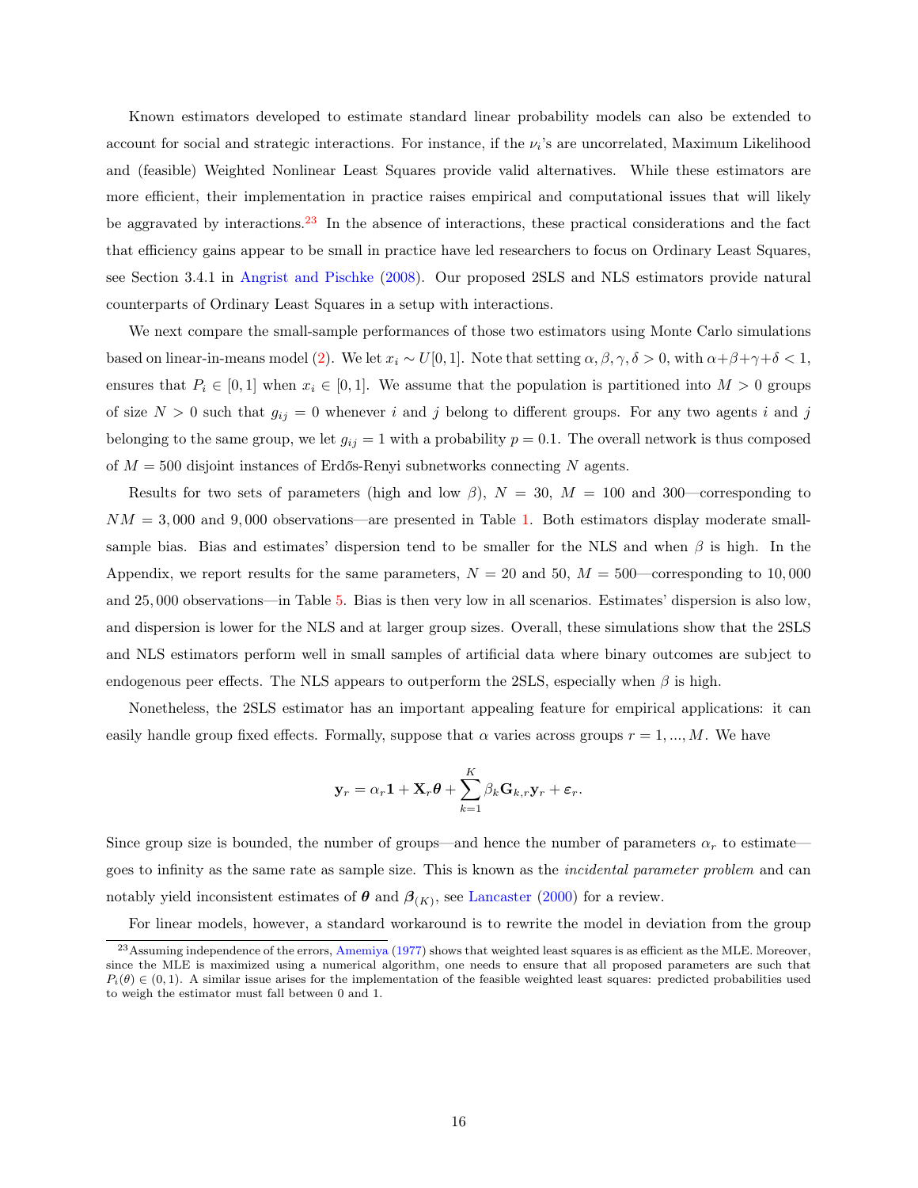Known estimators developed to estimate standard linear probability models can also be extended to account for social and strategic interactions. For instance, if the $\nu_i$'s are uncorrelated, Maximum Likelihood and (feasible) Weighted Nonlinear Least Squares provide valid alternatives. While these estimators are more efficient, their implementation in practice raises empirical and computational issues that will likely be aggravated by interactions.[23] In the absence of interactions, these practical considerations and the fact that efficiency gains appear to be small in practice have led researchers to focus on Ordinary Least Squares, see Section 3.4.1 in Angrist and Pischke (2008). Our proposed 2SLS and NLS estimators provide natural counterparts of Ordinary Least Squares in a setup with interactions.

We next compare the small-sample performances of those two estimators using Monte Carlo simulations based on linear-in-means model (2). We let $x_i \sim U[0, 1]$. Note that setting $\alpha, \beta, \gamma, \delta > 0$, with $\alpha+\beta+\gamma+\delta < 1$, ensures that $P_i \in [0, 1]$ when $x_i \in [0, 1]$. We assume that the population is partitioned into $M > 0$ groups of size $N > 0$ such that $g_{ij} = 0$ whenever $i$ and $j$ belong to different groups. For any two agents $i$ and $j$ belonging to the same group, we let $g_{ij} = 1$ with a probability $p = 0.1$. The overall network is thus composed of $M = 500$ disjoint instances of Erdős-Renyi subnetworks connecting $N$ agents.

Results for two sets of parameters (high and low $\beta$), $N = 30$, $M = 100$ and $300$—corresponding to $NM = 3,000$ and $9,000$ observations—are presented in Table 1. Both estimators display moderate small-sample bias. Bias and estimates' dispersion tend to be smaller for the NLS and when $\beta$ is high. In the Appendix, we report results for the same parameters, $N = 20$ and $50$, $M = 500$—corresponding to $10,000$ and $25,000$ observations—in Table 5. Bias is then very low in all scenarios. Estimates' dispersion is also low, and dispersion is lower for the NLS and at larger group sizes. Overall, these simulations show that the 2SLS and NLS estimators perform well in small samples of artificial data where binary outcomes are subject to endogenous peer effects. The NLS appears to outperform the 2SLS, especially when $\beta$ is high.

Nonetheless, the 2SLS estimator has an important appealing feature for empirical applications: it can easily handle group fixed effects. Formally, suppose that $\alpha$ varies across groups $r = 1, ..., M$. We have

$$\mathbf{y}_r = \alpha_r \mathbf{1} + \mathbf{X}_r \boldsymbol{\theta} + \sum_{k=1}^{K} \beta_k \mathbf{G}_{k,r} \mathbf{y}_r + \boldsymbol{\varepsilon}_r.$$

Since group size is bounded, the number of groups—and hence the number of parameters $\alpha_r$ to estimate—goes to infinity as the same rate as sample size. This is known as the *incidental parameter problem* and can notably yield inconsistent estimates of $\boldsymbol{\theta}$ and $\boldsymbol{\beta}_{(K)}$, see Lancaster (2000) for a review.

For linear models, however, a standard workaround is to rewrite the model in deviation from the group

[23] Assuming independence of the errors, Amemiya (1977) shows that weighted least squares is as efficient as the MLE. Moreover, since the MLE is maximized using a numerical algorithm, one needs to ensure that all proposed parameters are such that $P_i(\theta) \in (0, 1)$. A similar issue arises for the implementation of the feasible weighted least squares: predicted probabilities used to weigh the estimator must fall between 0 and 1.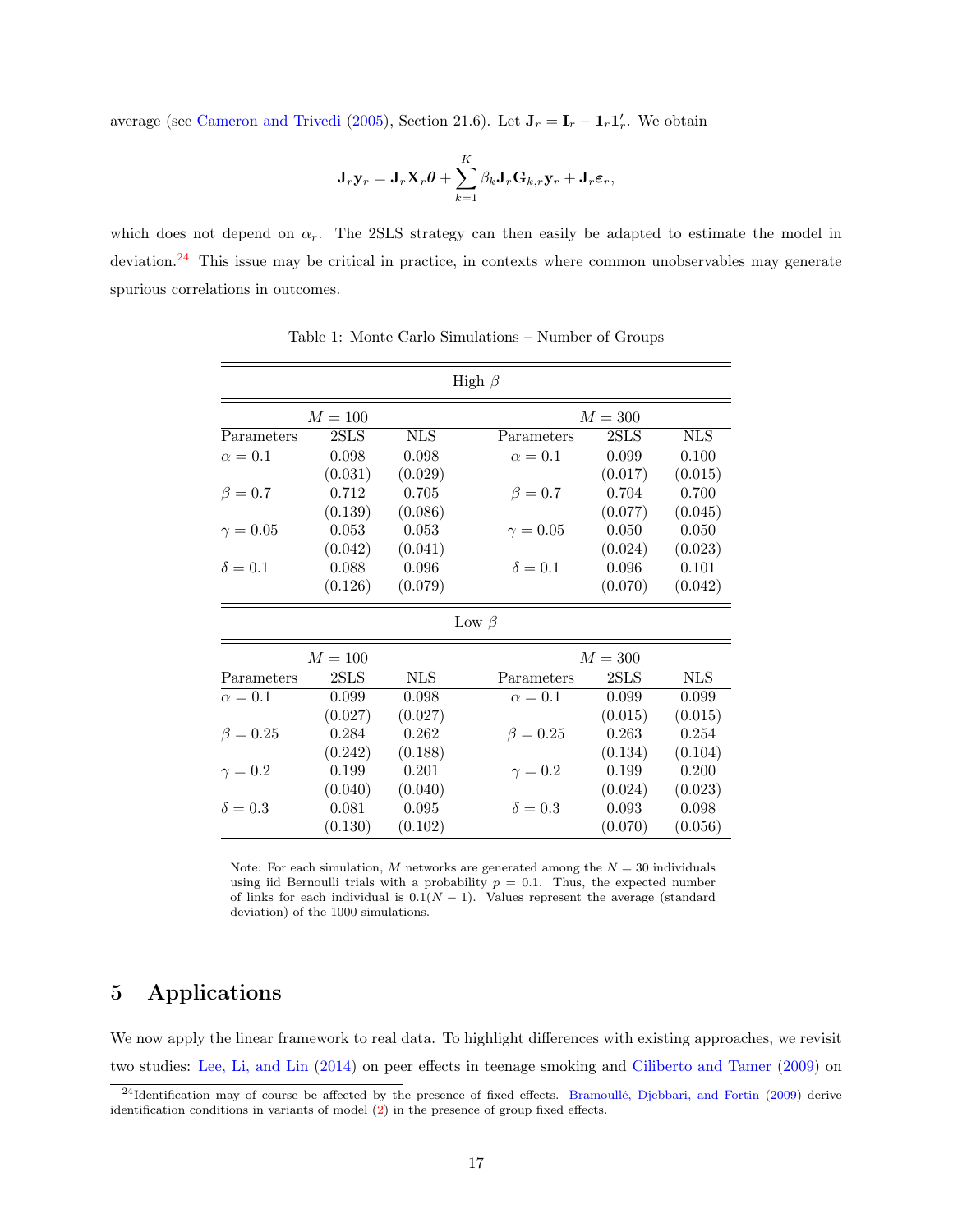average (see Cameron and Trivedi (2005), Section 21.6). Let $\mathbf{J}_r = \mathbf{I}_r - \mathbf{1}_r\mathbf{1}_r'$. We obtain

$$\mathbf{J}_r\mathbf{y}_r = \mathbf{J}_r\mathbf{X}_r\boldsymbol{\theta} + \sum_{k=1}^{K}\beta_k\mathbf{J}_r\mathbf{G}_{k,r}\mathbf{y}_r + \mathbf{J}_r\boldsymbol{\varepsilon}_r,$$

which does not depend on $\alpha_r$. The 2SLS strategy can then easily be adapted to estimate the model in deviation.[24] This issue may be critical in practice, in contexts where common unobservables may generate spurious correlations in outcomes.

Table 1: Monte Carlo Simulations – Number of Groups

| High $\beta$ | | | | | |
|---|---|---|---|---|---|
| | $M = 100$ | | | $M = 300$ | |
| Parameters | 2SLS | NLS | Parameters | 2SLS | NLS |
| $\alpha = 0.1$ | 0.098 | 0.098 | $\alpha = 0.1$ | 0.099 | 0.100 |
| | (0.031) | (0.029) | | (0.017) | (0.015) |
| $\beta = 0.7$ | 0.712 | 0.705 | $\beta = 0.7$ | 0.704 | 0.700 |
| | (0.139) | (0.086) | | (0.077) | (0.045) |
| $\gamma = 0.05$ | 0.053 | 0.053 | $\gamma = 0.05$ | 0.050 | 0.050 |
| | (0.042) | (0.041) | | (0.024) | (0.023) |
| $\delta = 0.1$ | 0.088 | 0.096 | $\delta = 0.1$ | 0.096 | 0.101 |
| | (0.126) | (0.079) | | (0.070) | (0.042) |
| **Low $\beta$** | | | | | |
| | $M = 100$ | | | $M = 300$ | |
| Parameters | 2SLS | NLS | Parameters | 2SLS | NLS |
| $\alpha = 0.1$ | 0.099 | 0.098 | $\alpha = 0.1$ | 0.099 | 0.099 |
| | (0.027) | (0.027) | | (0.015) | (0.015) |
| $\beta = 0.25$ | 0.284 | 0.262 | $\beta = 0.25$ | 0.263 | 0.254 |
| | (0.242) | (0.188) | | (0.134) | (0.104) |
| $\gamma = 0.2$ | 0.199 | 0.201 | $\gamma = 0.2$ | 0.199 | 0.200 |
| | (0.040) | (0.040) | | (0.024) | (0.023) |
| $\delta = 0.3$ | 0.081 | 0.095 | $\delta = 0.3$ | 0.093 | 0.098 |
| | (0.130) | (0.102) | | (0.070) | (0.056) |

Note: For each simulation, $M$ networks are generated among the $N = 30$ individuals using iid Bernoulli trials with a probability $p = 0.1$. Thus, the expected number of links for each individual is $0.1(N-1)$. Values represent the average (standard deviation) of the 1000 simulations.

## 5 Applications

We now apply the linear framework to real data. To highlight differences with existing approaches, we revisit two studies: Lee, Li, and Lin (2014) on peer effects in teenage smoking and Ciliberto and Tamer (2009) on

[24] Identification may of course be affected by the presence of fixed effects. Bramoullé, Djebbari, and Fortin (2009) derive identification conditions in variants of model (2) in the presence of group fixed effects.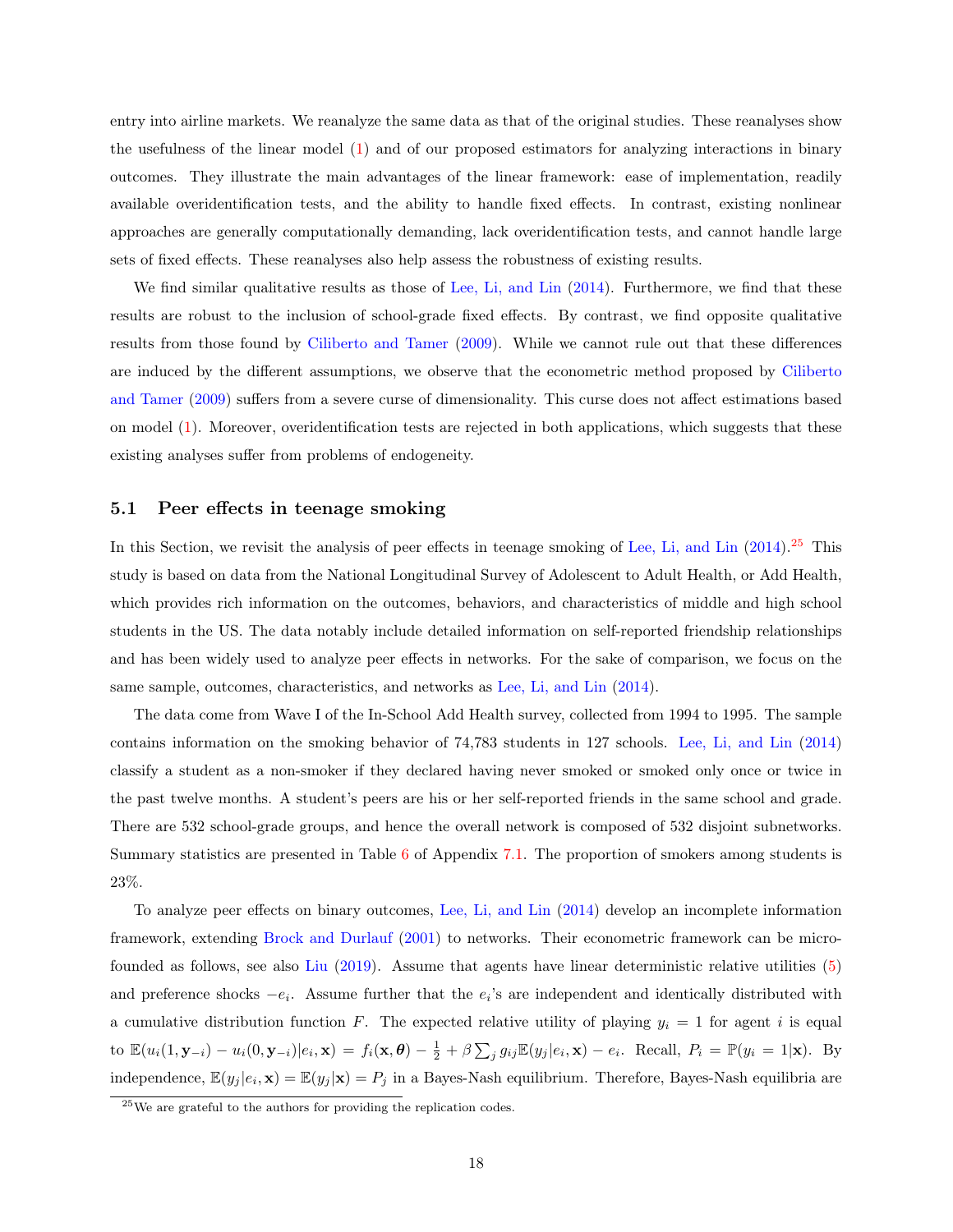entry into airline markets. We reanalyze the same data as that of the original studies. These reanalyses show the usefulness of the linear model (1) and of our proposed estimators for analyzing interactions in binary outcomes. They illustrate the main advantages of the linear framework: ease of implementation, readily available overidentification tests, and the ability to handle fixed effects. In contrast, existing nonlinear approaches are generally computationally demanding, lack overidentification tests, and cannot handle large sets of fixed effects. These reanalyses also help assess the robustness of existing results.

We find similar qualitative results as those of Lee, Li, and Lin (2014). Furthermore, we find that these results are robust to the inclusion of school-grade fixed effects. By contrast, we find opposite qualitative results from those found by Ciliberto and Tamer (2009). While we cannot rule out that these differences are induced by the different assumptions, we observe that the econometric method proposed by Ciliberto and Tamer (2009) suffers from a severe curse of dimensionality. This curse does not affect estimations based on model (1). Moreover, overidentification tests are rejected in both applications, which suggests that these existing analyses suffer from problems of endogeneity.

## 5.1 Peer effects in teenage smoking

In this Section, we revisit the analysis of peer effects in teenage smoking of Lee, Li, and Lin (2014).[25] This study is based on data from the National Longitudinal Survey of Adolescent to Adult Health, or Add Health, which provides rich information on the outcomes, behaviors, and characteristics of middle and high school students in the US. The data notably include detailed information on self-reported friendship relationships and has been widely used to analyze peer effects in networks. For the sake of comparison, we focus on the same sample, outcomes, characteristics, and networks as Lee, Li, and Lin (2014).

The data come from Wave I of the In-School Add Health survey, collected from 1994 to 1995. The sample contains information on the smoking behavior of 74,783 students in 127 schools. Lee, Li, and Lin (2014) classify a student as a non-smoker if they declared having never smoked or smoked only once or twice in the past twelve months. A student's peers are his or her self-reported friends in the same school and grade. There are 532 school-grade groups, and hence the overall network is composed of 532 disjoint subnetworks. Summary statistics are presented in Table 6 of Appendix 7.1. The proportion of smokers among students is 23%.

To analyze peer effects on binary outcomes, Lee, Li, and Lin (2014) develop an incomplete information framework, extending Brock and Durlauf (2001) to networks. Their econometric framework can be micro-founded as follows, see also Liu (2019). Assume that agents have linear deterministic relative utilities (5) and preference shocks $-e_i$. Assume further that the $e_i$'s are independent and identically distributed with a cumulative distribution function $F$. The expected relative utility of playing $y_i = 1$ for agent $i$ is equal to $\mathbb{E}(u_i(1, \mathbf{y}_{-i}) - u_i(0, \mathbf{y}_{-i})|e_i, \mathbf{x}) = f_i(\mathbf{x}, \boldsymbol{\theta}) - \frac{1}{2} + \beta \sum_j g_{ij}\mathbb{E}(y_j|e_i, \mathbf{x}) - e_i$. Recall, $P_i = \mathbb{P}(y_i = 1|\mathbf{x})$. By independence, $\mathbb{E}(y_j|e_i, \mathbf{x}) = \mathbb{E}(y_j|\mathbf{x}) = P_j$ in a Bayes-Nash equilibrium. Therefore, Bayes-Nash equilibria are

[25] We are grateful to the authors for providing the replication codes.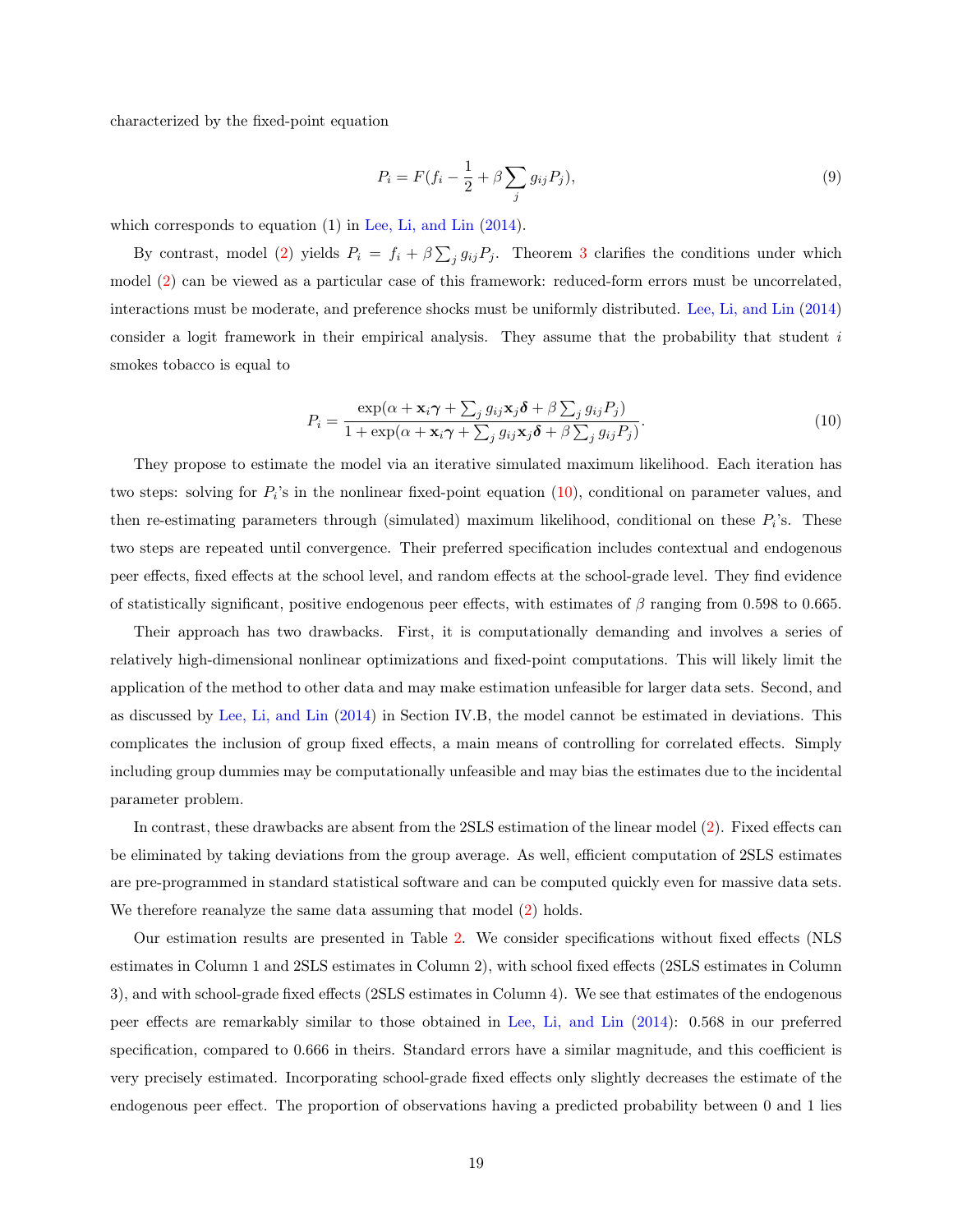characterized by the fixed-point equation

$$P_i = F(f_i - \frac{1}{2} + \beta \sum_j g_{ij} P_j), \tag{9}$$

which corresponds to equation (1) in Lee, Li, and Lin (2014).

By contrast, model (2) yields $P_i = f_i + \beta \sum_j g_{ij} P_j$. Theorem 3 clarifies the conditions under which model (2) can be viewed as a particular case of this framework: reduced-form errors must be uncorrelated, interactions must be moderate, and preference shocks must be uniformly distributed. Lee, Li, and Lin (2014) consider a logit framework in their empirical analysis. They assume that the probability that student $i$ smokes tobacco is equal to

$$P_i = \frac{\exp(\alpha + \mathbf{x}_i \boldsymbol{\gamma} + \sum_j g_{ij} \mathbf{x}_j \boldsymbol{\delta} + \beta \sum_j g_{ij} P_j)}{1 + \exp(\alpha + \mathbf{x}_i \boldsymbol{\gamma} + \sum_j g_{ij} \mathbf{x}_j \boldsymbol{\delta} + \beta \sum_j g_{ij} P_j)}. \tag{10}$$

They propose to estimate the model via an iterative simulated maximum likelihood. Each iteration has two steps: solving for $P_i$'s in the nonlinear fixed-point equation (10), conditional on parameter values, and then re-estimating parameters through (simulated) maximum likelihood, conditional on these $P_i$'s. These two steps are repeated until convergence. Their preferred specification includes contextual and endogenous peer effects, fixed effects at the school level, and random effects at the school-grade level. They find evidence of statistically significant, positive endogenous peer effects, with estimates of $\beta$ ranging from 0.598 to 0.665.

Their approach has two drawbacks. First, it is computationally demanding and involves a series of relatively high-dimensional nonlinear optimizations and fixed-point computations. This will likely limit the application of the method to other data and may make estimation unfeasible for larger data sets. Second, and as discussed by Lee, Li, and Lin (2014) in Section IV.B, the model cannot be estimated in deviations. This complicates the inclusion of group fixed effects, a main means of controlling for correlated effects. Simply including group dummies may be computationally unfeasible and may bias the estimates due to the incidental parameter problem.

In contrast, these drawbacks are absent from the 2SLS estimation of the linear model (2). Fixed effects can be eliminated by taking deviations from the group average. As well, efficient computation of 2SLS estimates are pre-programmed in standard statistical software and can be computed quickly even for massive data sets. We therefore reanalyze the same data assuming that model (2) holds.

Our estimation results are presented in Table 2. We consider specifications without fixed effects (NLS estimates in Column 1 and 2SLS estimates in Column 2), with school fixed effects (2SLS estimates in Column 3), and with school-grade fixed effects (2SLS estimates in Column 4). We see that estimates of the endogenous peer effects are remarkably similar to those obtained in Lee, Li, and Lin (2014): 0.568 in our preferred specification, compared to 0.666 in theirs. Standard errors have a similar magnitude, and this coefficient is very precisely estimated. Incorporating school-grade fixed effects only slightly decreases the estimate of the endogenous peer effect. The proportion of observations having a predicted probability between 0 and 1 lies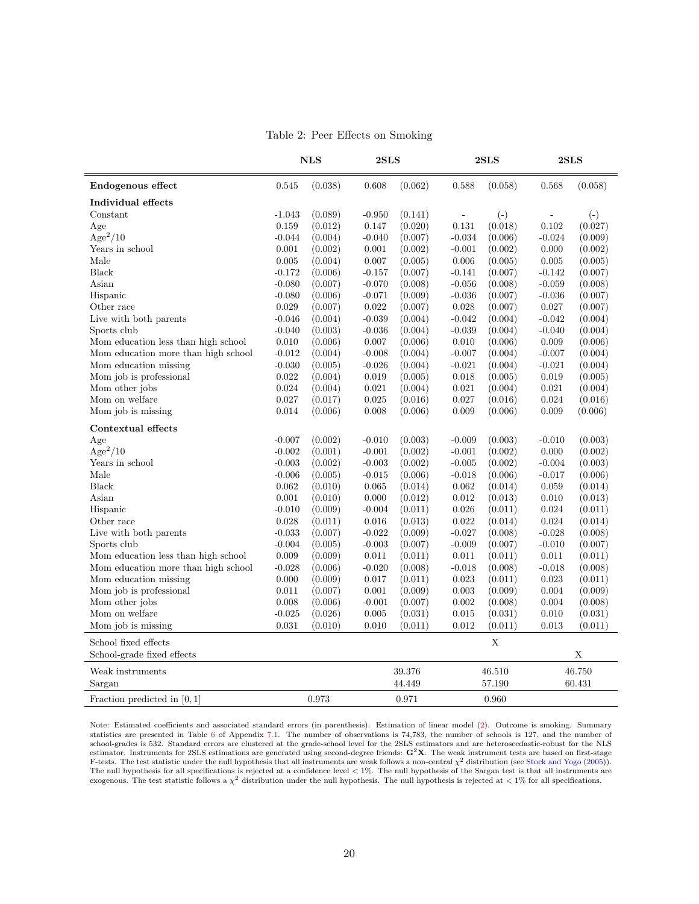Table 2: Peer Effects on Smoking

| | NLS | | 2SLS | | 2SLS | | 2SLS | |
|---|---|---|---|---|---|---|---|---|
| **Endogenous effect** | 0.545 | (0.038) | 0.608 | (0.062) | 0.588 | (0.058) | 0.568 | (0.058) |
| **Individual effects** | | | | | | | | |
| Constant | -1.043 | (0.089) | -0.950 | (0.141) | - | (-) | - | (-) |
| Age | 0.159 | (0.012) | 0.147 | (0.020) | 0.131 | (0.018) | 0.102 | (0.027) |
| $\text{Age}^2/10$ | -0.044 | (0.004) | -0.040 | (0.007) | -0.034 | (0.006) | -0.024 | (0.009) |
| Years in school | 0.001 | (0.002) | 0.001 | (0.002) | -0.001 | (0.002) | 0.000 | (0.002) |
| Male | 0.005 | (0.004) | 0.007 | (0.005) | 0.006 | (0.005) | 0.005 | (0.005) |
| Black | -0.172 | (0.006) | -0.157 | (0.007) | -0.141 | (0.007) | -0.142 | (0.007) |
| Asian | -0.080 | (0.007) | -0.070 | (0.008) | -0.056 | (0.008) | -0.059 | (0.008) |
| Hispanic | -0.080 | (0.006) | -0.071 | (0.009) | -0.036 | (0.007) | -0.036 | (0.007) |
| Other race | 0.029 | (0.007) | 0.022 | (0.007) | 0.028 | (0.007) | 0.027 | (0.007) |
| Live with both parents | -0.046 | (0.004) | -0.039 | (0.004) | -0.042 | (0.004) | -0.042 | (0.004) |
| Sports club | -0.040 | (0.003) | -0.036 | (0.004) | -0.039 | (0.004) | -0.040 | (0.004) |
| Mom education less than high school | 0.010 | (0.006) | 0.007 | (0.006) | 0.010 | (0.006) | 0.009 | (0.006) |
| Mom education more than high school | -0.012 | (0.004) | -0.008 | (0.004) | -0.007 | (0.004) | -0.007 | (0.004) |
| Mom education missing | -0.030 | (0.005) | -0.026 | (0.004) | -0.021 | (0.004) | -0.021 | (0.004) |
| Mom job is professional | 0.022 | (0.004) | 0.019 | (0.005) | 0.018 | (0.005) | 0.019 | (0.005) |
| Mom other jobs | 0.024 | (0.004) | 0.021 | (0.004) | 0.021 | (0.004) | 0.021 | (0.004) |
| Mom on welfare | 0.027 | (0.017) | 0.025 | (0.016) | 0.027 | (0.016) | 0.024 | (0.016) |
| Mom job is missing | 0.014 | (0.006) | 0.008 | (0.006) | 0.009 | (0.006) | 0.009 | (0.006) |
| **Contextual effects** | | | | | | | | |
| Age | -0.007 | (0.002) | -0.010 | (0.003) | -0.009 | (0.003) | -0.010 | (0.003) |
| $\text{Age}^2/10$ | -0.002 | (0.001) | -0.001 | (0.002) | -0.001 | (0.002) | 0.000 | (0.002) |
| Years in school | -0.003 | (0.002) | -0.003 | (0.002) | -0.005 | (0.002) | -0.004 | (0.003) |
| Male | -0.006 | (0.005) | -0.015 | (0.006) | -0.018 | (0.006) | -0.017 | (0.006) |
| Black | 0.062 | (0.010) | 0.065 | (0.014) | 0.062 | (0.014) | 0.059 | (0.014) |
| Asian | 0.001 | (0.010) | 0.000 | (0.012) | 0.012 | (0.013) | 0.010 | (0.013) |
| Hispanic | -0.010 | (0.009) | -0.004 | (0.011) | 0.026 | (0.011) | 0.024 | (0.011) |
| Other race | 0.028 | (0.011) | 0.016 | (0.013) | 0.022 | (0.014) | 0.024 | (0.014) |
| Live with both parents | -0.033 | (0.007) | -0.022 | (0.009) | -0.027 | (0.008) | -0.028 | (0.008) |
| Sports club | -0.004 | (0.005) | -0.003 | (0.007) | -0.009 | (0.007) | -0.010 | (0.007) |
| Mom education less than high school | 0.009 | (0.009) | 0.011 | (0.011) | 0.011 | (0.011) | 0.011 | (0.011) |
| Mom education more than high school | -0.028 | (0.006) | -0.020 | (0.008) | -0.018 | (0.008) | -0.018 | (0.008) |
| Mom education missing | 0.000 | (0.009) | 0.017 | (0.011) | 0.023 | (0.011) | 0.023 | (0.011) |
| Mom job is professional | 0.011 | (0.007) | 0.001 | (0.009) | 0.003 | (0.009) | 0.004 | (0.009) |
| Mom other jobs | 0.008 | (0.006) | -0.001 | (0.007) | 0.002 | (0.008) | 0.004 | (0.008) |
| Mom on welfare | -0.025 | (0.026) | 0.005 | (0.031) | 0.015 | (0.031) | 0.010 | (0.031) |
| Mom job is missing | 0.031 | (0.010) | 0.010 | (0.011) | 0.012 | (0.011) | 0.013 | (0.011) |
| School fixed effects | | | | | X | | | |
| School-grade fixed effects | | | | | | | X | |
| Weak instruments | | | 39.376 | | 46.510 | | 46.750 | |
| Sargan | | | 44.449 | | 57.190 | | 60.431 | |
| Fraction predicted in [0, 1] | 0.973 | | 0.971 | | 0.960 | | | |

Note: Estimated coefficients and associated standard errors (in parenthesis). Estimation of linear model (2). Outcome is smoking. Summary statistics are presented in Table 6 of Appendix 7.1. The number of observations is 74,783, the number of schools is 127, and the number of school-grades is 532. Standard errors are clustered at the grade-school level for the 2SLS estimators and are heteroscedastic-robust for the NLS estimator. Instruments for 2SLS estimations are generated using second-degree friends: $\mathbf{G}^2\mathbf{X}$. The weak instrument tests are based on first-stage F-tests. The test statistic under the null hypothesis that all instruments are weak follows a non-central $\chi^2$ distribution (see Stock and Yogo (2005)). The null hypothesis for all specifications is rejected at a confidence level < 1%. The null hypothesis of the Sargan test is that all instruments are exogenous. The test statistic follows a $\chi^2$ distribution under the null hypothesis. The null hypothesis is rejected at < 1% for all specifications.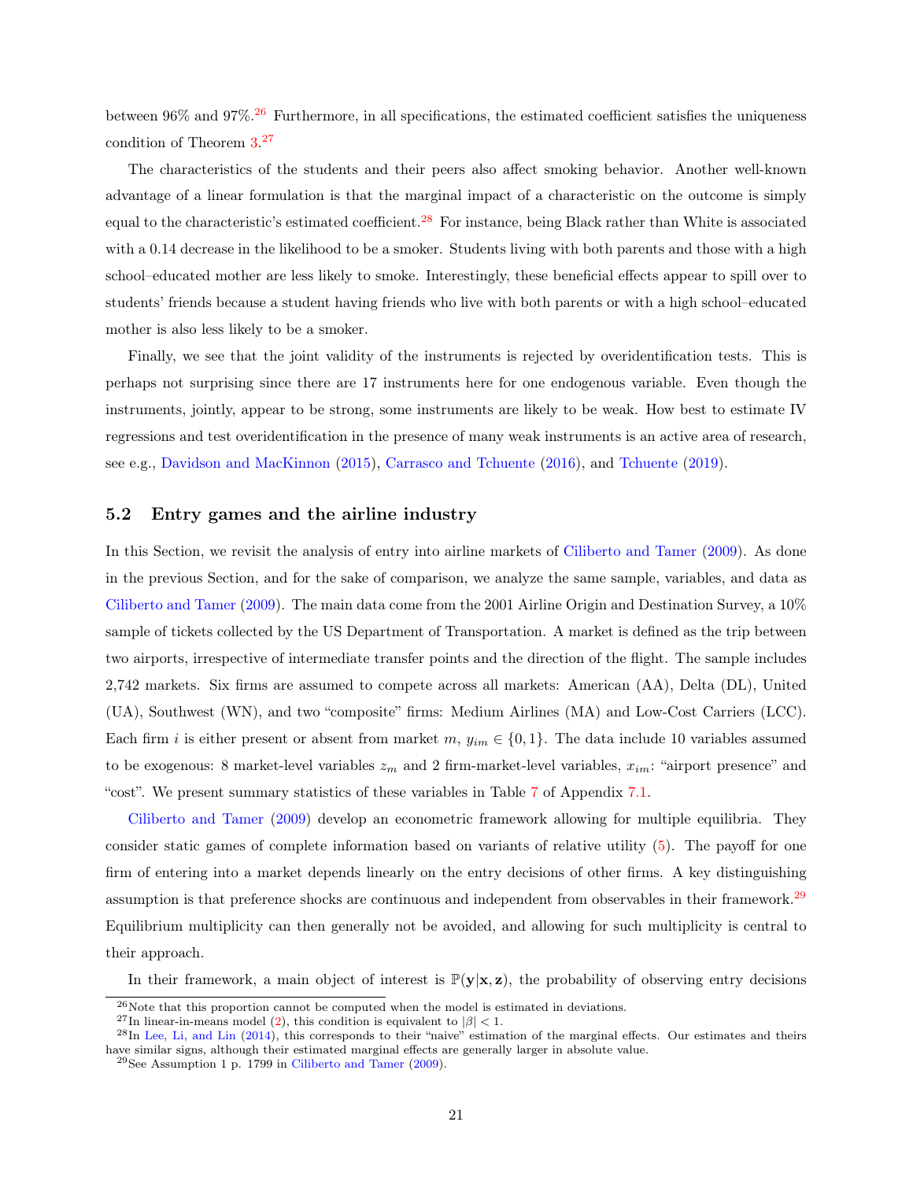between 96% and 97%.[26] Furthermore, in all specifications, the estimated coefficient satisfies the uniqueness condition of Theorem 3.[27]

The characteristics of the students and their peers also affect smoking behavior. Another well-known advantage of a linear formulation is that the marginal impact of a characteristic on the outcome is simply equal to the characteristic's estimated coefficient.[28] For instance, being Black rather than White is associated with a 0.14 decrease in the likelihood to be a smoker. Students living with both parents and those with a high school–educated mother are less likely to smoke. Interestingly, these beneficial effects appear to spill over to students' friends because a student having friends who live with both parents or with a high school–educated mother is also less likely to be a smoker.

Finally, we see that the joint validity of the instruments is rejected by overidentification tests. This is perhaps not surprising since there are 17 instruments here for one endogenous variable. Even though the instruments, jointly, appear to be strong, some instruments are likely to be weak. How best to estimate IV regressions and test overidentification in the presence of many weak instruments is an active area of research, see e.g., Davidson and MacKinnon (2015), Carrasco and Tchuente (2016), and Tchuente (2019).

## 5.2 Entry games and the airline industry

In this Section, we revisit the analysis of entry into airline markets of Ciliberto and Tamer (2009). As done in the previous Section, and for the sake of comparison, we analyze the same sample, variables, and data as Ciliberto and Tamer (2009). The main data come from the 2001 Airline Origin and Destination Survey, a 10% sample of tickets collected by the US Department of Transportation. A market is defined as the trip between two airports, irrespective of intermediate transfer points and the direction of the flight. The sample includes 2,742 markets. Six firms are assumed to compete across all markets: American (AA), Delta (DL), United (UA), Southwest (WN), and two "composite" firms: Medium Airlines (MA) and Low-Cost Carriers (LCC). Each firm $i$ is either present or absent from market $m$, $y_{im} \in \{0, 1\}$. The data include 10 variables assumed to be exogenous: 8 market-level variables $z_m$ and 2 firm-market-level variables, $x_{im}$: "airport presence" and "cost". We present summary statistics of these variables in Table 7 of Appendix 7.1.

Ciliberto and Tamer (2009) develop an econometric framework allowing for multiple equilibria. They consider static games of complete information based on variants of relative utility (5). The payoff for one firm of entering into a market depends linearly on the entry decisions of other firms. A key distinguishing assumption is that preference shocks are continuous and independent from observables in their framework.[29] Equilibrium multiplicity can then generally not be avoided, and allowing for such multiplicity is central to their approach.

In their framework, a main object of interest is $\mathbb{P}(\mathbf{y}|\mathbf{x}, \mathbf{z})$, the probability of observing entry decisions

---

[26] Note that this proportion cannot be computed when the model is estimated in deviations.

[27] In linear-in-means model (2), this condition is equivalent to $|\beta| < 1$.

[28] In Lee, Li, and Lin (2014), this corresponds to their "naive" estimation of the marginal effects. Our estimates and theirs have similar signs, although their estimated marginal effects are generally larger in absolute value.

[29] See Assumption 1 p. 1799 in Ciliberto and Tamer (2009).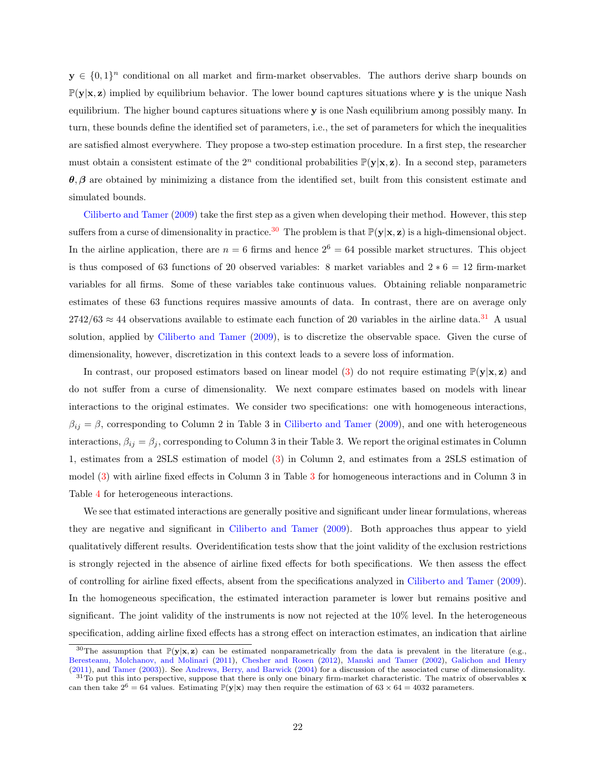$\mathbf{y} \in \{0,1\}^n$ conditional on all market and firm-market observables. The authors derive sharp bounds on $\mathbb{P}(\mathbf{y}|\mathbf{x},\mathbf{z})$ implied by equilibrium behavior. The lower bound captures situations where $\mathbf{y}$ is the unique Nash equilibrium. The higher bound captures situations where $\mathbf{y}$ is one Nash equilibrium among possibly many. In turn, these bounds define the identified set of parameters, i.e., the set of parameters for which the inequalities are satisfied almost everywhere. They propose a two-step estimation procedure. In a first step, the researcher must obtain a consistent estimate of the $2^n$ conditional probabilities $\mathbb{P}(\mathbf{y}|\mathbf{x},\mathbf{z})$. In a second step, parameters $\boldsymbol{\theta}, \boldsymbol{\beta}$ are obtained by minimizing a distance from the identified set, built from this consistent estimate and simulated bounds.

Ciliberto and Tamer (2009) take the first step as a given when developing their method. However, this step suffers from a curse of dimensionality in practice.[30] The problem is that $\mathbb{P}(\mathbf{y}|\mathbf{x},\mathbf{z})$ is a high-dimensional object. In the airline application, there are $n = 6$ firms and hence $2^6 = 64$ possible market structures. This object is thus composed of 63 functions of 20 observed variables: 8 market variables and $2 * 6 = 12$ firm-market variables for all firms. Some of these variables take continuous values. Obtaining reliable nonparametric estimates of these 63 functions requires massive amounts of data. In contrast, there are on average only $2742/63 \approx 44$ observations available to estimate each function of 20 variables in the airline data.[31] A usual solution, applied by Ciliberto and Tamer (2009), is to discretize the observable space. Given the curse of dimensionality, however, discretization in this context leads to a severe loss of information.

In contrast, our proposed estimators based on linear model (3) do not require estimating $\mathbb{P}(\mathbf{y}|\mathbf{x},\mathbf{z})$ and do not suffer from a curse of dimensionality. We next compare estimates based on models with linear interactions to the original estimates. We consider two specifications: one with homogeneous interactions, $\beta_{ij} = \beta$, corresponding to Column 2 in Table 3 in Ciliberto and Tamer (2009), and one with heterogeneous interactions, $\beta_{ij} = \beta_j$, corresponding to Column 3 in their Table 3. We report the original estimates in Column 1, estimates from a 2SLS estimation of model (3) in Column 2, and estimates from a 2SLS estimation of model (3) with airline fixed effects in Column 3 in Table 3 for homogeneous interactions and in Column 3 in Table 4 for heterogeneous interactions.

We see that estimated interactions are generally positive and significant under linear formulations, whereas they are negative and significant in Ciliberto and Tamer (2009). Both approaches thus appear to yield qualitatively different results. Overidentification tests show that the joint validity of the exclusion restrictions is strongly rejected in the absence of airline fixed effects for both specifications. We then assess the effect of controlling for airline fixed effects, absent from the specifications analyzed in Ciliberto and Tamer (2009). In the homogeneous specification, the estimated interaction parameter is lower but remains positive and significant. The joint validity of the instruments is now not rejected at the 10% level. In the heterogeneous specification, adding airline fixed effects has a strong effect on interaction estimates, an indication that airline

[30] The assumption that $\mathbb{P}(\mathbf{y}|\mathbf{x},\mathbf{z})$ can be estimated nonparametrically from the data is prevalent in the literature (e.g., Beresteanu, Molchanov, and Molinari (2011), Chesher and Rosen (2012), Manski and Tamer (2002), Galichon and Henry (2011), and Tamer (2003)). See Andrews, Berry, and Barwick (2004) for a discussion of the associated curse of dimensionality.

[31] To put this into perspective, suppose that there is only one binary firm-market characteristic. The matrix of observables $\mathbf{x}$ can then take $2^6 = 64$ values. Estimating $\mathbb{P}(\mathbf{y}|\mathbf{x})$ may then require the estimation of $63 \times 64 = 4032$ parameters.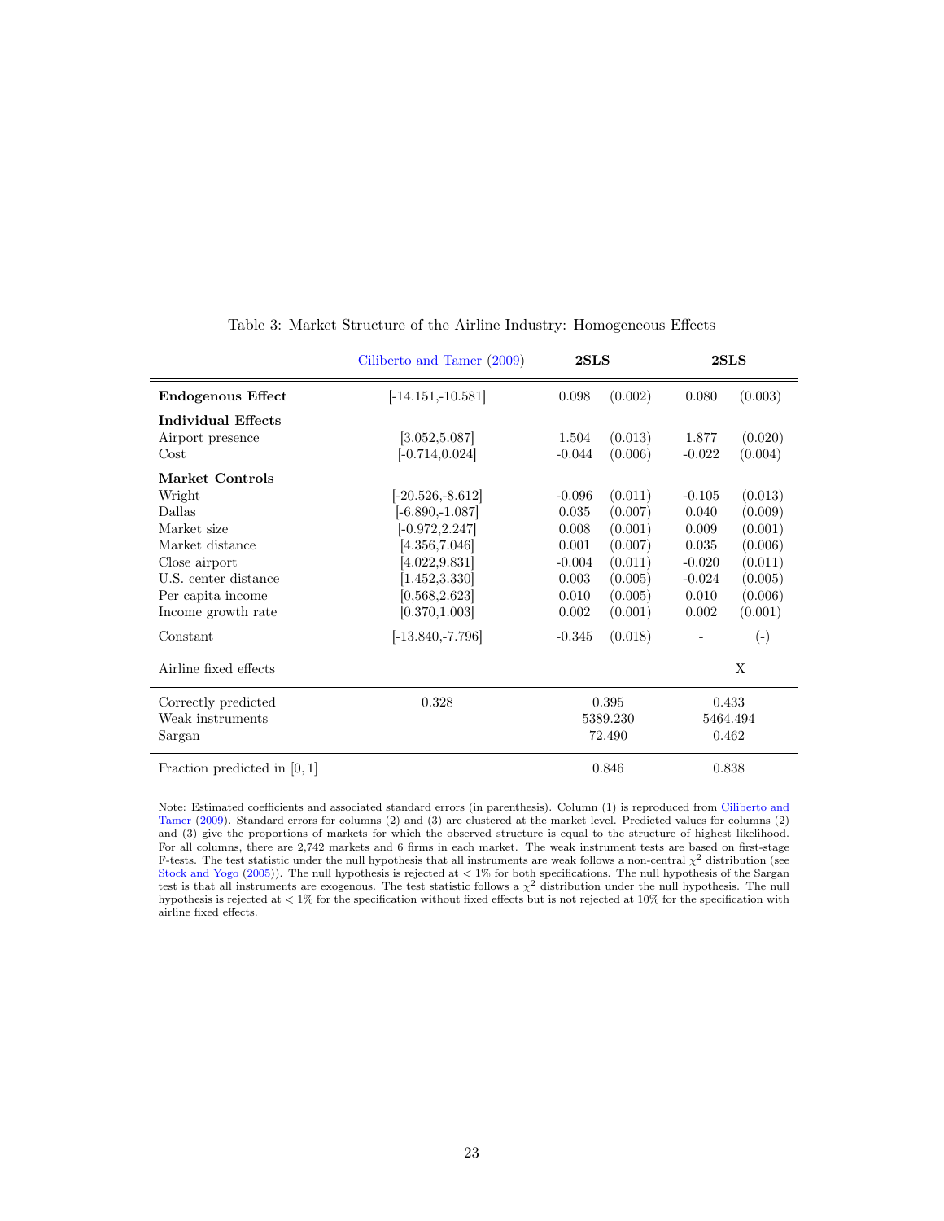Table 3: Market Structure of the Airline Industry: Homogeneous Effects

| | Ciliberto and Tamer (2009) | 2SLS | | 2SLS | |
|---|---|---|---|---|---|
| **Endogenous Effect** | [-14.151,-10.581] | 0.098 | (0.002) | 0.080 | (0.003) |
| **Individual Effects** | | | | | |
| Airport presence | [3.052,5.087] | 1.504 | (0.013) | 1.877 | (0.020) |
| Cost | [-0.714,0.024] | -0.044 | (0.006) | -0.022 | (0.004) |
| **Market Controls** | | | | | |
| Wright | [-20.526,-8.612] | -0.096 | (0.011) | -0.105 | (0.013) |
| Dallas | [-6.890,-1.087] | 0.035 | (0.007) | 0.040 | (0.009) |
| Market size | [-0.972,2.247] | 0.008 | (0.001) | 0.009 | (0.001) |
| Market distance | [4.356,7.046] | 0.001 | (0.007) | 0.035 | (0.006) |
| Close airport | [4.022,9.831] | -0.004 | (0.011) | -0.020 | (0.011) |
| U.S. center distance | [1.452,3.330] | 0.003 | (0.005) | -0.024 | (0.005) |
| Per capita income | [0,568,2.623] | 0.010 | (0.005) | 0.010 | (0.006) |
| Income growth rate | [0.370,1.003] | 0.002 | (0.001) | 0.002 | (0.001) |
| Constant | [-13.840,-7.796] | -0.345 | (0.018) | - | (-) |
| Airline fixed effects | | | | X | |
| Correctly predicted | 0.328 | 0.395 | | 0.433 | |
| Weak instruments | | 5389.230 | | 5464.494 | |
| Sargan | | 72.490 | | 0.462 | |
| Fraction predicted in $[0,1]$ | | 0.846 | | 0.838 | |

Note: Estimated coefficients and associated standard errors (in parenthesis). Column (1) is reproduced from Ciliberto and Tamer (2009). Standard errors for columns (2) and (3) are clustered at the market level. Predicted values for columns (2) and (3) give the proportions of markets for which the observed structure is equal to the structure of highest likelihood. For all columns, there are 2,742 markets and 6 firms in each market. The weak instrument tests are based on first-stage F-tests. The test statistic under the null hypothesis that all instruments are weak follows a non-central $\chi^2$ distribution (see Stock and Yogo (2005)). The null hypothesis is rejected at $< 1\%$ for both specifications. The null hypothesis of the Sargan test is that all instruments are exogenous. The test statistic follows a $\chi^2$ distribution under the null hypothesis. The null hypothesis is rejected at $< 1\%$ for the specification without fixed effects but is not rejected at 10% for the specification with airline fixed effects.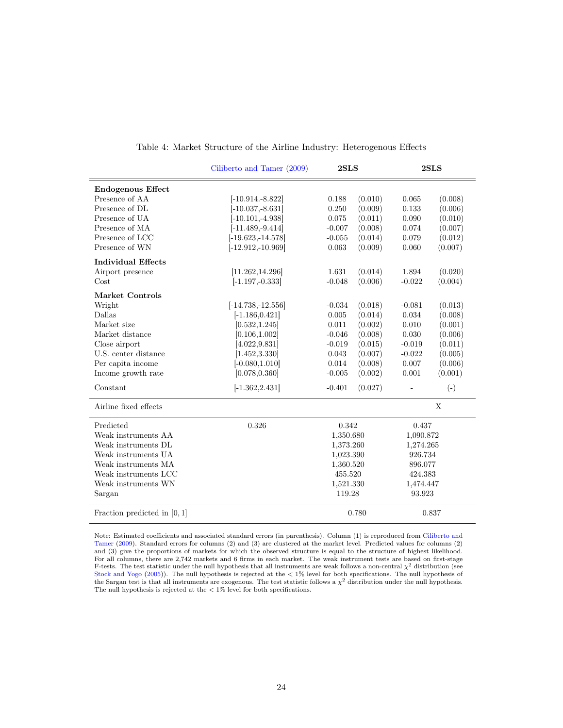Table 4: Market Structure of the Airline Industry: Heterogenous Effects

| | Ciliberto and Tamer (2009) | **2SLS** | | **2SLS** | |
|---|---|---|---|---|---|
| **Endogenous Effect** | | | | | |
| Presence of AA | [-10.914.-8.822] | 0.188 | (0.010) | 0.065 | (0.008) |
| Presence of DL | [-10.037,-8.631] | 0.250 | (0.009) | 0.133 | (0.006) |
| Presence of UA | [-10.101,-4.938] | 0.075 | (0.011) | 0.090 | (0.010) |
| Presence of MA | [-11.489,-9.414] | -0.007 | (0.008) | 0.074 | (0.007) |
| Presence of LCC | [-19.623,-14.578] | -0.055 | (0.014) | 0.079 | (0.012) |
| Presence of WN | [-12.912,-10.969] | 0.063 | (0.009) | 0.060 | (0.007) |
| **Individual Effects** | | | | | |
| Airport presence | [11.262,14.296] | 1.631 | (0.014) | 1.894 | (0.020) |
| Cost | [-1.197,-0.333] | -0.048 | (0.006) | -0.022 | (0.004) |
| **Market Controls** | | | | | |
| Wright | [-14.738,-12.556] | -0.034 | (0.018) | -0.081 | (0.013) |
| Dallas | [-1.186,0.421] | 0.005 | (0.014) | 0.034 | (0.008) |
| Market size | [0.532,1.245] | 0.011 | (0.002) | 0.010 | (0.001) |
| Market distance | [0.106,1.002] | -0.046 | (0.008) | 0.030 | (0.006) |
| Close airport | [4.022,9.831] | -0.019 | (0.015) | -0.019 | (0.011) |
| U.S. center distance | [1.452,3.330] | 0.043 | (0.007) | -0.022 | (0.005) |
| Per capita income | [-0.080,1.010] | 0.014 | (0.008) | 0.007 | (0.006) |
| Income growth rate | [0.078,0.360] | -0.005 | (0.002) | 0.001 | (0.001) |
| Constant | [-1.362,2.431] | -0.401 | (0.027) | - | (-) |
| Airline fixed effects | | | | X | |
| Predicted | 0.326 | 0.342 | | 0.437 | |
| Weak instruments AA | | 1,350.680 | | 1,090.872 | |
| Weak instruments DL | | 1,373.260 | | 1,274.265 | |
| Weak instruments UA | | 1,023.390 | | 926.734 | |
| Weak instruments MA | | 1,360.520 | | 896.077 | |
| Weak instruments LCC | | 455.520 | | 424.383 | |
| Weak instruments WN | | 1,521.330 | | 1,474.447 | |
| Sargan | | 119.28 | | 93.923 | |
| Fraction predicted in $[0,1]$ | | 0.780 | | 0.837 | |

Note: Estimated coefficients and associated standard errors (in parenthesis). Column (1) is reproduced from Ciliberto and Tamer (2009). Standard errors for columns (2) and (3) are clustered at the market level. Predicted values for columns (2) and (3) give the proportions of markets for which the observed structure is equal to the structure of highest likelihood. For all columns, there are 2,742 markets and 6 firms in each market. The weak instrument tests are based on first-stage F-tests. The test statistic under the null hypothesis that all instruments are weak follows a non-central $\chi^2$ distribution (see Stock and Yogo (2005)). The null hypothesis is rejected at the $< 1\%$ level for both specifications. The null hypothesis of the Sargan test is that all instruments are exogenous. The test statistic follows a $\chi^2$ distribution under the null hypothesis. The null hypothesis is rejected at the $< 1\%$ level for both specifications.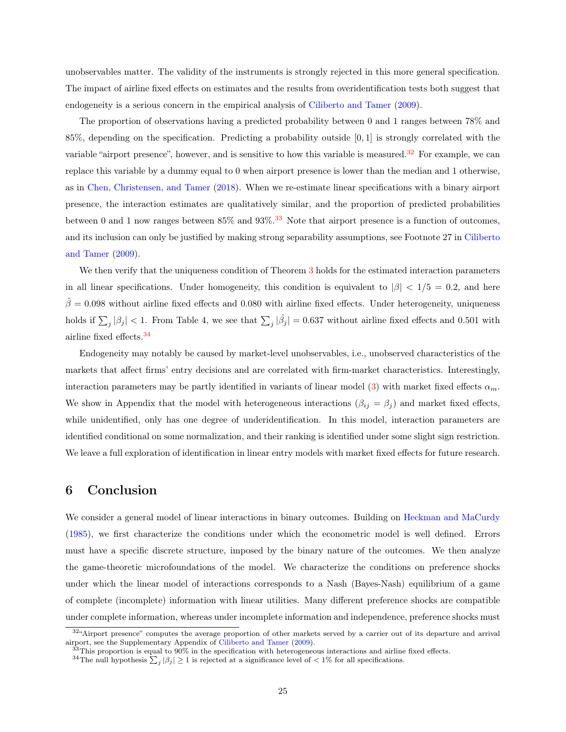unobservables matter. The validity of the instruments is strongly rejected in this more general specification. The impact of airline fixed effects on estimates and the results from overidentification tests both suggest that endogeneity is a serious concern in the empirical analysis of Ciliberto and Tamer (2009).

The proportion of observations having a predicted probability between 0 and 1 ranges between 78% and 85%, depending on the specification. Predicting a probability outside $[0, 1]$ is strongly correlated with the variable "airport presence", however, and is sensitive to how this variable is measured.[32] For example, we can replace this variable by a dummy equal to 0 when airport presence is lower than the median and 1 otherwise, as in Chen, Christensen, and Tamer (2018). When we re-estimate linear specifications with a binary airport presence, the interaction estimates are qualitatively similar, and the proportion of predicted probabilities between 0 and 1 now ranges between 85% and 93%.[33] Note that airport presence is a function of outcomes, and its inclusion can only be justified by making strong separability assumptions, see Footnote 27 in Ciliberto and Tamer (2009).

We then verify that the uniqueness condition of Theorem 3 holds for the estimated interaction parameters in all linear specifications. Under homogeneity, this condition is equivalent to $|\beta| < 1/5 = 0.2$, and here $\hat{\beta} = 0.098$ without airline fixed effects and 0.080 with airline fixed effects. Under heterogeneity, uniqueness holds if $\sum_j |\beta_j| < 1$. From Table 4, we see that $\sum_j |\hat{\beta}_j| = 0.637$ without airline fixed effects and 0.501 with airline fixed effects.[34]

Endogeneity may notably be caused by market-level unobservables, i.e., unobserved characteristics of the markets that affect firms' entry decisions and are correlated with firm-market characteristics. Interestingly, interaction parameters may be partly identified in variants of linear model (3) with market fixed effects $\alpha_m$. We show in Appendix that the model with heterogeneous interactions ($\beta_{ij} = \beta_j$) and market fixed effects, while unidentified, only has one degree of underidentification. In this model, interaction parameters are identified conditional on some normalization, and their ranking is identified under some slight sign restriction. We leave a full exploration of identification in linear entry models with market fixed effects for future research.

# 6 Conclusion

We consider a general model of linear interactions in binary outcomes. Building on Heckman and MaCurdy (1985), we first characterize the conditions under which the econometric model is well defined. Errors must have a specific discrete structure, imposed by the binary nature of the outcomes. We then analyze the game-theoretic microfoundations of the model. We characterize the conditions on preference shocks under which the linear model of interactions corresponds to a Nash (Bayes-Nash) equilibrium of a game of complete (incomplete) information with linear utilities. Many different preference shocks are compatible under complete information, whereas under incomplete information and independence, preference shocks must

[32] "Airport presence" computes the average proportion of other markets served by a carrier out of its departure and arrival airport, see the Supplementary Appendix of Ciliberto and Tamer (2009).

[33] This proportion is equal to 90% in the specification with heterogeneous interactions and airline fixed effects.

[34] The null hypothesis $\sum_j |\beta_j| \geq 1$ is rejected at a significance level of $< 1\%$ for all specifications.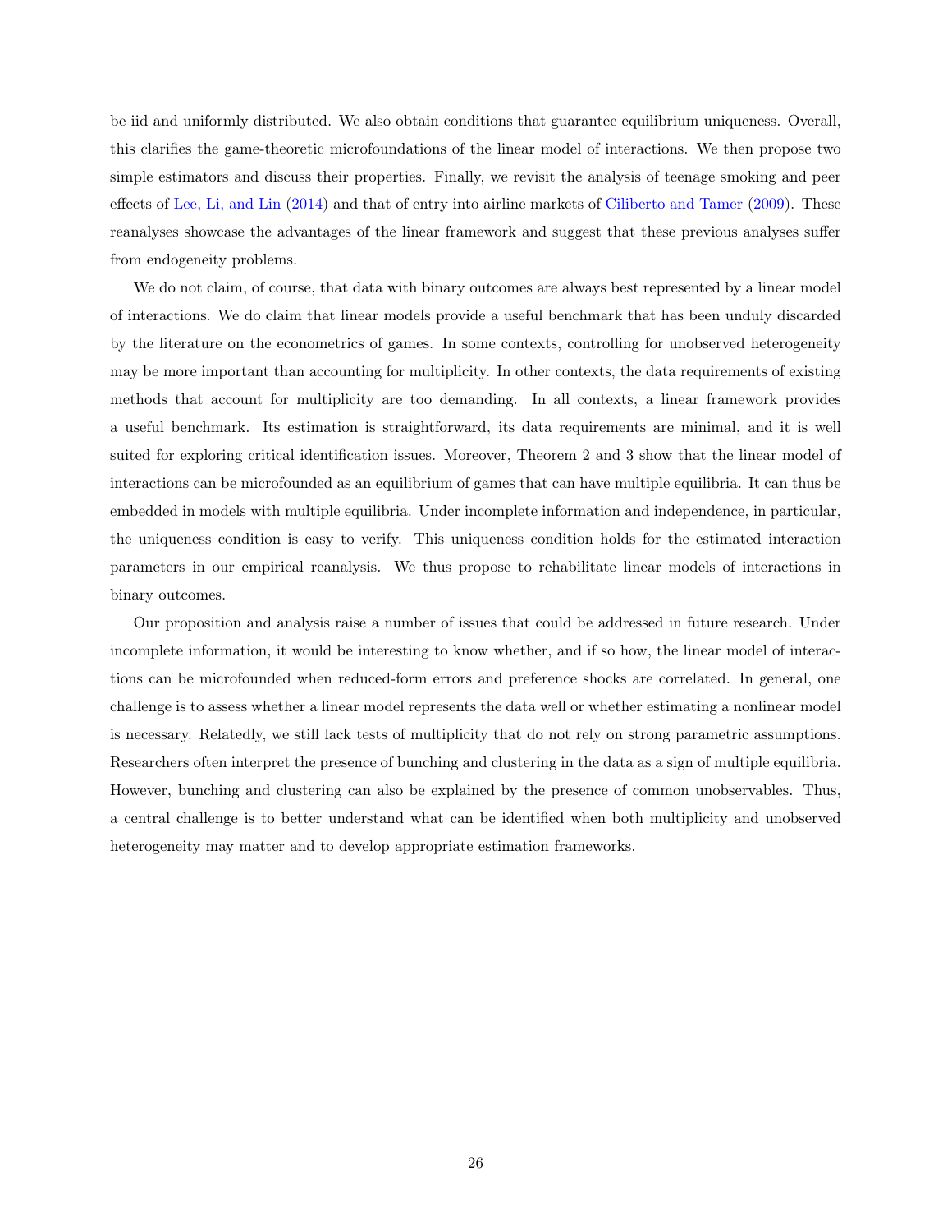be iid and uniformly distributed. We also obtain conditions that guarantee equilibrium uniqueness. Overall, this clarifies the game-theoretic microfoundations of the linear model of interactions. We then propose two simple estimators and discuss their properties. Finally, we revisit the analysis of teenage smoking and peer effects of Lee, Li, and Lin (2014) and that of entry into airline markets of Ciliberto and Tamer (2009). These reanalyses showcase the advantages of the linear framework and suggest that these previous analyses suffer from endogeneity problems.

We do not claim, of course, that data with binary outcomes are always best represented by a linear model of interactions. We do claim that linear models provide a useful benchmark that has been unduly discarded by the literature on the econometrics of games. In some contexts, controlling for unobserved heterogeneity may be more important than accounting for multiplicity. In other contexts, the data requirements of existing methods that account for multiplicity are too demanding. In all contexts, a linear framework provides a useful benchmark. Its estimation is straightforward, its data requirements are minimal, and it is well suited for exploring critical identification issues. Moreover, Theorem 2 and 3 show that the linear model of interactions can be microfounded as an equilibrium of games that can have multiple equilibria. It can thus be embedded in models with multiple equilibria. Under incomplete information and independence, in particular, the uniqueness condition is easy to verify. This uniqueness condition holds for the estimated interaction parameters in our empirical reanalysis. We thus propose to rehabilitate linear models of interactions in binary outcomes.

Our proposition and analysis raise a number of issues that could be addressed in future research. Under incomplete information, it would be interesting to know whether, and if so how, the linear model of interactions can be microfounded when reduced-form errors and preference shocks are correlated. In general, one challenge is to assess whether a linear model represents the data well or whether estimating a nonlinear model is necessary. Relatedly, we still lack tests of multiplicity that do not rely on strong parametric assumptions. Researchers often interpret the presence of bunching and clustering in the data as a sign of multiple equilibria. However, bunching and clustering can also be explained by the presence of common unobservables. Thus, a central challenge is to better understand what can be identified when both multiplicity and unobserved heterogeneity may matter and to develop appropriate estimation frameworks.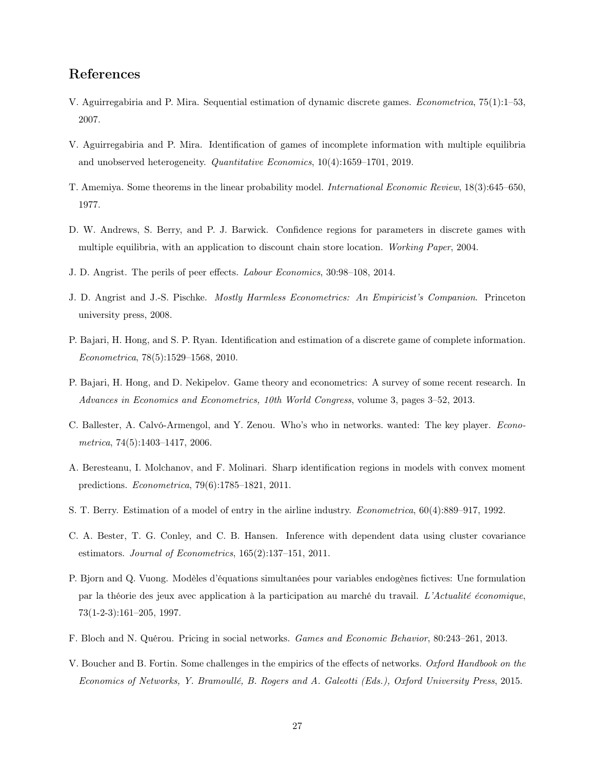## References

V. Aguirregabiria and P. Mira. Sequential estimation of dynamic discrete games. *Econometrica*, 75(1):1–53, 2007.

V. Aguirregabiria and P. Mira. Identification of games of incomplete information with multiple equilibria and unobserved heterogeneity. *Quantitative Economics*, 10(4):1659–1701, 2019.

T. Amemiya. Some theorems in the linear probability model. *International Economic Review*, 18(3):645–650, 1977.

D. W. Andrews, S. Berry, and P. J. Barwick. Confidence regions for parameters in discrete games with multiple equilibria, with an application to discount chain store location. *Working Paper*, 2004.

J. D. Angrist. The perils of peer effects. *Labour Economics*, 30:98–108, 2014.

J. D. Angrist and J.-S. Pischke. *Mostly Harmless Econometrics: An Empiricist's Companion*. Princeton university press, 2008.

P. Bajari, H. Hong, and S. P. Ryan. Identification and estimation of a discrete game of complete information. *Econometrica*, 78(5):1529–1568, 2010.

P. Bajari, H. Hong, and D. Nekipelov. Game theory and econometrics: A survey of some recent research. In *Advances in Economics and Econometrics, 10th World Congress*, volume 3, pages 3–52, 2013.

C. Ballester, A. Calvó-Armengol, and Y. Zenou. Who's who in networks. wanted: The key player. *Econometrica*, 74(5):1403–1417, 2006.

A. Beresteanu, I. Molchanov, and F. Molinari. Sharp identification regions in models with convex moment predictions. *Econometrica*, 79(6):1785–1821, 2011.

S. T. Berry. Estimation of a model of entry in the airline industry. *Econometrica*, 60(4):889–917, 1992.

C. A. Bester, T. G. Conley, and C. B. Hansen. Inference with dependent data using cluster covariance estimators. *Journal of Econometrics*, 165(2):137–151, 2011.

P. Bjorn and Q. Vuong. Modèles d'équations simultanées pour variables endogènes fictives: Une formulation par la théorie des jeux avec application à la participation au marché du travail. *L'Actualité économique*, 73(1-2-3):161–205, 1997.

F. Bloch and N. Quérou. Pricing in social networks. *Games and Economic Behavior*, 80:243–261, 2013.

V. Boucher and B. Fortin. Some challenges in the empirics of the effects of networks. *Oxford Handbook on the Economics of Networks, Y. Bramoullé, B. Rogers and A. Galeotti (Eds.), Oxford University Press*, 2015.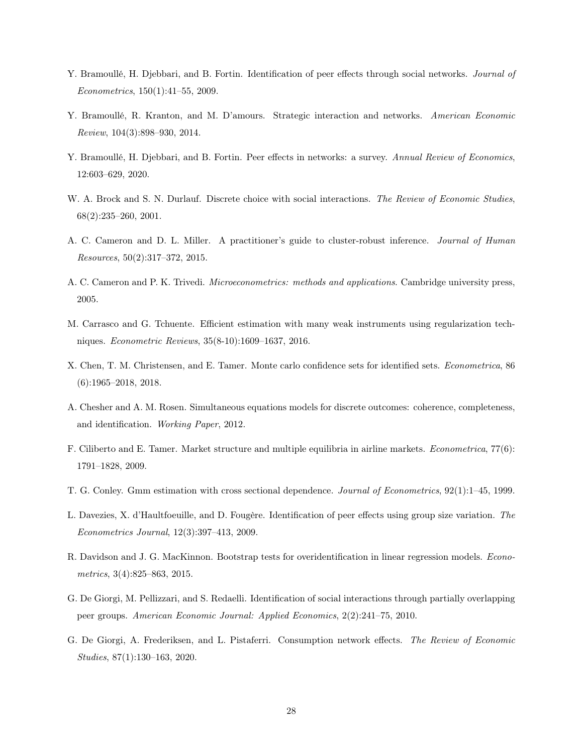Y. Bramoullé, H. Djebbari, and B. Fortin. Identification of peer effects through social networks. *Journal of Econometrics*, 150(1):41–55, 2009.

Y. Bramoullé, R. Kranton, and M. D'amours. Strategic interaction and networks. *American Economic Review*, 104(3):898–930, 2014.

Y. Bramoullé, H. Djebbari, and B. Fortin. Peer effects in networks: a survey. *Annual Review of Economics*, 12:603–629, 2020.

W. A. Brock and S. N. Durlauf. Discrete choice with social interactions. *The Review of Economic Studies*, 68(2):235–260, 2001.

A. C. Cameron and D. L. Miller. A practitioner's guide to cluster-robust inference. *Journal of Human Resources*, 50(2):317–372, 2015.

A. C. Cameron and P. K. Trivedi. *Microeconometrics: methods and applications*. Cambridge university press, 2005.

M. Carrasco and G. Tchuente. Efficient estimation with many weak instruments using regularization techniques. *Econometric Reviews*, 35(8-10):1609–1637, 2016.

X. Chen, T. M. Christensen, and E. Tamer. Monte carlo confidence sets for identified sets. *Econometrica*, 86 (6):1965–2018, 2018.

A. Chesher and A. M. Rosen. Simultaneous equations models for discrete outcomes: coherence, completeness, and identification. *Working Paper*, 2012.

F. Ciliberto and E. Tamer. Market structure and multiple equilibria in airline markets. *Econometrica*, 77(6): 1791–1828, 2009.

T. G. Conley. Gmm estimation with cross sectional dependence. *Journal of Econometrics*, 92(1):1–45, 1999.

L. Davezies, X. d'Haultfoeuille, and D. Fougère. Identification of peer effects using group size variation. *The Econometrics Journal*, 12(3):397–413, 2009.

R. Davidson and J. G. MacKinnon. Bootstrap tests for overidentification in linear regression models. *Econometrics*, 3(4):825–863, 2015.

G. De Giorgi, M. Pellizzari, and S. Redaelli. Identification of social interactions through partially overlapping peer groups. *American Economic Journal: Applied Economics*, 2(2):241–75, 2010.

G. De Giorgi, A. Frederiksen, and L. Pistaferri. Consumption network effects. *The Review of Economic Studies*, 87(1):130–163, 2020.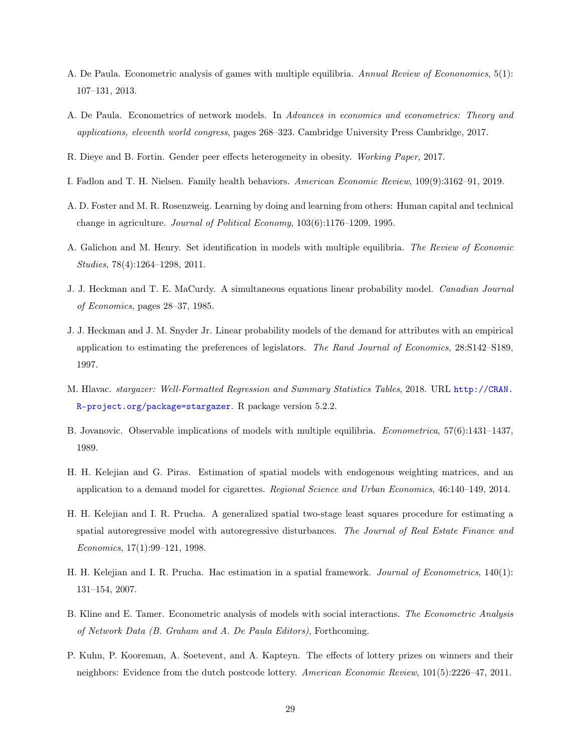A. De Paula. Econometric analysis of games with multiple equilibria. *Annual Review of Econonomics*, 5(1): 107–131, 2013.

A. De Paula. Econometrics of network models. In *Advances in economics and econometrics: Theory and applications, eleventh world congress*, pages 268–323. Cambridge University Press Cambridge, 2017.

R. Dieye and B. Fortin. Gender peer effects heterogeneity in obesity. *Working Paper*, 2017.

I. Fadlon and T. H. Nielsen. Family health behaviors. *American Economic Review*, 109(9):3162–91, 2019.

A. D. Foster and M. R. Rosenzweig. Learning by doing and learning from others: Human capital and technical change in agriculture. *Journal of Political Economy*, 103(6):1176–1209, 1995.

A. Galichon and M. Henry. Set identification in models with multiple equilibria. *The Review of Economic Studies*, 78(4):1264–1298, 2011.

J. J. Heckman and T. E. MaCurdy. A simultaneous equations linear probability model. *Canadian Journal of Economics*, pages 28–37, 1985.

J. J. Heckman and J. M. Snyder Jr. Linear probability models of the demand for attributes with an empirical application to estimating the preferences of legislators. *The Rand Journal of Economics*, 28:S142–S189, 1997.

M. Hlavac. *stargazer: Well-Formatted Regression and Summary Statistics Tables*, 2018. URL http://CRAN.R-project.org/package=stargazer. R package version 5.2.2.

B. Jovanovic. Observable implications of models with multiple equilibria. *Econometrica*, 57(6):1431–1437, 1989.

H. H. Kelejian and G. Piras. Estimation of spatial models with endogenous weighting matrices, and an application to a demand model for cigarettes. *Regional Science and Urban Economics*, 46:140–149, 2014.

H. H. Kelejian and I. R. Prucha. A generalized spatial two-stage least squares procedure for estimating a spatial autoregressive model with autoregressive disturbances. *The Journal of Real Estate Finance and Economics*, 17(1):99–121, 1998.

H. H. Kelejian and I. R. Prucha. Hac estimation in a spatial framework. *Journal of Econometrics*, 140(1): 131–154, 2007.

B. Kline and E. Tamer. Econometric analysis of models with social interactions. *The Econometric Analysis of Network Data (B. Graham and A. De Paula Editors)*, Forthcoming.

P. Kuhn, P. Kooreman, A. Soetevent, and A. Kapteyn. The effects of lottery prizes on winners and their neighbors: Evidence from the dutch postcode lottery. *American Economic Review*, 101(5):2226–47, 2011.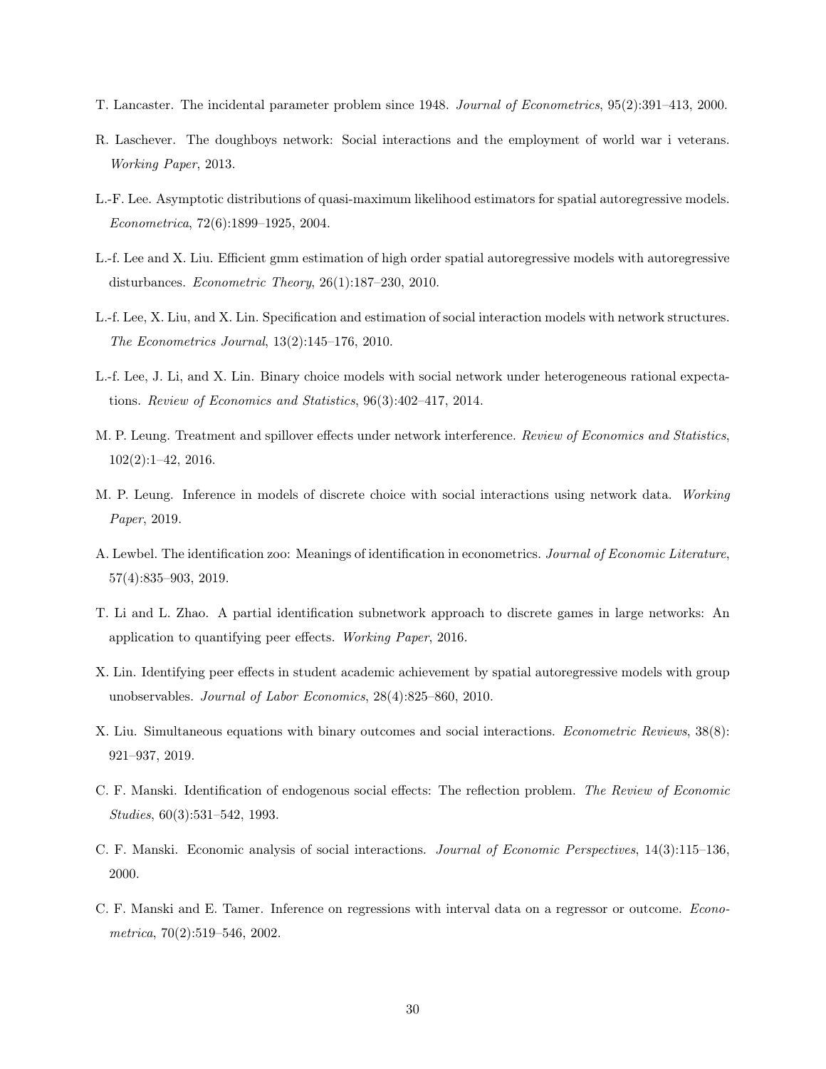T. Lancaster. The incidental parameter problem since 1948. *Journal of Econometrics*, 95(2):391–413, 2000.

R. Laschever. The doughboys network: Social interactions and the employment of world war i veterans. *Working Paper*, 2013.

L.-F. Lee. Asymptotic distributions of quasi-maximum likelihood estimators for spatial autoregressive models. *Econometrica*, 72(6):1899–1925, 2004.

L.-f. Lee and X. Liu. Efficient gmm estimation of high order spatial autoregressive models with autoregressive disturbances. *Econometric Theory*, 26(1):187–230, 2010.

L.-f. Lee, X. Liu, and X. Lin. Specification and estimation of social interaction models with network structures. *The Econometrics Journal*, 13(2):145–176, 2010.

L.-f. Lee, J. Li, and X. Lin. Binary choice models with social network under heterogeneous rational expectations. *Review of Economics and Statistics*, 96(3):402–417, 2014.

M. P. Leung. Treatment and spillover effects under network interference. *Review of Economics and Statistics*, 102(2):1–42, 2016.

M. P. Leung. Inference in models of discrete choice with social interactions using network data. *Working Paper*, 2019.

A. Lewbel. The identification zoo: Meanings of identification in econometrics. *Journal of Economic Literature*, 57(4):835–903, 2019.

T. Li and L. Zhao. A partial identification subnetwork approach to discrete games in large networks: An application to quantifying peer effects. *Working Paper*, 2016.

X. Lin. Identifying peer effects in student academic achievement by spatial autoregressive models with group unobservables. *Journal of Labor Economics*, 28(4):825–860, 2010.

X. Liu. Simultaneous equations with binary outcomes and social interactions. *Econometric Reviews*, 38(8): 921–937, 2019.

C. F. Manski. Identification of endogenous social effects: The reflection problem. *The Review of Economic Studies*, 60(3):531–542, 1993.

C. F. Manski. Economic analysis of social interactions. *Journal of Economic Perspectives*, 14(3):115–136, 2000.

C. F. Manski and E. Tamer. Inference on regressions with interval data on a regressor or outcome. *Econometrica*, 70(2):519–546, 2002.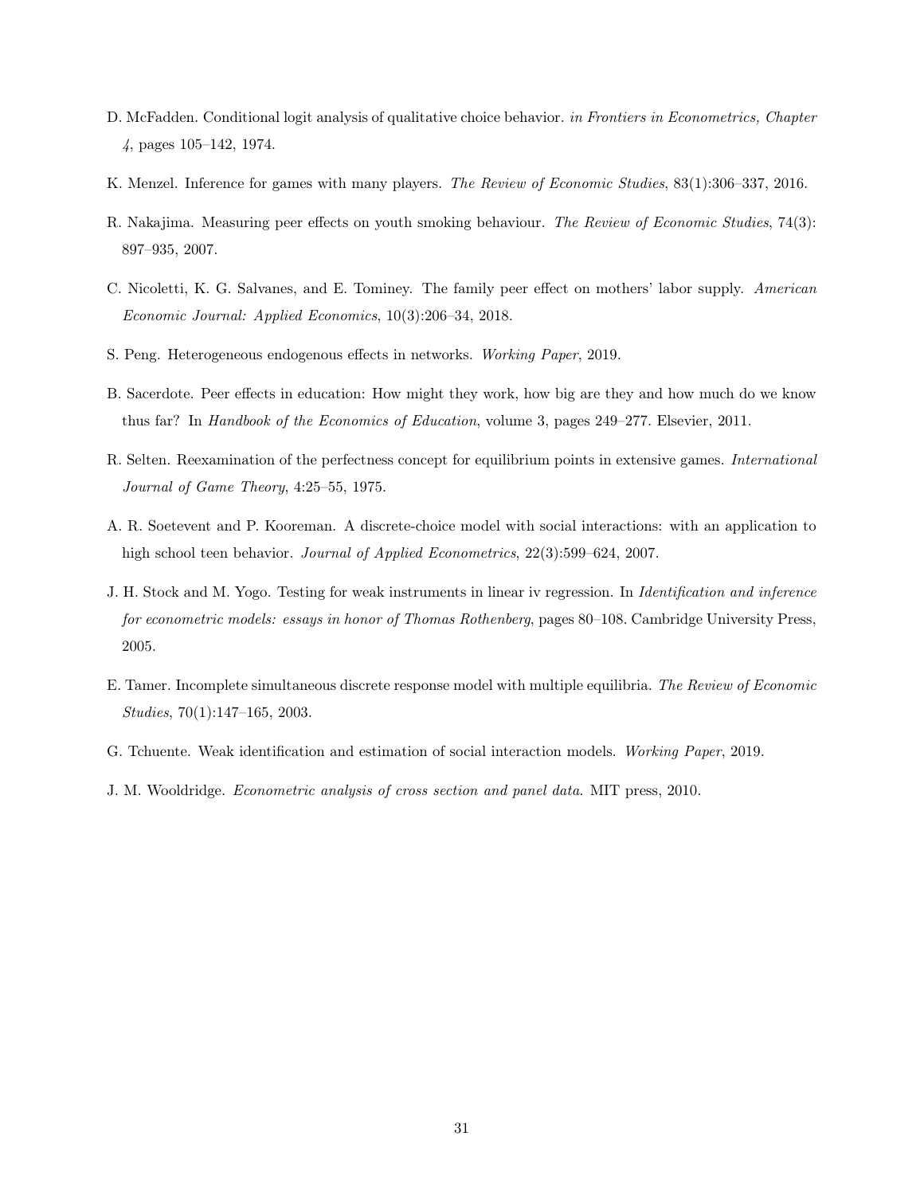D. McFadden. Conditional logit analysis of qualitative choice behavior. *in Frontiers in Econometrics, Chapter 4*, pages 105–142, 1974.

K. Menzel. Inference for games with many players. *The Review of Economic Studies*, 83(1):306–337, 2016.

R. Nakajima. Measuring peer effects on youth smoking behaviour. *The Review of Economic Studies*, 74(3): 897–935, 2007.

C. Nicoletti, K. G. Salvanes, and E. Tominey. The family peer effect on mothers' labor supply. *American Economic Journal: Applied Economics*, 10(3):206–34, 2018.

S. Peng. Heterogeneous endogenous effects in networks. *Working Paper*, 2019.

B. Sacerdote. Peer effects in education: How might they work, how big are they and how much do we know thus far? In *Handbook of the Economics of Education*, volume 3, pages 249–277. Elsevier, 2011.

R. Selten. Reexamination of the perfectness concept for equilibrium points in extensive games. *International Journal of Game Theory*, 4:25–55, 1975.

A. R. Soetevent and P. Kooreman. A discrete-choice model with social interactions: with an application to high school teen behavior. *Journal of Applied Econometrics*, 22(3):599–624, 2007.

J. H. Stock and M. Yogo. Testing for weak instruments in linear iv regression. In *Identification and inference for econometric models: essays in honor of Thomas Rothenberg*, pages 80–108. Cambridge University Press, 2005.

E. Tamer. Incomplete simultaneous discrete response model with multiple equilibria. *The Review of Economic Studies*, 70(1):147–165, 2003.

G. Tchuente. Weak identification and estimation of social interaction models. *Working Paper*, 2019.

J. M. Wooldridge. *Econometric analysis of cross section and panel data*. MIT press, 2010.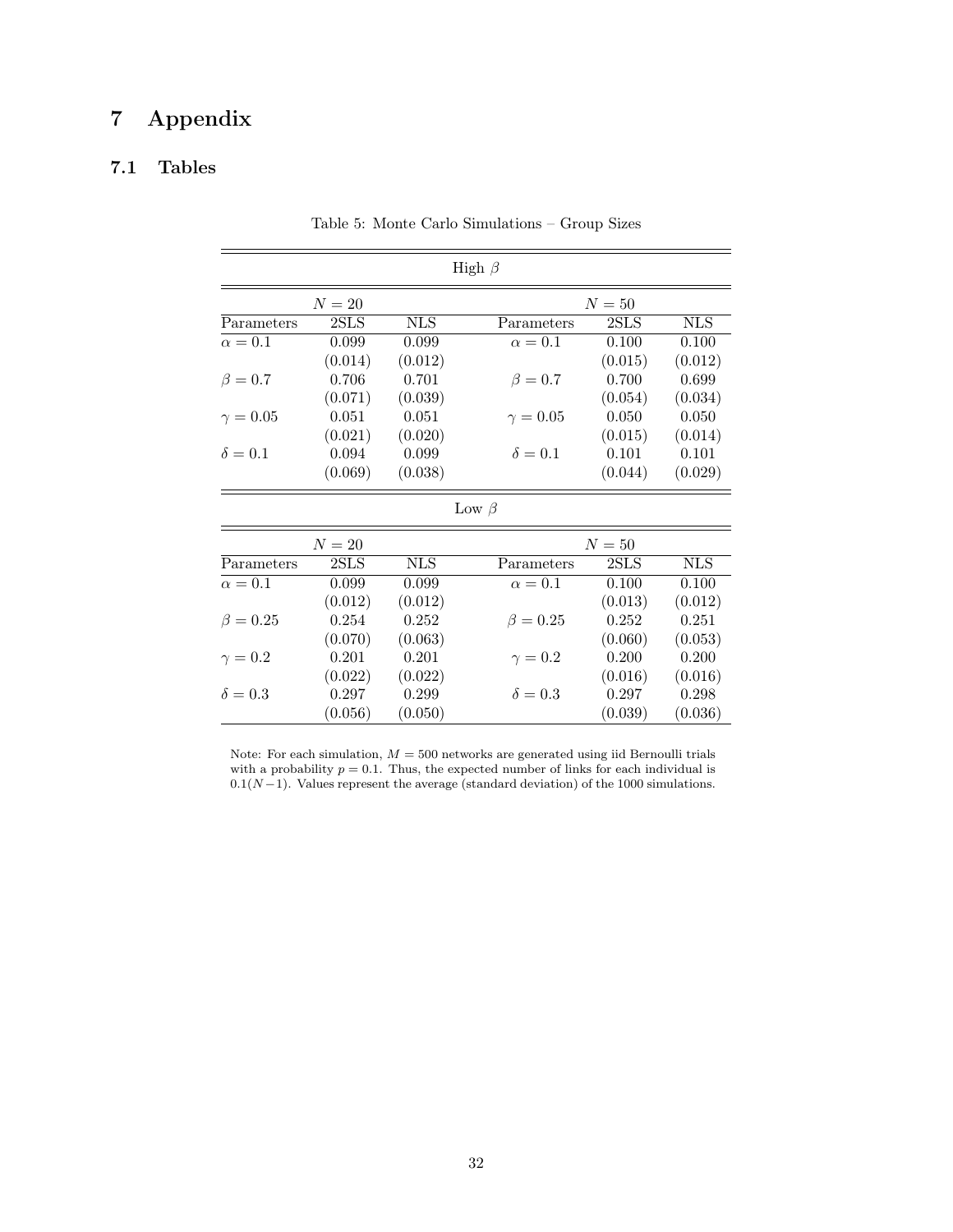# 7 Appendix

## 7.1 Tables

Table 5: Monte Carlo Simulations – Group Sizes

| High $\beta$ | | | | | |
|---|---|---|---|---|---|
| $N = 20$ | | | $N = 50$ | | |
| Parameters | 2SLS | NLS | Parameters | 2SLS | NLS |
| $\alpha = 0.1$ | 0.099 | 0.099 | $\alpha = 0.1$ | 0.100 | 0.100 |
| | (0.014) | (0.012) | | (0.015) | (0.012) |
| $\beta = 0.7$ | 0.706 | 0.701 | $\beta = 0.7$ | 0.700 | 0.699 |
| | (0.071) | (0.039) | | (0.054) | (0.034) |
| $\gamma = 0.05$ | 0.051 | 0.051 | $\gamma = 0.05$ | 0.050 | 0.050 |
| | (0.021) | (0.020) | | (0.015) | (0.014) |
| $\delta = 0.1$ | 0.094 | 0.099 | $\delta = 0.1$ | 0.101 | 0.101 |
| | (0.069) | (0.038) | | (0.044) | (0.029) |

| Low $\beta$ | | | | | |
|---|---|---|---|---|---|
| $N = 20$ | | | $N = 50$ | | |
| Parameters | 2SLS | NLS | Parameters | 2SLS | NLS |
| $\alpha = 0.1$ | 0.099 | 0.099 | $\alpha = 0.1$ | 0.100 | 0.100 |
| | (0.012) | (0.012) | | (0.013) | (0.012) |
| $\beta = 0.25$ | 0.254 | 0.252 | $\beta = 0.25$ | 0.252 | 0.251 |
| | (0.070) | (0.063) | | (0.060) | (0.053) |
| $\gamma = 0.2$ | 0.201 | 0.201 | $\gamma = 0.2$ | 0.200 | 0.200 |
| | (0.022) | (0.022) | | (0.016) | (0.016) |
| $\delta = 0.3$ | 0.297 | 0.299 | $\delta = 0.3$ | 0.297 | 0.298 |
| | (0.056) | (0.050) | | (0.039) | (0.036) |

Note: For each simulation, $M = 500$ networks are generated using iid Bernoulli trials with a probability $p = 0.1$. Thus, the expected number of links for each individual is $0.1(N-1)$. Values represent the average (standard deviation) of the 1000 simulations.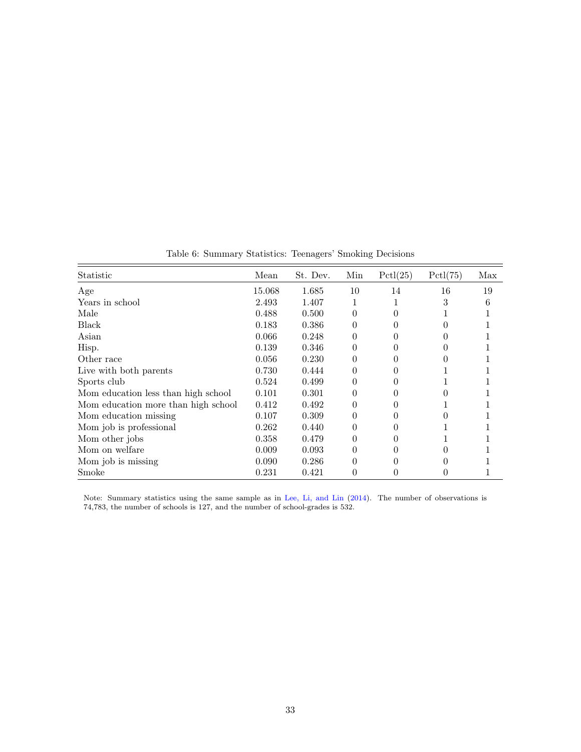Table 6: Summary Statistics: Teenagers' Smoking Decisions

| Statistic | Mean | St. Dev. | Min | Pctl(25) | Pctl(75) | Max |
|---|---|---|---|---|---|---|
| Age | 15.068 | 1.685 | 10 | 14 | 16 | 19 |
| Years in school | 2.493 | 1.407 | 1 | 1 | 3 | 6 |
| Male | 0.488 | 0.500 | 0 | 0 | 1 | 1 |
| Black | 0.183 | 0.386 | 0 | 0 | 0 | 1 |
| Asian | 0.066 | 0.248 | 0 | 0 | 0 | 1 |
| Hisp. | 0.139 | 0.346 | 0 | 0 | 0 | 1 |
| Other race | 0.056 | 0.230 | 0 | 0 | 0 | 1 |
| Live with both parents | 0.730 | 0.444 | 0 | 0 | 1 | 1 |
| Sports club | 0.524 | 0.499 | 0 | 0 | 1 | 1 |
| Mom education less than high school | 0.101 | 0.301 | 0 | 0 | 0 | 1 |
| Mom education more than high school | 0.412 | 0.492 | 0 | 0 | 1 | 1 |
| Mom education missing | 0.107 | 0.309 | 0 | 0 | 0 | 1 |
| Mom job is professional | 0.262 | 0.440 | 0 | 0 | 1 | 1 |
| Mom other jobs | 0.358 | 0.479 | 0 | 0 | 1 | 1 |
| Mom on welfare | 0.009 | 0.093 | 0 | 0 | 0 | 1 |
| Mom job is missing | 0.090 | 0.286 | 0 | 0 | 0 | 1 |
| Smoke | 0.231 | 0.421 | 0 | 0 | 0 | 1 |

Note: Summary statistics using the same sample as in Lee, Li, and Lin (2014). The number of observations is 74,783, the number of schools is 127, and the number of school-grades is 532.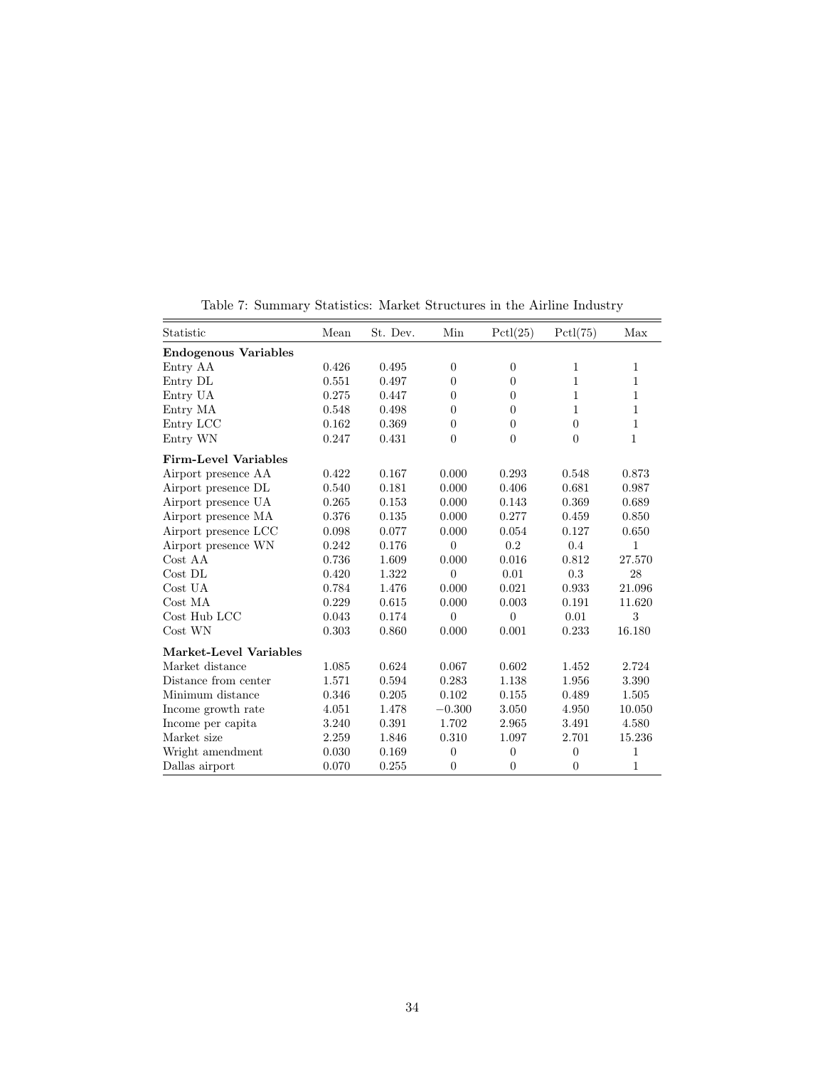Table 7: Summary Statistics: Market Structures in the Airline Industry

| Statistic | Mean | St. Dev. | Min | Pctl(25) | Pctl(75) | Max |
|---|---|---|---|---|---|---|
| **Endogenous Variables** | | | | | | |
| Entry AA | 0.426 | 0.495 | 0 | 0 | 1 | 1 |
| Entry DL | 0.551 | 0.497 | 0 | 0 | 1 | 1 |
| Entry UA | 0.275 | 0.447 | 0 | 0 | 1 | 1 |
| Entry MA | 0.548 | 0.498 | 0 | 0 | 1 | 1 |
| Entry LCC | 0.162 | 0.369 | 0 | 0 | 0 | 1 |
| Entry WN | 0.247 | 0.431 | 0 | 0 | 0 | 1 |
| **Firm-Level Variables** | | | | | | |
| Airport presence AA | 0.422 | 0.167 | 0.000 | 0.293 | 0.548 | 0.873 |
| Airport presence DL | 0.540 | 0.181 | 0.000 | 0.406 | 0.681 | 0.987 |
| Airport presence UA | 0.265 | 0.153 | 0.000 | 0.143 | 0.369 | 0.689 |
| Airport presence MA | 0.376 | 0.135 | 0.000 | 0.277 | 0.459 | 0.850 |
| Airport presence LCC | 0.098 | 0.077 | 0.000 | 0.054 | 0.127 | 0.650 |
| Airport presence WN | 0.242 | 0.176 | 0 | 0.2 | 0.4 | 1 |
| Cost AA | 0.736 | 1.609 | 0.000 | 0.016 | 0.812 | 27.570 |
| Cost DL | 0.420 | 1.322 | 0 | 0.01 | 0.3 | 28 |
| Cost UA | 0.784 | 1.476 | 0.000 | 0.021 | 0.933 | 21.096 |
| Cost MA | 0.229 | 0.615 | 0.000 | 0.003 | 0.191 | 11.620 |
| Cost Hub LCC | 0.043 | 0.174 | 0 | 0 | 0.01 | 3 |
| Cost WN | 0.303 | 0.860 | 0.000 | 0.001 | 0.233 | 16.180 |
| **Market-Level Variables** | | | | | | |
| Market distance | 1.085 | 0.624 | 0.067 | 0.602 | 1.452 | 2.724 |
| Distance from center | 1.571 | 0.594 | 0.283 | 1.138 | 1.956 | 3.390 |
| Minimum distance | 0.346 | 0.205 | 0.102 | 0.155 | 0.489 | 1.505 |
| Income growth rate | 4.051 | 1.478 | −0.300 | 3.050 | 4.950 | 10.050 |
| Income per capita | 3.240 | 0.391 | 1.702 | 2.965 | 3.491 | 4.580 |
| Market size | 2.259 | 1.846 | 0.310 | 1.097 | 2.701 | 15.236 |
| Wright amendment | 0.030 | 0.169 | 0 | 0 | 0 | 1 |
| Dallas airport | 0.070 | 0.255 | 0 | 0 | 0 | 1 |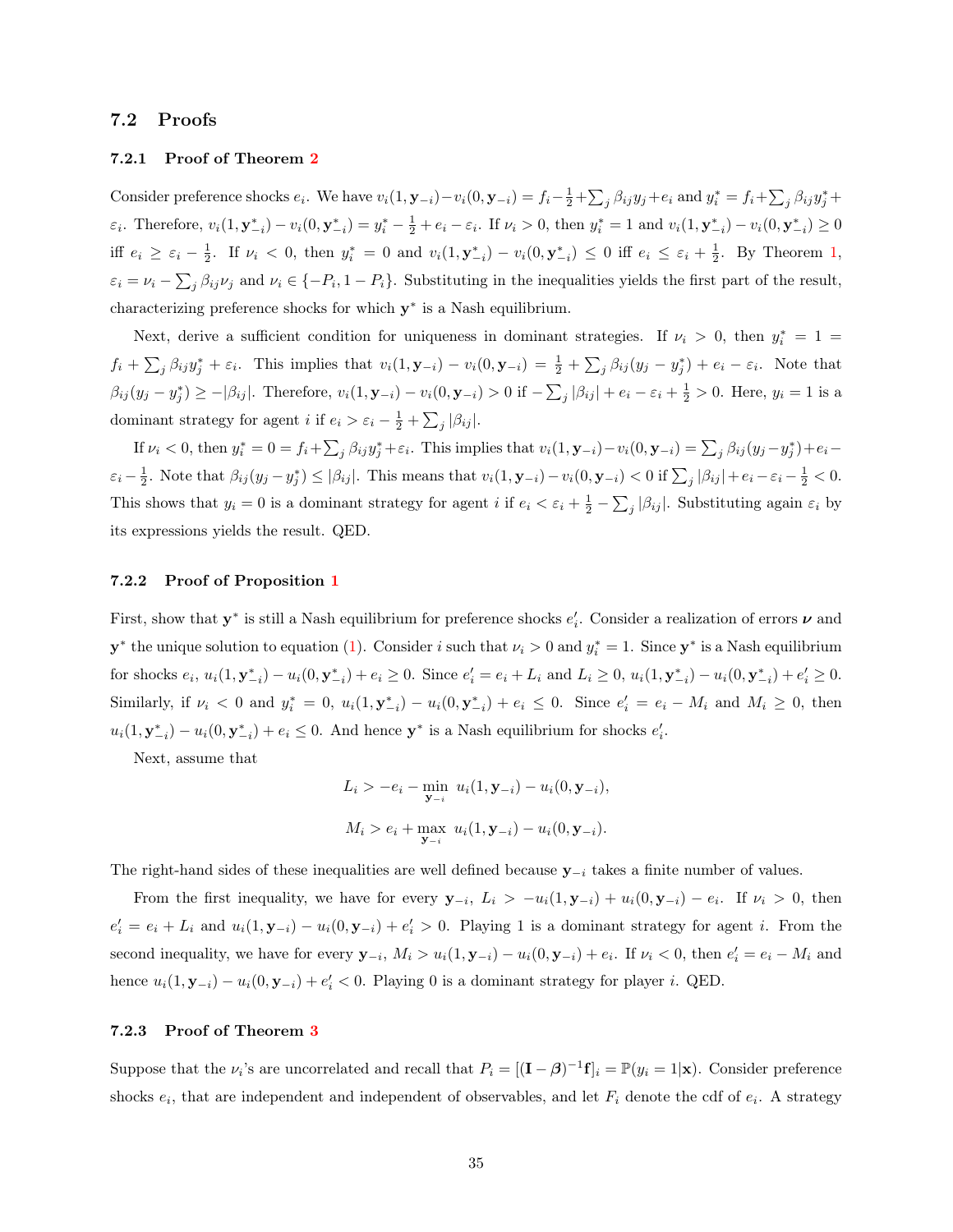## 7.2 Proofs

### 7.2.1 Proof of Theorem 2

Consider preference shocks $e_i$. We have $v_i(1, \mathbf{y}_{-i}) - v_i(0, \mathbf{y}_{-i}) = f_i - \frac{1}{2} + \sum_j \beta_{ij} y_j + e_i$ and $y_i^* = f_i + \sum_j \beta_{ij} y_j^* + \varepsilon_i$. Therefore, $v_i(1, \mathbf{y}^*_{-i}) - v_i(0, \mathbf{y}^*_{-i}) = y_i^* - \frac{1}{2} + e_i - \varepsilon_i$. If $\nu_i > 0$, then $y_i^* = 1$ and $v_i(1, \mathbf{y}^*_{-i}) - v_i(0, \mathbf{y}^*_{-i}) \geq 0$ iff $e_i \geq \varepsilon_i - \frac{1}{2}$. If $\nu_i < 0$, then $y_i^* = 0$ and $v_i(1, \mathbf{y}^*_{-i}) - v_i(0, \mathbf{y}^*_{-i}) \leq 0$ iff $e_i \leq \varepsilon_i + \frac{1}{2}$. By Theorem 1, $\varepsilon_i = \nu_i - \sum_j \beta_{ij} \nu_j$ and $\nu_i \in \{-P_i, 1 - P_i\}$. Substituting in the inequalities yields the first part of the result, characterizing preference shocks for which $\mathbf{y}^*$ is a Nash equilibrium.

Next, derive a sufficient condition for uniqueness in dominant strategies. If $\nu_i > 0$, then $y_i^* = 1 = f_i + \sum_j \beta_{ij} y_j^* + \varepsilon_i$. This implies that $v_i(1, \mathbf{y}_{-i}) - v_i(0, \mathbf{y}_{-i}) = \frac{1}{2} + \sum_j \beta_{ij}(y_j - y_j^*) + e_i - \varepsilon_i$. Note that $\beta_{ij}(y_j - y_j^*) \geq -|\beta_{ij}|$. Therefore, $v_i(1, \mathbf{y}_{-i}) - v_i(0, \mathbf{y}_{-i}) > 0$ if $-\sum_j |\beta_{ij}| + e_i - \varepsilon_i + \frac{1}{2} > 0$. Here, $y_i = 1$ is a dominant strategy for agent $i$ if $e_i > \varepsilon_i - \frac{1}{2} + \sum_j |\beta_{ij}|$.

If $\nu_i < 0$, then $y_i^* = 0 = f_i + \sum_j \beta_{ij} y_j^* + \varepsilon_i$. This implies that $v_i(1, \mathbf{y}_{-i}) - v_i(0, \mathbf{y}_{-i}) = \sum_j \beta_{ij}(y_j - y_j^*) + e_i - \varepsilon_i - \frac{1}{2}$. Note that $\beta_{ij}(y_j - y_j^*) \leq |\beta_{ij}|$. This means that $v_i(1, \mathbf{y}_{-i}) - v_i(0, \mathbf{y}_{-i}) < 0$ if $\sum_j |\beta_{ij}| + e_i - \varepsilon_i - \frac{1}{2} < 0$. This shows that $y_i = 0$ is a dominant strategy for agent $i$ if $e_i < \varepsilon_i + \frac{1}{2} - \sum_j |\beta_{ij}|$. Substituting again $\varepsilon_i$ by its expressions yields the result. QED.

### 7.2.2 Proof of Proposition 1

First, show that $\mathbf{y}^*$ is still a Nash equilibrium for preference shocks $e_i'$. Consider a realization of errors $\boldsymbol{\nu}$ and $\mathbf{y}^*$ the unique solution to equation (1). Consider $i$ such that $\nu_i > 0$ and $y_i^* = 1$. Since $\mathbf{y}^*$ is a Nash equilibrium for shocks $e_i$, $u_i(1, \mathbf{y}^*_{-i}) - u_i(0, \mathbf{y}^*_{-i}) + e_i \geq 0$. Since $e_i' = e_i + L_i$ and $L_i \geq 0$, $u_i(1, \mathbf{y}^*_{-i}) - u_i(0, \mathbf{y}^*_{-i}) + e_i' \geq 0$. Similarly, if $\nu_i < 0$ and $y_i^* = 0$, $u_i(1, \mathbf{y}^*_{-i}) - u_i(0, \mathbf{y}^*_{-i}) + e_i \leq 0$. Since $e_i' = e_i - M_i$ and $M_i \geq 0$, then $u_i(1, \mathbf{y}^*_{-i}) - u_i(0, \mathbf{y}^*_{-i}) + e_i \leq 0$. And hence $\mathbf{y}^*$ is a Nash equilibrium for shocks $e_i'$.

Next, assume that

$$L_i > -e_i - \min_{\mathbf{y}_{-i}} \; u_i(1, \mathbf{y}_{-i}) - u_i(0, \mathbf{y}_{-i}),$$

$$M_i > e_i + \max_{\mathbf{y}_{-i}} \; u_i(1, \mathbf{y}_{-i}) - u_i(0, \mathbf{y}_{-i}).$$

The right-hand sides of these inequalities are well defined because $\mathbf{y}_{-i}$ takes a finite number of values.

From the first inequality, we have for every $\mathbf{y}_{-i}$, $L_i > -u_i(1, \mathbf{y}_{-i}) + u_i(0, \mathbf{y}_{-i}) - e_i$. If $\nu_i > 0$, then $e_i' = e_i + L_i$ and $u_i(1, \mathbf{y}_{-i}) - u_i(0, \mathbf{y}_{-i}) + e_i' > 0$. Playing 1 is a dominant strategy for agent $i$. From the second inequality, we have for every $\mathbf{y}_{-i}$, $M_i > u_i(1, \mathbf{y}_{-i}) - u_i(0, \mathbf{y}_{-i}) + e_i$. If $\nu_i < 0$, then $e_i' = e_i - M_i$ and hence $u_i(1, \mathbf{y}_{-i}) - u_i(0, \mathbf{y}_{-i}) + e_i' < 0$. Playing 0 is a dominant strategy for player $i$. QED.

### 7.2.3 Proof of Theorem 3

Suppose that the $\nu_i$'s are uncorrelated and recall that $P_i = [(\mathbf{I} - \boldsymbol{\beta})^{-1}\mathbf{f}]_i = \mathbb{P}(y_i = 1|\mathbf{x})$. Consider preference shocks $e_i$, that are independent and independent of observables, and let $F_i$ denote the cdf of $e_i$. A strategy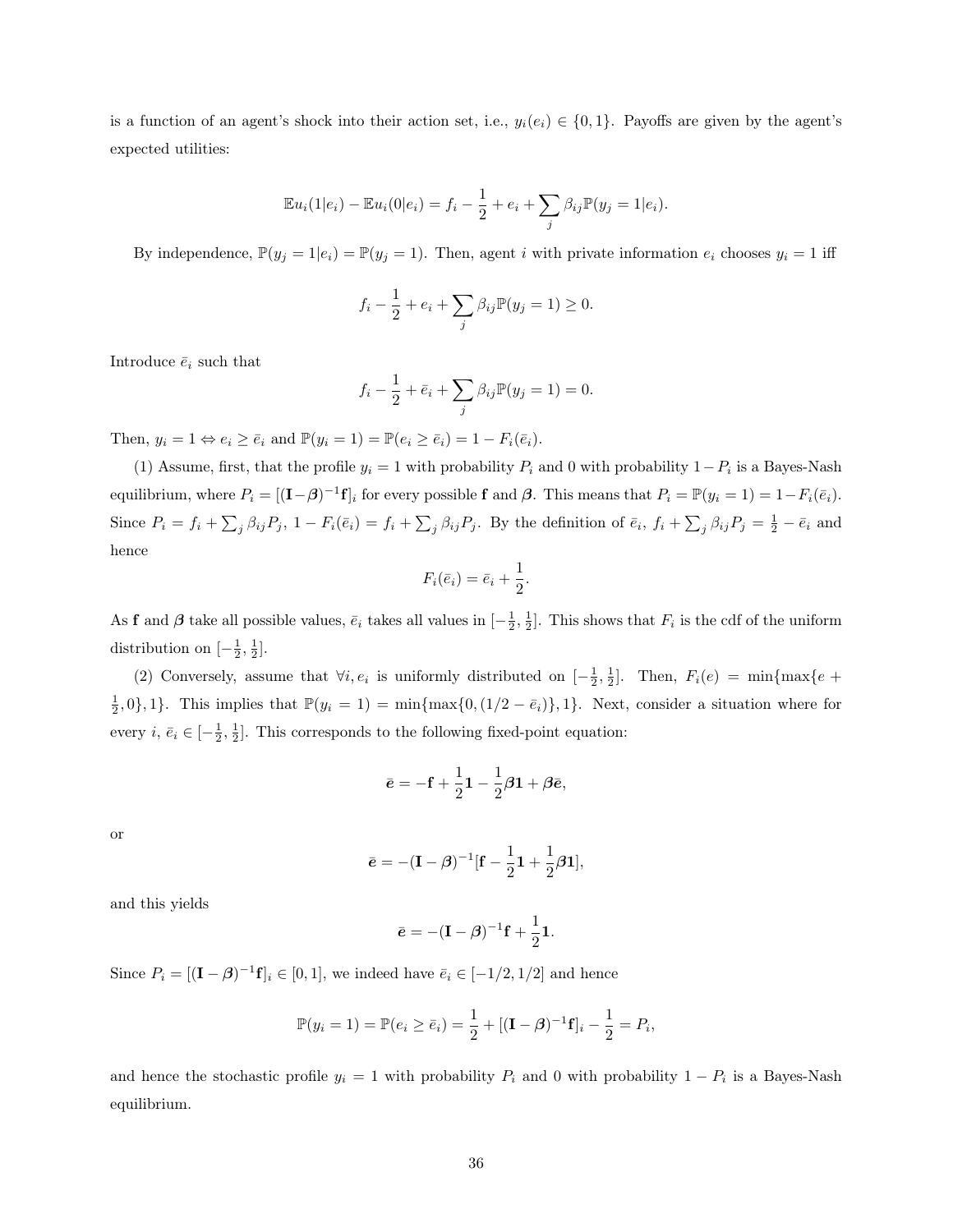is a function of an agent's shock into their action set, i.e., $y_i(e_i) \in \{0, 1\}$. Payoffs are given by the agent's expected utilities:

$$\mathbb{E}u_i(1|e_i) - \mathbb{E}u_i(0|e_i) = f_i - \frac{1}{2} + e_i + \sum_j \beta_{ij}\mathbb{P}(y_j = 1|e_i).$$

By independence, $\mathbb{P}(y_j = 1|e_i) = \mathbb{P}(y_j = 1)$. Then, agent $i$ with private information $e_i$ chooses $y_i = 1$ iff

$$f_i - \frac{1}{2} + e_i + \sum_j \beta_{ij}\mathbb{P}(y_j = 1) \geq 0.$$

Introduce $\bar{e}_i$ such that

$$f_i - \frac{1}{2} + \bar{e}_i + \sum_j \beta_{ij}\mathbb{P}(y_j = 1) = 0.$$

Then, $y_i = 1 \Leftrightarrow e_i \geq \bar{e}_i$ and $\mathbb{P}(y_i = 1) = \mathbb{P}(e_i \geq \bar{e}_i) = 1 - F_i(\bar{e}_i)$.

(1) Assume, first, that the profile $y_i = 1$ with probability $P_i$ and 0 with probability $1 - P_i$ is a Bayes-Nash equilibrium, where $P_i = [(\mathbf{I} - \boldsymbol{\beta})^{-1}\mathbf{f}]_i$ for every possible $\mathbf{f}$ and $\boldsymbol{\beta}$. This means that $P_i = \mathbb{P}(y_i = 1) = 1 - F_i(\bar{e}_i)$. Since $P_i = f_i + \sum_j \beta_{ij}P_j$, $1 - F_i(\bar{e}_i) = f_i + \sum_j \beta_{ij}P_j$. By the definition of $\bar{e}_i$, $f_i + \sum_j \beta_{ij}P_j = \frac{1}{2} - \bar{e}_i$ and hence

$$F_i(\bar{e}_i) = \bar{e}_i + \frac{1}{2}.$$

As $\mathbf{f}$ and $\boldsymbol{\beta}$ take all possible values, $\bar{e}_i$ takes all values in $[-\frac{1}{2}, \frac{1}{2}]$. This shows that $F_i$ is the cdf of the uniform distribution on $[-\frac{1}{2}, \frac{1}{2}]$.

(2) Conversely, assume that $\forall i, e_i$ is uniformly distributed on $[-\frac{1}{2}, \frac{1}{2}]$. Then, $F_i(e) = \min\{\max\{e + \frac{1}{2}, 0\}, 1\}$. This implies that $\mathbb{P}(y_i = 1) = \min\{\max\{0, (1/2 - \bar{e}_i)\}, 1\}$. Next, consider a situation where for every $i$, $\bar{e}_i \in [-\frac{1}{2}, \frac{1}{2}]$. This corresponds to the following fixed-point equation:

$$\bar{\boldsymbol{e}} = -\mathbf{f} + \frac{1}{2}\mathbf{1} - \frac{1}{2}\boldsymbol{\beta}\mathbf{1} + \boldsymbol{\beta}\bar{\boldsymbol{e}},$$

or

$$\bar{\boldsymbol{e}} = -(\mathbf{I} - \boldsymbol{\beta})^{-1}[\mathbf{f} - \frac{1}{2}\mathbf{1} + \frac{1}{2}\boldsymbol{\beta}\mathbf{1}],$$

and this yields

$$\bar{\boldsymbol{e}} = -(\mathbf{I} - \boldsymbol{\beta})^{-1}\mathbf{f} + \frac{1}{2}\mathbf{1}.$$

Since $P_i = [(\mathbf{I} - \boldsymbol{\beta})^{-1}\mathbf{f}]_i \in [0, 1]$, we indeed have $\bar{e}_i \in [-1/2, 1/2]$ and hence

$$\mathbb{P}(y_i = 1) = \mathbb{P}(e_i \geq \bar{e}_i) = \frac{1}{2} + [(\mathbf{I} - \boldsymbol{\beta})^{-1}\mathbf{f}]_i - \frac{1}{2} = P_i,$$

and hence the stochastic profile $y_i = 1$ with probability $P_i$ and 0 with probability $1 - P_i$ is a Bayes-Nash equilibrium.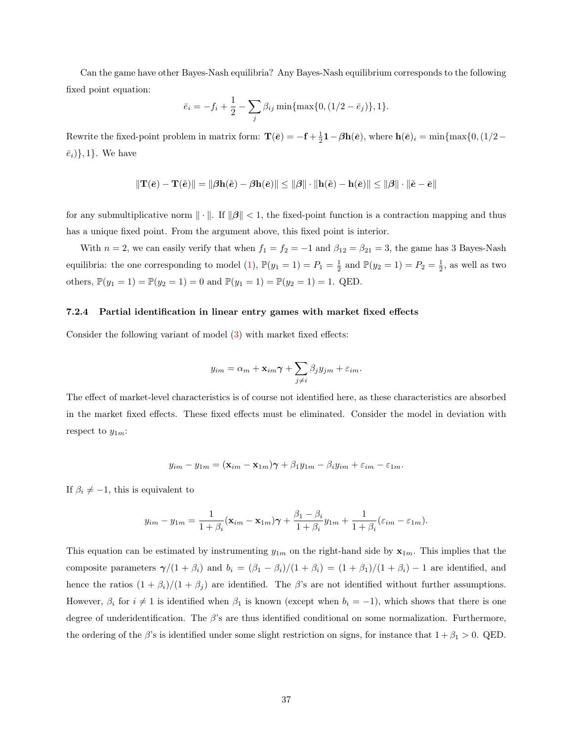Can the game have other Bayes-Nash equilibria? Any Bayes-Nash equilibrium corresponds to the following fixed point equation:

$$\bar{e}_i = -f_i + \frac{1}{2} - \sum_j \beta_{ij} \min\{\max\{0, (1/2 - \bar{e}_j)\}, 1\}.$$

Rewrite the fixed-point problem in matrix form: $\mathbf{T}(\bar{\mathbf{e}}) = -\mathbf{f} + \frac{1}{2}\mathbf{1} - \boldsymbol{\beta}\mathbf{h}(\bar{\mathbf{e}})$, where $\mathbf{h}(\bar{\mathbf{e}})_i = \min\{\max\{0, (1/2 - \bar{e}_i)\}, 1\}$. We have

$$\|\mathbf{T}(\bar{\mathbf{e}}) - \mathbf{T}(\tilde{\mathbf{e}})\| = \|\boldsymbol{\beta}\mathbf{h}(\tilde{\mathbf{e}}) - \boldsymbol{\beta}\mathbf{h}(\bar{\mathbf{e}})\| \leq \|\boldsymbol{\beta}\| \cdot \|\mathbf{h}(\tilde{\mathbf{e}}) - \mathbf{h}(\bar{\mathbf{e}})\| \leq \|\boldsymbol{\beta}\| \cdot \|\tilde{\mathbf{e}} - \bar{\mathbf{e}}\|$$

for any submultiplicative norm $\| \cdot \|$. If $\|\boldsymbol{\beta}\| < 1$, the fixed-point function is a contraction mapping and thus has a unique fixed point. From the argument above, this fixed point is interior.

With $n = 2$, we can easily verify that when $f_1 = f_2 = -1$ and $\beta_{12} = \beta_{21} = 3$, the game has 3 Bayes-Nash equilibria: the one corresponding to model (1), $\mathbb{P}(y_1 = 1) = P_1 = \frac{1}{2}$ and $\mathbb{P}(y_2 = 1) = P_2 = \frac{1}{2}$, as well as two others, $\mathbb{P}(y_1 = 1) = \mathbb{P}(y_2 = 1) = 0$ and $\mathbb{P}(y_1 = 1) = \mathbb{P}(y_2 = 1) = 1$. QED.

#### 7.2.4 Partial identification in linear entry games with market fixed effects

Consider the following variant of model (3) with market fixed effects:

$$y_{im} = \alpha_m + \mathbf{x}_{im}\boldsymbol{\gamma} + \sum_{j \neq i} \beta_j y_{jm} + \varepsilon_{im}.$$

The effect of market-level characteristics is of course not identified here, as these characteristics are absorbed in the market fixed effects. These fixed effects must be eliminated. Consider the model in deviation with respect to $y_{1m}$:

$$y_{im} - y_{1m} = (\mathbf{x}_{im} - \mathbf{x}_{1m})\boldsymbol{\gamma} + \beta_1 y_{1m} - \beta_i y_{im} + \varepsilon_{im} - \varepsilon_{1m}.$$

If $\beta_i \neq -1$, this is equivalent to

$$y_{im} - y_{1m} = \frac{1}{1 + \beta_i}(\mathbf{x}_{im} - \mathbf{x}_{1m})\boldsymbol{\gamma} + \frac{\beta_1 - \beta_i}{1 + \beta_i} y_{1m} + \frac{1}{1 + \beta_i}(\varepsilon_{im} - \varepsilon_{1m}).$$

This equation can be estimated by instrumenting $y_{1m}$ on the right-hand side by $\mathbf{x}_{1m}$. This implies that the composite parameters $\boldsymbol{\gamma}/(1 + \beta_i)$ and $b_i = (\beta_1 - \beta_i)/(1 + \beta_i) = (1 + \beta_1)/(1 + \beta_i) - 1$ are identified, and hence the ratios $(1 + \beta_i)/(1 + \beta_j)$ are identified. The $\beta$'s are not identified without further assumptions. However, $\beta_i$ for $i \neq 1$ is identified when $\beta_1$ is known (except when $b_i = -1$), which shows that there is one degree of underidentification. The $\beta$'s are thus identified conditional on some normalization. Furthermore, the ordering of the $\beta$'s is identified under some slight restriction on signs, for instance that $1 + \beta_1 > 0$. QED.